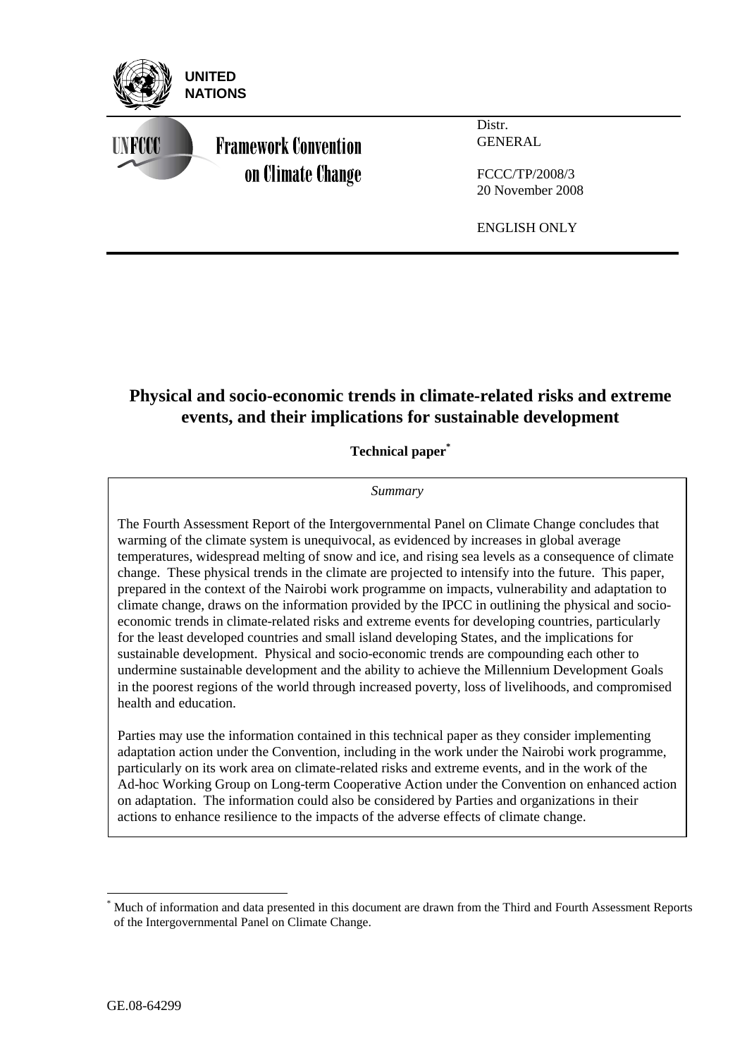UNITED NATIONS

UNFCCC

Framework Convention on Climate Change

Distr.
GENERAL

FCCC/TP/2008/3
20 November 2008

ENGLISH ONLY

# Physical and socio-economic trends in climate-related risks and extreme events, and their implications for sustainable development

**Technical paper***

*Summary*

The Fourth Assessment Report of the Intergovernmental Panel on Climate Change concludes that warming of the climate system is unequivocal, as evidenced by increases in global average temperatures, widespread melting of snow and ice, and rising sea levels as a consequence of climate change. These physical trends in the climate are projected to intensify into the future. This paper, prepared in the context of the Nairobi work programme on impacts, vulnerability and adaptation to climate change, draws on the information provided by the IPCC in outlining the physical and socio-economic trends in climate-related risks and extreme events for developing countries, particularly for the least developed countries and small island developing States, and the implications for sustainable development. Physical and socio-economic trends are compounding each other to undermine sustainable development and the ability to achieve the Millennium Development Goals in the poorest regions of the world through increased poverty, loss of livelihoods, and compromised health and education.

Parties may use the information contained in this technical paper as they consider implementing adaptation action under the Convention, including in the work under the Nairobi work programme, particularly on its work area on climate-related risks and extreme events, and in the work of the Ad-hoc Working Group on Long-term Cooperative Action under the Convention on enhanced action on adaptation. The information could also be considered by Parties and organizations in their actions to enhance resilience to the impacts of the adverse effects of climate change.

* Much of information and data presented in this document are drawn from the Third and Fourth Assessment Reports of the Intergovernmental Panel on Climate Change.

GE.08-64299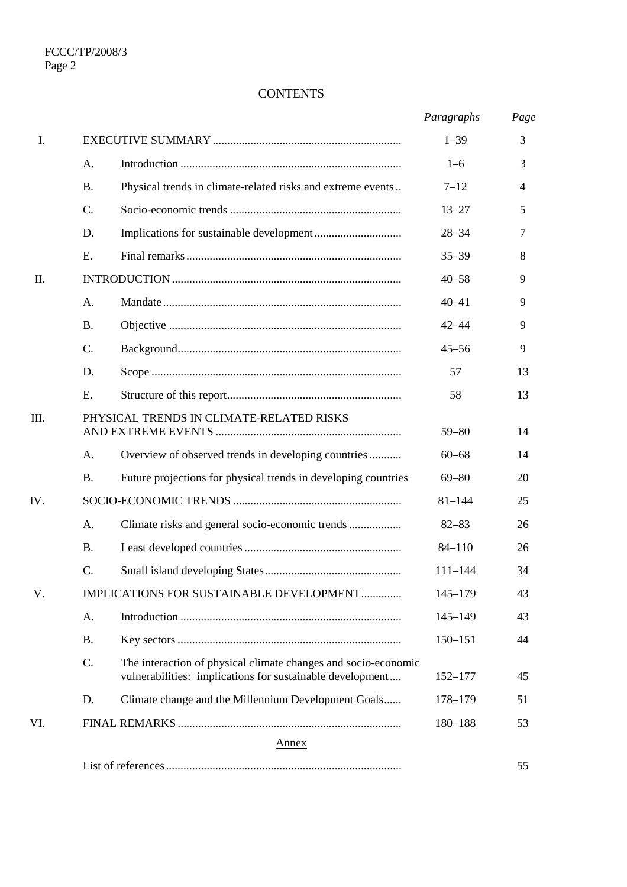# CONTENTS

| | | | *Paragraphs* | *Page* |
|---|---|---|---|---|
| I. | EXECUTIVE SUMMARY | | 1–39 | 3 |
| | A. | Introduction | 1–6 | 3 |
| | B. | Physical trends in climate-related risks and extreme events | 7–12 | 4 |
| | C. | Socio-economic trends | 13–27 | 5 |
| | D. | Implications for sustainable development | 28–34 | 7 |
| | E. | Final remarks | 35–39 | 8 |
| II. | INTRODUCTION | | 40–58 | 9 |
| | A. | Mandate | 40–41 | 9 |
| | B. | Objective | 42–44 | 9 |
| | C. | Background | 45–56 | 9 |
| | D. | Scope | 57 | 13 |
| | E. | Structure of this report | 58 | 13 |
| III. | PHYSICAL TRENDS IN CLIMATE-RELATED RISKS AND EXTREME EVENTS | | 59–80 | 14 |
| | A. | Overview of observed trends in developing countries | 60–68 | 14 |
| | B. | Future projections for physical trends in developing countries | 69–80 | 20 |
| IV. | SOCIO-ECONOMIC TRENDS | | 81–144 | 25 |
| | A. | Climate risks and general socio-economic trends | 82–83 | 26 |
| | B. | Least developed countries | 84–110 | 26 |
| | C. | Small island developing States | 111–144 | 34 |
| V. | IMPLICATIONS FOR SUSTAINABLE DEVELOPMENT | | 145–179 | 43 |
| | A. | Introduction | 145–149 | 43 |
| | B. | Key sectors | 150–151 | 44 |
| | C. | The interaction of physical climate changes and socio-economic vulnerabilities: implications for sustainable development | 152–177 | 45 |
| | D. | Climate change and the Millennium Development Goals | 178–179 | 51 |
| VI. | FINAL REMARKS | | 180–188 | 53 |

Annex

| | |
|---|---|
| List of references | 55 |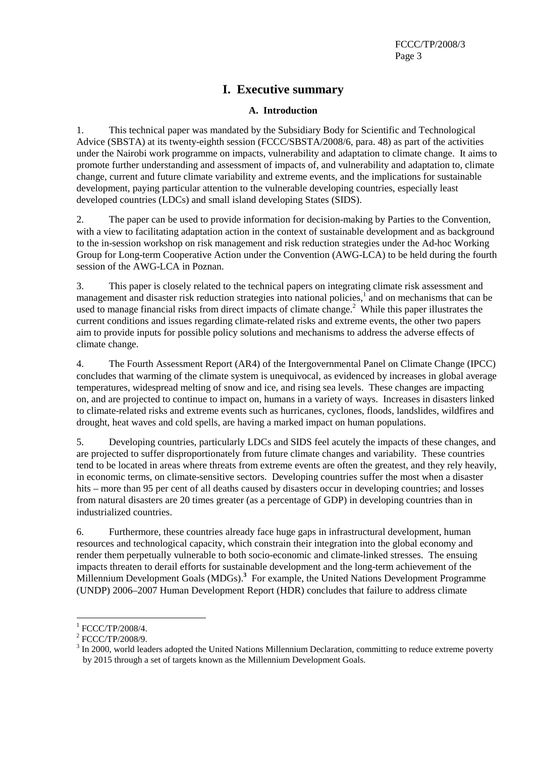# I. Executive summary

## A. Introduction

1. This technical paper was mandated by the Subsidiary Body for Scientific and Technological Advice (SBSTA) at its twenty-eighth session (FCCC/SBSTA/2008/6, para. 48) as part of the activities under the Nairobi work programme on impacts, vulnerability and adaptation to climate change. It aims to promote further understanding and assessment of impacts of, and vulnerability and adaptation to, climate change, current and future climate variability and extreme events, and the implications for sustainable development, paying particular attention to the vulnerable developing countries, especially least developed countries (LDCs) and small island developing States (SIDS).

2. The paper can be used to provide information for decision-making by Parties to the Convention, with a view to facilitating adaptation action in the context of sustainable development and as background to the in-session workshop on risk management and risk reduction strategies under the Ad-hoc Working Group for Long-term Cooperative Action under the Convention (AWG-LCA) to be held during the fourth session of the AWG-LCA in Poznan.

3. This paper is closely related to the technical papers on integrating climate risk assessment and management and disaster risk reduction strategies into national policies,[1] and on mechanisms that can be used to manage financial risks from direct impacts of climate change.[2] While this paper illustrates the current conditions and issues regarding climate-related risks and extreme events, the other two papers aim to provide inputs for possible policy solutions and mechanisms to address the adverse effects of climate change.

4. The Fourth Assessment Report (AR4) of the Intergovernmental Panel on Climate Change (IPCC) concludes that warming of the climate system is unequivocal, as evidenced by increases in global average temperatures, widespread melting of snow and ice, and rising sea levels. These changes are impacting on, and are projected to continue to impact on, humans in a variety of ways. Increases in disasters linked to climate-related risks and extreme events such as hurricanes, cyclones, floods, landslides, wildfires and drought, heat waves and cold spells, are having a marked impact on human populations.

5. Developing countries, particularly LDCs and SIDS feel acutely the impacts of these changes, and are projected to suffer disproportionately from future climate changes and variability. These countries tend to be located in areas where threats from extreme events are often the greatest, and they rely heavily, in economic terms, on climate-sensitive sectors. Developing countries suffer the most when a disaster hits – more than 95 per cent of all deaths caused by disasters occur in developing countries; and losses from natural disasters are 20 times greater (as a percentage of GDP) in developing countries than in industrialized countries.

6. Furthermore, these countries already face huge gaps in infrastructural development, human resources and technological capacity, which constrain their integration into the global economy and render them perpetually vulnerable to both socio-economic and climate-linked stresses. The ensuing impacts threaten to derail efforts for sustainable development and the long-term achievement of the Millennium Development Goals (MDGs).[3] For example, the United Nations Development Programme (UNDP) 2006–2007 Human Development Report (HDR) concludes that failure to address climate

---

[1] FCCC/TP/2008/4.

[2] FCCC/TP/2008/9.

[3] In 2000, world leaders adopted the United Nations Millennium Declaration, committing to reduce extreme poverty by 2015 through a set of targets known as the Millennium Development Goals.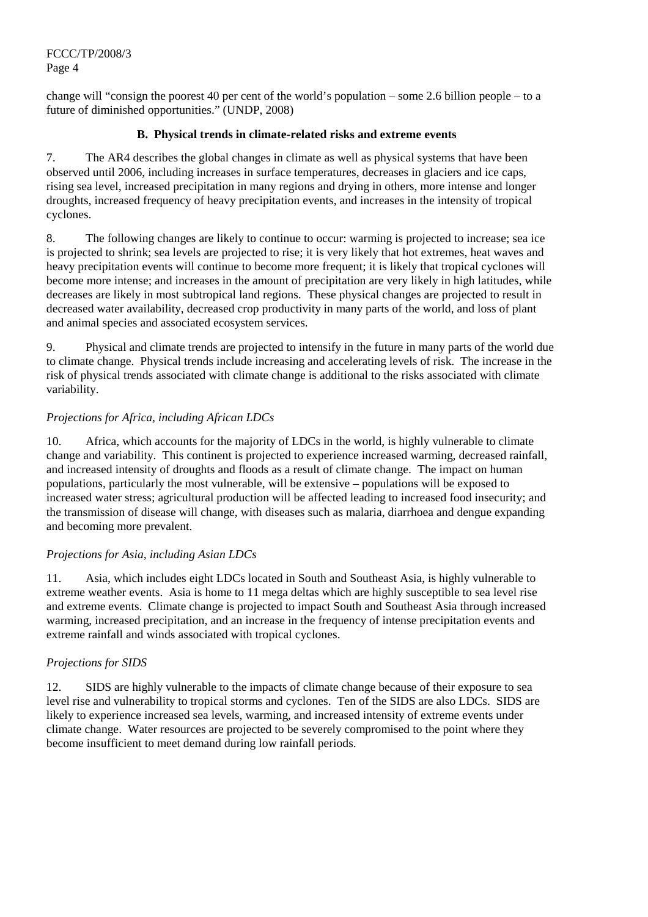change will "consign the poorest 40 per cent of the world's population – some 2.6 billion people – to a future of diminished opportunities." (UNDP, 2008)

### B. Physical trends in climate-related risks and extreme events

7. The AR4 describes the global changes in climate as well as physical systems that have been observed until 2006, including increases in surface temperatures, decreases in glaciers and ice caps, rising sea level, increased precipitation in many regions and drying in others, more intense and longer droughts, increased frequency of heavy precipitation events, and increases in the intensity of tropical cyclones.

8. The following changes are likely to continue to occur: warming is projected to increase; sea ice is projected to shrink; sea levels are projected to rise; it is very likely that hot extremes, heat waves and heavy precipitation events will continue to become more frequent; it is likely that tropical cyclones will become more intense; and increases in the amount of precipitation are very likely in high latitudes, while decreases are likely in most subtropical land regions. These physical changes are projected to result in decreased water availability, decreased crop productivity in many parts of the world, and loss of plant and animal species and associated ecosystem services.

9. Physical and climate trends are projected to intensify in the future in many parts of the world due to climate change. Physical trends include increasing and accelerating levels of risk. The increase in the risk of physical trends associated with climate change is additional to the risks associated with climate variability.

*Projections for Africa, including African LDCs*

10. Africa, which accounts for the majority of LDCs in the world, is highly vulnerable to climate change and variability. This continent is projected to experience increased warming, decreased rainfall, and increased intensity of droughts and floods as a result of climate change. The impact on human populations, particularly the most vulnerable, will be extensive – populations will be exposed to increased water stress; agricultural production will be affected leading to increased food insecurity; and the transmission of disease will change, with diseases such as malaria, diarrhoea and dengue expanding and becoming more prevalent.

*Projections for Asia, including Asian LDCs*

11. Asia, which includes eight LDCs located in South and Southeast Asia, is highly vulnerable to extreme weather events. Asia is home to 11 mega deltas which are highly susceptible to sea level rise and extreme events. Climate change is projected to impact South and Southeast Asia through increased warming, increased precipitation, and an increase in the frequency of intense precipitation events and extreme rainfall and winds associated with tropical cyclones.

*Projections for SIDS*

12. SIDS are highly vulnerable to the impacts of climate change because of their exposure to sea level rise and vulnerability to tropical storms and cyclones. Ten of the SIDS are also LDCs. SIDS are likely to experience increased sea levels, warming, and increased intensity of extreme events under climate change. Water resources are projected to be severely compromised to the point where they become insufficient to meet demand during low rainfall periods.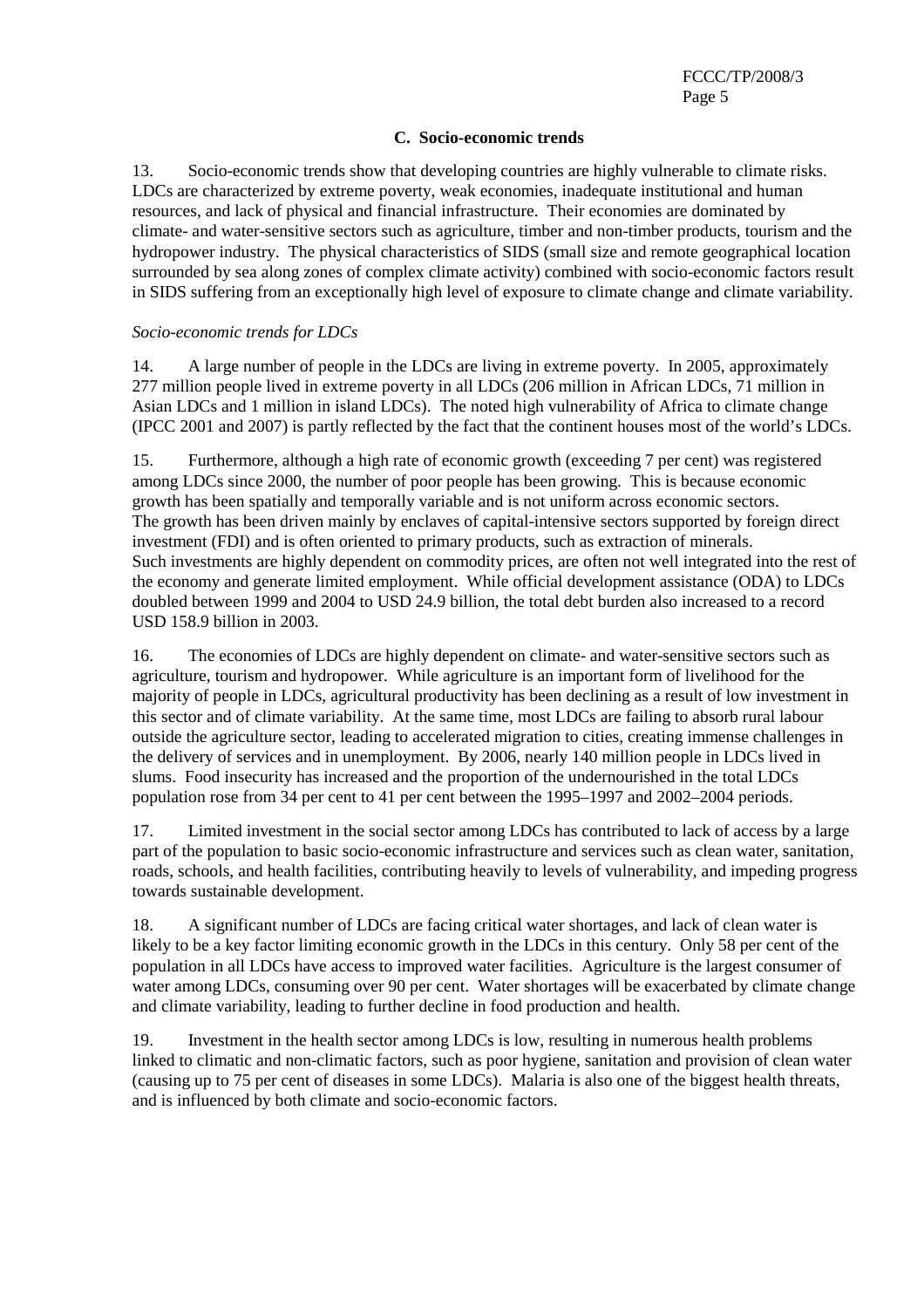### C. Socio-economic trends

13. Socio-economic trends show that developing countries are highly vulnerable to climate risks. LDCs are characterized by extreme poverty, weak economies, inadequate institutional and human resources, and lack of physical and financial infrastructure. Their economies are dominated by climate- and water-sensitive sectors such as agriculture, timber and non-timber products, tourism and the hydropower industry. The physical characteristics of SIDS (small size and remote geographical location surrounded by sea along zones of complex climate activity) combined with socio-economic factors result in SIDS suffering from an exceptionally high level of exposure to climate change and climate variability.

*Socio-economic trends for LDCs*

14. A large number of people in the LDCs are living in extreme poverty. In 2005, approximately 277 million people lived in extreme poverty in all LDCs (206 million in African LDCs, 71 million in Asian LDCs and 1 million in island LDCs). The noted high vulnerability of Africa to climate change (IPCC 2001 and 2007) is partly reflected by the fact that the continent houses most of the world's LDCs.

15. Furthermore, although a high rate of economic growth (exceeding 7 per cent) was registered among LDCs since 2000, the number of poor people has been growing. This is because economic growth has been spatially and temporally variable and is not uniform across economic sectors. The growth has been driven mainly by enclaves of capital-intensive sectors supported by foreign direct investment (FDI) and is often oriented to primary products, such as extraction of minerals. Such investments are highly dependent on commodity prices, are often not well integrated into the rest of the economy and generate limited employment. While official development assistance (ODA) to LDCs doubled between 1999 and 2004 to USD 24.9 billion, the total debt burden also increased to a record USD 158.9 billion in 2003.

16. The economies of LDCs are highly dependent on climate- and water-sensitive sectors such as agriculture, tourism and hydropower. While agriculture is an important form of livelihood for the majority of people in LDCs, agricultural productivity has been declining as a result of low investment in this sector and of climate variability. At the same time, most LDCs are failing to absorb rural labour outside the agriculture sector, leading to accelerated migration to cities, creating immense challenges in the delivery of services and in unemployment. By 2006, nearly 140 million people in LDCs lived in slums. Food insecurity has increased and the proportion of the undernourished in the total LDCs population rose from 34 per cent to 41 per cent between the 1995–1997 and 2002–2004 periods.

17. Limited investment in the social sector among LDCs has contributed to lack of access by a large part of the population to basic socio-economic infrastructure and services such as clean water, sanitation, roads, schools, and health facilities, contributing heavily to levels of vulnerability, and impeding progress towards sustainable development.

18. A significant number of LDCs are facing critical water shortages, and lack of clean water is likely to be a key factor limiting economic growth in the LDCs in this century. Only 58 per cent of the population in all LDCs have access to improved water facilities. Agriculture is the largest consumer of water among LDCs, consuming over 90 per cent. Water shortages will be exacerbated by climate change and climate variability, leading to further decline in food production and health.

19. Investment in the health sector among LDCs is low, resulting in numerous health problems linked to climatic and non-climatic factors, such as poor hygiene, sanitation and provision of clean water (causing up to 75 per cent of diseases in some LDCs). Malaria is also one of the biggest health threats, and is influenced by both climate and socio-economic factors.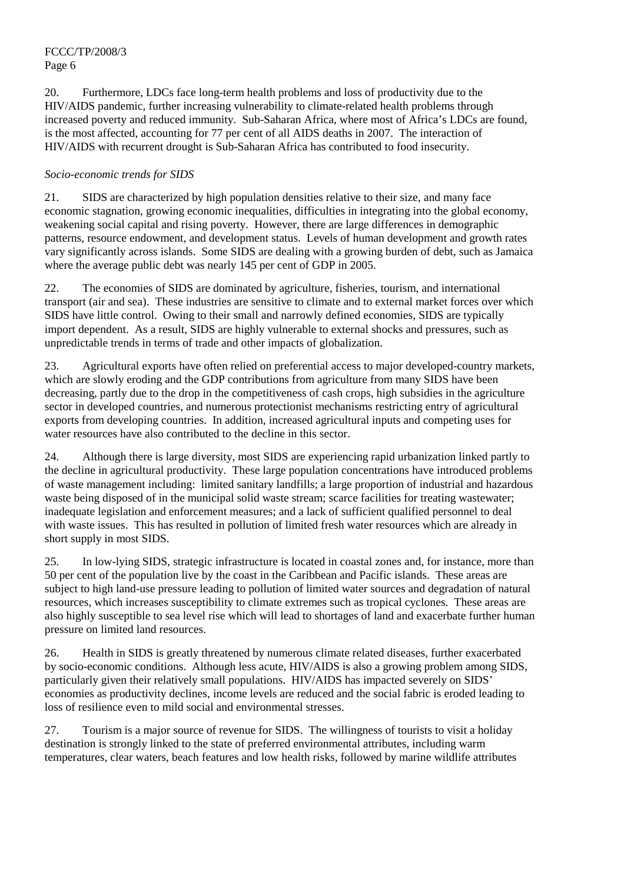20. Furthermore, LDCs face long-term health problems and loss of productivity due to the HIV/AIDS pandemic, further increasing vulnerability to climate-related health problems through increased poverty and reduced immunity. Sub-Saharan Africa, where most of Africa's LDCs are found, is the most affected, accounting for 77 per cent of all AIDS deaths in 2007. The interaction of HIV/AIDS with recurrent drought is Sub-Saharan Africa has contributed to food insecurity.

*Socio-economic trends for SIDS*

21. SIDS are characterized by high population densities relative to their size, and many face economic stagnation, growing economic inequalities, difficulties in integrating into the global economy, weakening social capital and rising poverty. However, there are large differences in demographic patterns, resource endowment, and development status. Levels of human development and growth rates vary significantly across islands. Some SIDS are dealing with a growing burden of debt, such as Jamaica where the average public debt was nearly 145 per cent of GDP in 2005.

22. The economies of SIDS are dominated by agriculture, fisheries, tourism, and international transport (air and sea). These industries are sensitive to climate and to external market forces over which SIDS have little control. Owing to their small and narrowly defined economies, SIDS are typically import dependent. As a result, SIDS are highly vulnerable to external shocks and pressures, such as unpredictable trends in terms of trade and other impacts of globalization.

23. Agricultural exports have often relied on preferential access to major developed-country markets, which are slowly eroding and the GDP contributions from agriculture from many SIDS have been decreasing, partly due to the drop in the competitiveness of cash crops, high subsidies in the agriculture sector in developed countries, and numerous protectionist mechanisms restricting entry of agricultural exports from developing countries. In addition, increased agricultural inputs and competing uses for water resources have also contributed to the decline in this sector.

24. Although there is large diversity, most SIDS are experiencing rapid urbanization linked partly to the decline in agricultural productivity. These large population concentrations have introduced problems of waste management including: limited sanitary landfills; a large proportion of industrial and hazardous waste being disposed of in the municipal solid waste stream; scarce facilities for treating wastewater; inadequate legislation and enforcement measures; and a lack of sufficient qualified personnel to deal with waste issues. This has resulted in pollution of limited fresh water resources which are already in short supply in most SIDS.

25. In low-lying SIDS, strategic infrastructure is located in coastal zones and, for instance, more than 50 per cent of the population live by the coast in the Caribbean and Pacific islands. These areas are subject to high land-use pressure leading to pollution of limited water sources and degradation of natural resources, which increases susceptibility to climate extremes such as tropical cyclones. These areas are also highly susceptible to sea level rise which will lead to shortages of land and exacerbate further human pressure on limited land resources.

26. Health in SIDS is greatly threatened by numerous climate related diseases, further exacerbated by socio-economic conditions. Although less acute, HIV/AIDS is also a growing problem among SIDS, particularly given their relatively small populations. HIV/AIDS has impacted severely on SIDS' economies as productivity declines, income levels are reduced and the social fabric is eroded leading to loss of resilience even to mild social and environmental stresses.

27. Tourism is a major source of revenue for SIDS. The willingness of tourists to visit a holiday destination is strongly linked to the state of preferred environmental attributes, including warm temperatures, clear waters, beach features and low health risks, followed by marine wildlife attributes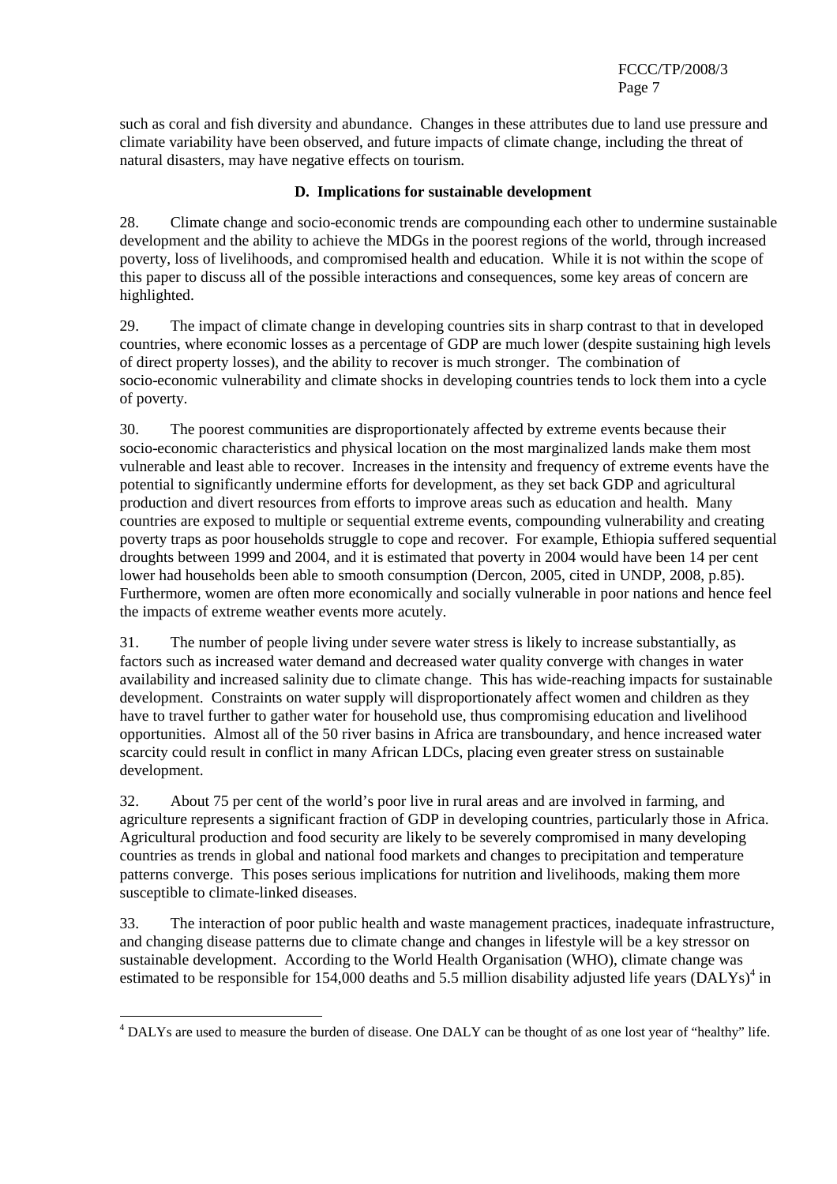such as coral and fish diversity and abundance. Changes in these attributes due to land use pressure and climate variability have been observed, and future impacts of climate change, including the threat of natural disasters, may have negative effects on tourism.

### D. Implications for sustainable development

28. Climate change and socio-economic trends are compounding each other to undermine sustainable development and the ability to achieve the MDGs in the poorest regions of the world, through increased poverty, loss of livelihoods, and compromised health and education. While it is not within the scope of this paper to discuss all of the possible interactions and consequences, some key areas of concern are highlighted.

29. The impact of climate change in developing countries sits in sharp contrast to that in developed countries, where economic losses as a percentage of GDP are much lower (despite sustaining high levels of direct property losses), and the ability to recover is much stronger. The combination of socio-economic vulnerability and climate shocks in developing countries tends to lock them into a cycle of poverty.

30. The poorest communities are disproportionately affected by extreme events because their socio-economic characteristics and physical location on the most marginalized lands make them most vulnerable and least able to recover. Increases in the intensity and frequency of extreme events have the potential to significantly undermine efforts for development, as they set back GDP and agricultural production and divert resources from efforts to improve areas such as education and health. Many countries are exposed to multiple or sequential extreme events, compounding vulnerability and creating poverty traps as poor households struggle to cope and recover. For example, Ethiopia suffered sequential droughts between 1999 and 2004, and it is estimated that poverty in 2004 would have been 14 per cent lower had households been able to smooth consumption (Dercon, 2005, cited in UNDP, 2008, p.85). Furthermore, women are often more economically and socially vulnerable in poor nations and hence feel the impacts of extreme weather events more acutely.

31. The number of people living under severe water stress is likely to increase substantially, as factors such as increased water demand and decreased water quality converge with changes in water availability and increased salinity due to climate change. This has wide-reaching impacts for sustainable development. Constraints on water supply will disproportionately affect women and children as they have to travel further to gather water for household use, thus compromising education and livelihood opportunities. Almost all of the 50 river basins in Africa are transboundary, and hence increased water scarcity could result in conflict in many African LDCs, placing even greater stress on sustainable development.

32. About 75 per cent of the world's poor live in rural areas and are involved in farming, and agriculture represents a significant fraction of GDP in developing countries, particularly those in Africa. Agricultural production and food security are likely to be severely compromised in many developing countries as trends in global and national food markets and changes to precipitation and temperature patterns converge. This poses serious implications for nutrition and livelihoods, making them more susceptible to climate-linked diseases.

33. The interaction of poor public health and waste management practices, inadequate infrastructure, and changing disease patterns due to climate change and changes in lifestyle will be a key stressor on sustainable development. According to the World Health Organisation (WHO), climate change was estimated to be responsible for 154,000 deaths and 5.5 million disability adjusted life years (DALYs)[4] in

---

[4] DALYs are used to measure the burden of disease. One DALY can be thought of as one lost year of "healthy" life.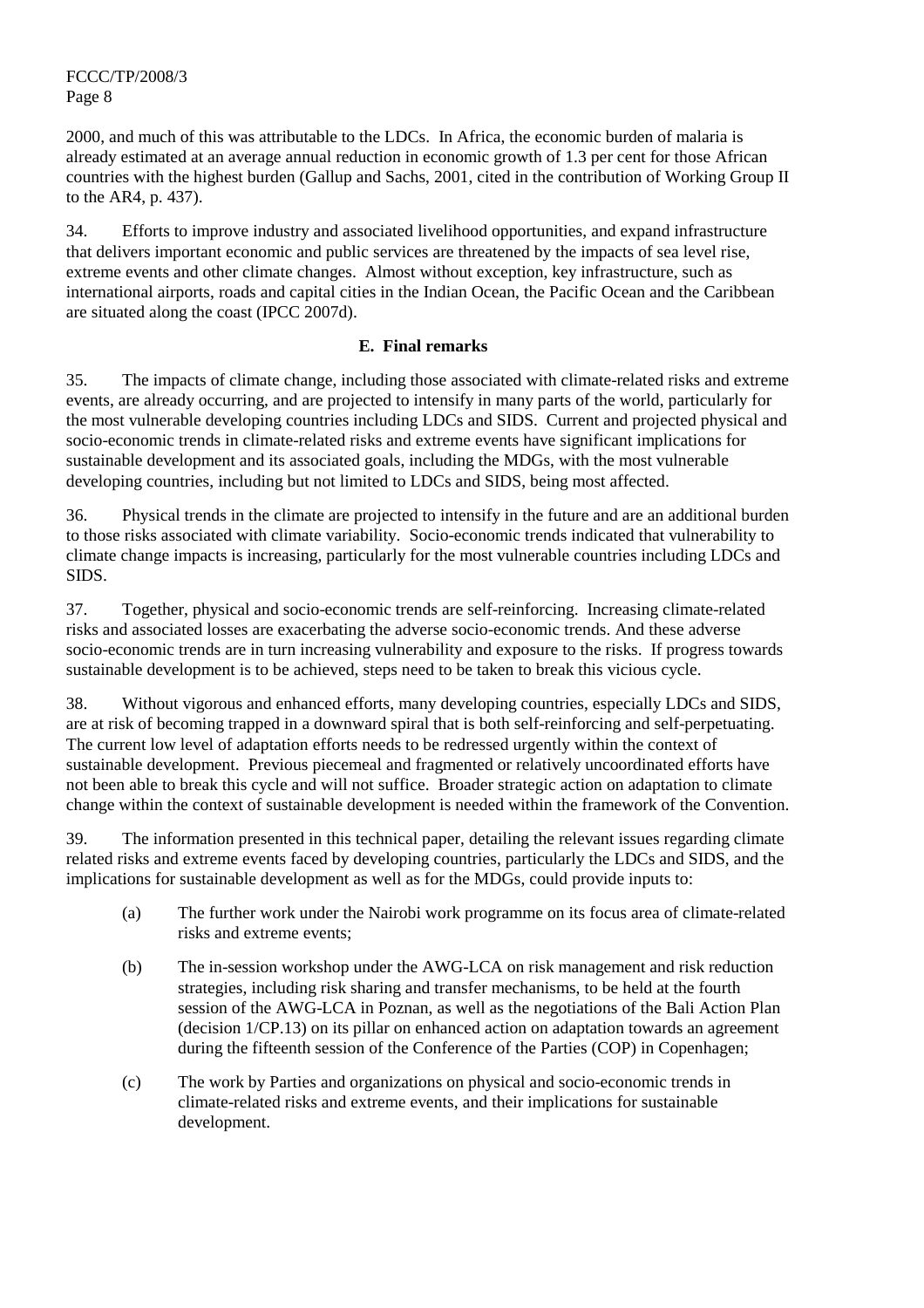2000, and much of this was attributable to the LDCs. In Africa, the economic burden of malaria is already estimated at an average annual reduction in economic growth of 1.3 per cent for those African countries with the highest burden (Gallup and Sachs, 2001, cited in the contribution of Working Group II to the AR4, p. 437).

34. Efforts to improve industry and associated livelihood opportunities, and expand infrastructure that delivers important economic and public services are threatened by the impacts of sea level rise, extreme events and other climate changes. Almost without exception, key infrastructure, such as international airports, roads and capital cities in the Indian Ocean, the Pacific Ocean and the Caribbean are situated along the coast (IPCC 2007d).

### E. Final remarks

35. The impacts of climate change, including those associated with climate-related risks and extreme events, are already occurring, and are projected to intensify in many parts of the world, particularly for the most vulnerable developing countries including LDCs and SIDS. Current and projected physical and socio-economic trends in climate-related risks and extreme events have significant implications for sustainable development and its associated goals, including the MDGs, with the most vulnerable developing countries, including but not limited to LDCs and SIDS, being most affected.

36. Physical trends in the climate are projected to intensify in the future and are an additional burden to those risks associated with climate variability. Socio-economic trends indicated that vulnerability to climate change impacts is increasing, particularly for the most vulnerable countries including LDCs and SIDS.

37. Together, physical and socio-economic trends are self-reinforcing. Increasing climate-related risks and associated losses are exacerbating the adverse socio-economic trends. And these adverse socio-economic trends are in turn increasing vulnerability and exposure to the risks. If progress towards sustainable development is to be achieved, steps need to be taken to break this vicious cycle.

38. Without vigorous and enhanced efforts, many developing countries, especially LDCs and SIDS, are at risk of becoming trapped in a downward spiral that is both self-reinforcing and self-perpetuating. The current low level of adaptation efforts needs to be redressed urgently within the context of sustainable development. Previous piecemeal and fragmented or relatively uncoordinated efforts have not been able to break this cycle and will not suffice. Broader strategic action on adaptation to climate change within the context of sustainable development is needed within the framework of the Convention.

39. The information presented in this technical paper, detailing the relevant issues regarding climate related risks and extreme events faced by developing countries, particularly the LDCs and SIDS, and the implications for sustainable development as well as for the MDGs, could provide inputs to:

(a) The further work under the Nairobi work programme on its focus area of climate-related risks and extreme events;

(b) The in-session workshop under the AWG-LCA on risk management and risk reduction strategies, including risk sharing and transfer mechanisms, to be held at the fourth session of the AWG-LCA in Poznan, as well as the negotiations of the Bali Action Plan (decision 1/CP.13) on its pillar on enhanced action on adaptation towards an agreement during the fifteenth session of the Conference of the Parties (COP) in Copenhagen;

(c) The work by Parties and organizations on physical and socio-economic trends in climate-related risks and extreme events, and their implications for sustainable development.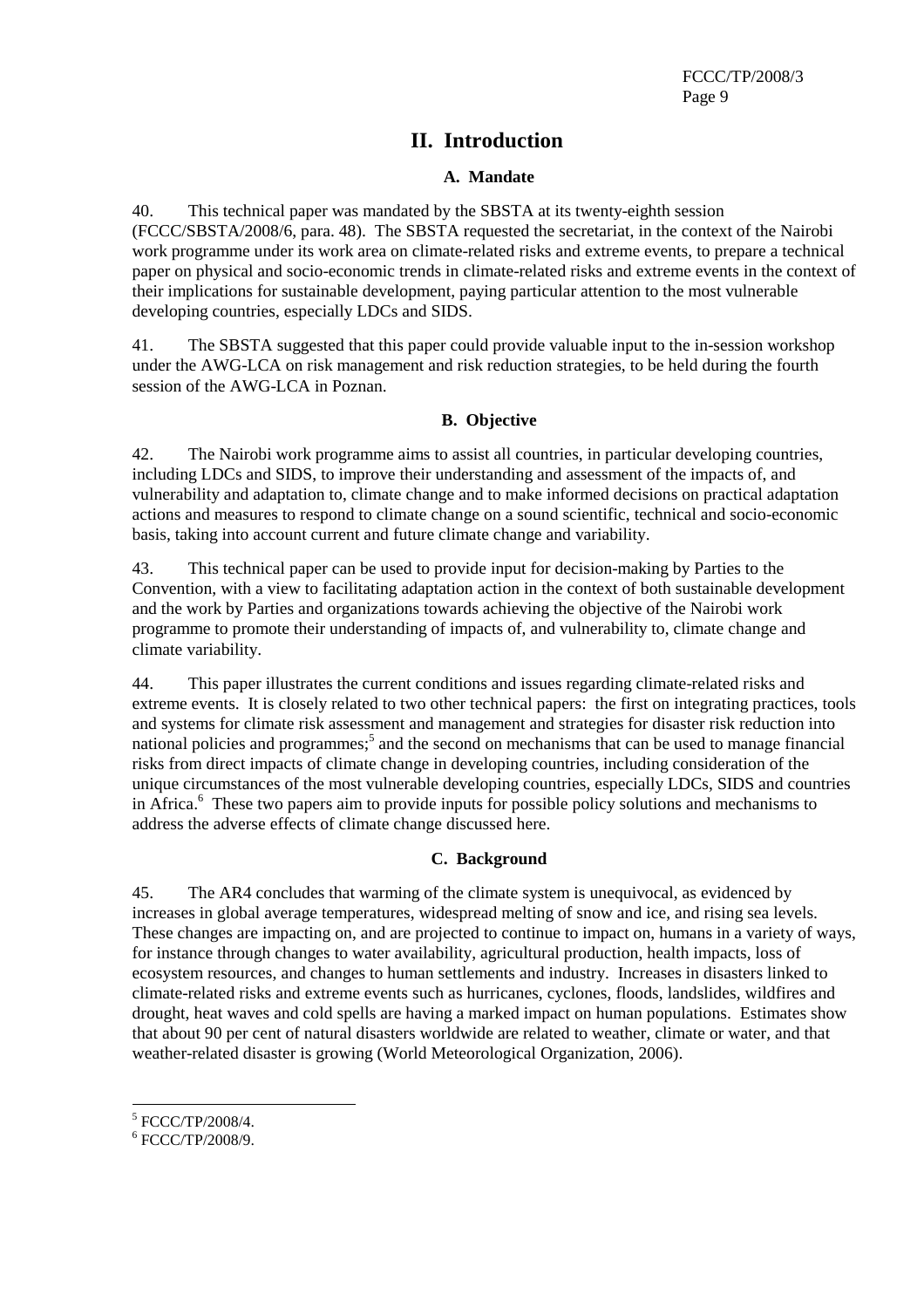# II. Introduction

## A. Mandate

40. This technical paper was mandated by the SBSTA at its twenty-eighth session (FCCC/SBSTA/2008/6, para. 48). The SBSTA requested the secretariat, in the context of the Nairobi work programme under its work area on climate-related risks and extreme events, to prepare a technical paper on physical and socio-economic trends in climate-related risks and extreme events in the context of their implications for sustainable development, paying particular attention to the most vulnerable developing countries, especially LDCs and SIDS.

41. The SBSTA suggested that this paper could provide valuable input to the in-session workshop under the AWG-LCA on risk management and risk reduction strategies, to be held during the fourth session of the AWG-LCA in Poznan.

## B. Objective

42. The Nairobi work programme aims to assist all countries, in particular developing countries, including LDCs and SIDS, to improve their understanding and assessment of the impacts of, and vulnerability and adaptation to, climate change and to make informed decisions on practical adaptation actions and measures to respond to climate change on a sound scientific, technical and socio-economic basis, taking into account current and future climate change and variability.

43. This technical paper can be used to provide input for decision-making by Parties to the Convention, with a view to facilitating adaptation action in the context of both sustainable development and the work by Parties and organizations towards achieving the objective of the Nairobi work programme to promote their understanding of impacts of, and vulnerability to, climate change and climate variability.

44. This paper illustrates the current conditions and issues regarding climate-related risks and extreme events. It is closely related to two other technical papers: the first on integrating practices, tools and systems for climate risk assessment and management and strategies for disaster risk reduction into national policies and programmes;[5] and the second on mechanisms that can be used to manage financial risks from direct impacts of climate change in developing countries, including consideration of the unique circumstances of the most vulnerable developing countries, especially LDCs, SIDS and countries in Africa.[6] These two papers aim to provide inputs for possible policy solutions and mechanisms to address the adverse effects of climate change discussed here.

## C. Background

45. The AR4 concludes that warming of the climate system is unequivocal, as evidenced by increases in global average temperatures, widespread melting of snow and ice, and rising sea levels. These changes are impacting on, and are projected to continue to impact on, humans in a variety of ways, for instance through changes to water availability, agricultural production, health impacts, loss of ecosystem resources, and changes to human settlements and industry. Increases in disasters linked to climate-related risks and extreme events such as hurricanes, cyclones, floods, landslides, wildfires and drought, heat waves and cold spells are having a marked impact on human populations. Estimates show that about 90 per cent of natural disasters worldwide are related to weather, climate or water, and that weather-related disaster is growing (World Meteorological Organization, 2006).

---

[5] FCCC/TP/2008/4.

[6] FCCC/TP/2008/9.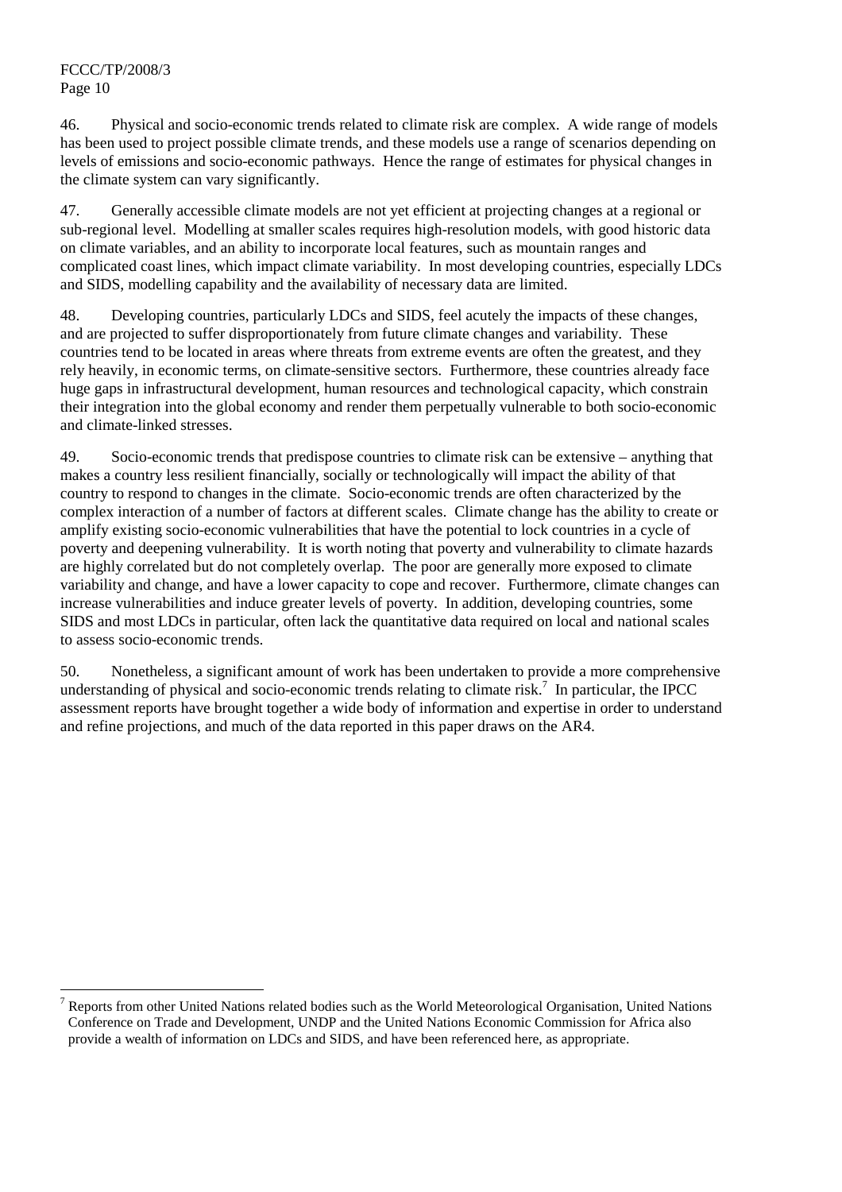46. Physical and socio-economic trends related to climate risk are complex. A wide range of models has been used to project possible climate trends, and these models use a range of scenarios depending on levels of emissions and socio-economic pathways. Hence the range of estimates for physical changes in the climate system can vary significantly.

47. Generally accessible climate models are not yet efficient at projecting changes at a regional or sub-regional level. Modelling at smaller scales requires high-resolution models, with good historic data on climate variables, and an ability to incorporate local features, such as mountain ranges and complicated coast lines, which impact climate variability. In most developing countries, especially LDCs and SIDS, modelling capability and the availability of necessary data are limited.

48. Developing countries, particularly LDCs and SIDS, feel acutely the impacts of these changes, and are projected to suffer disproportionately from future climate changes and variability. These countries tend to be located in areas where threats from extreme events are often the greatest, and they rely heavily, in economic terms, on climate-sensitive sectors. Furthermore, these countries already face huge gaps in infrastructural development, human resources and technological capacity, which constrain their integration into the global economy and render them perpetually vulnerable to both socio-economic and climate-linked stresses.

49. Socio-economic trends that predispose countries to climate risk can be extensive – anything that makes a country less resilient financially, socially or technologically will impact the ability of that country to respond to changes in the climate. Socio-economic trends are often characterized by the complex interaction of a number of factors at different scales. Climate change has the ability to create or amplify existing socio-economic vulnerabilities that have the potential to lock countries in a cycle of poverty and deepening vulnerability. It is worth noting that poverty and vulnerability to climate hazards are highly correlated but do not completely overlap. The poor are generally more exposed to climate variability and change, and have a lower capacity to cope and recover. Furthermore, climate changes can increase vulnerabilities and induce greater levels of poverty. In addition, developing countries, some SIDS and most LDCs in particular, often lack the quantitative data required on local and national scales to assess socio-economic trends.

50. Nonetheless, a significant amount of work has been undertaken to provide a more comprehensive understanding of physical and socio-economic trends relating to climate risk.[7] In particular, the IPCC assessment reports have brought together a wide body of information and expertise in order to understand and refine projections, and much of the data reported in this paper draws on the AR4.

---

[7] Reports from other United Nations related bodies such as the World Meteorological Organisation, United Nations Conference on Trade and Development, UNDP and the United Nations Economic Commission for Africa also provide a wealth of information on LDCs and SIDS, and have been referenced here, as appropriate.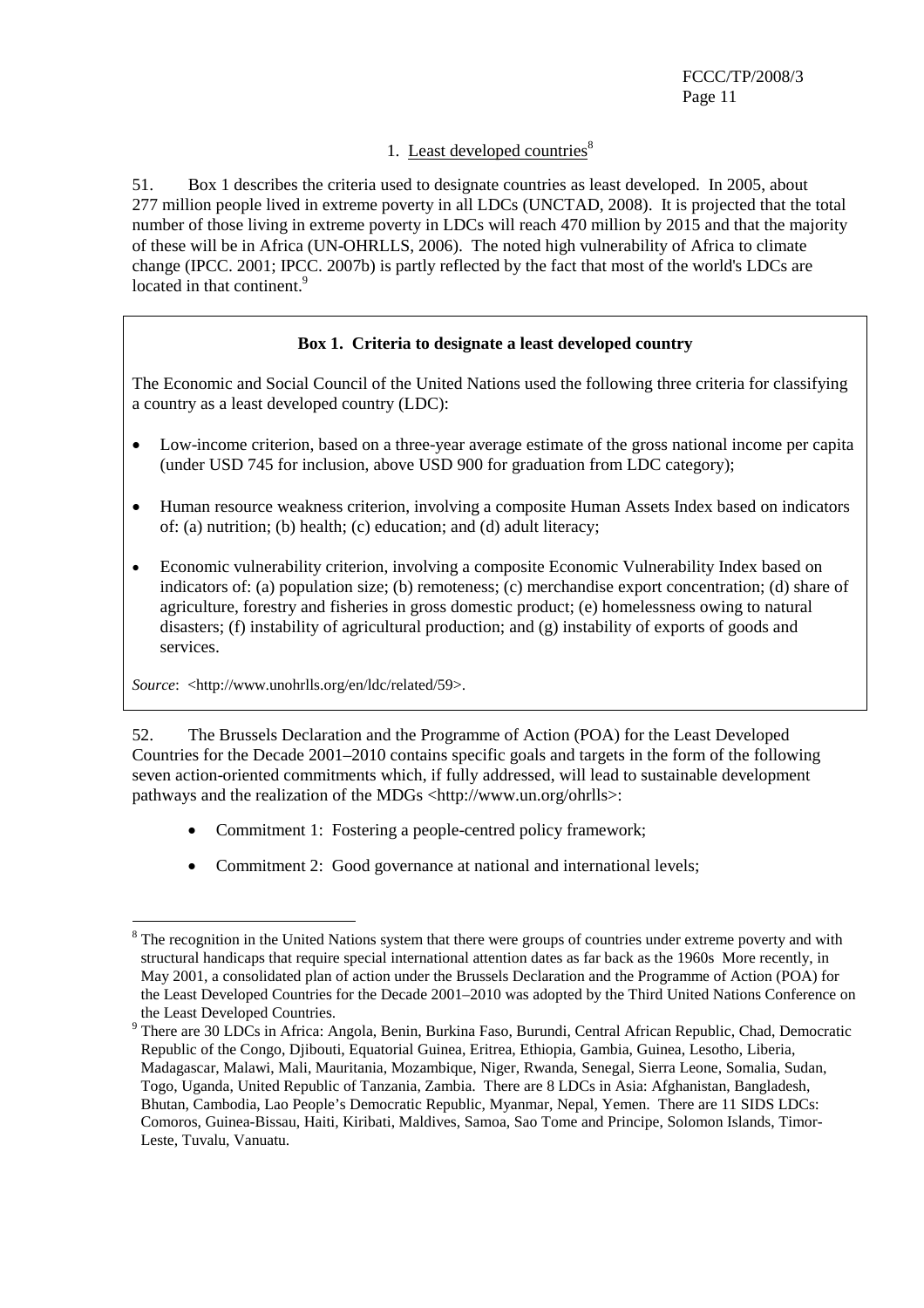### 1. Least developed countries[8]

51. Box 1 describes the criteria used to designate countries as least developed. In 2005, about 277 million people lived in extreme poverty in all LDCs (UNCTAD, 2008). It is projected that the total number of those living in extreme poverty in LDCs will reach 470 million by 2015 and that the majority of these will be in Africa (UN-OHRLLS, 2006). The noted high vulnerability of Africa to climate change (IPCC. 2001; IPCC. 2007b) is partly reflected by the fact that most of the world's LDCs are located in that continent.[9]

> **Box 1. Criteria to designate a least developed country**
>
> The Economic and Social Council of the United Nations used the following three criteria for classifying a country as a least developed country (LDC):
>
> - Low-income criterion, based on a three-year average estimate of the gross national income per capita (under USD 745 for inclusion, above USD 900 for graduation from LDC category);
> - Human resource weakness criterion, involving a composite Human Assets Index based on indicators of: (a) nutrition; (b) health; (c) education; and (d) adult literacy;
> - Economic vulnerability criterion, involving a composite Economic Vulnerability Index based on indicators of: (a) population size; (b) remoteness; (c) merchandise export concentration; (d) share of agriculture, forestry and fisheries in gross domestic product; (e) homelessness owing to natural disasters; (f) instability of agricultural production; and (g) instability of exports of goods and services.
>
> *Source*: <http://www.unohrlls.org/en/ldc/related/59>.

52. The Brussels Declaration and the Programme of Action (POA) for the Least Developed Countries for the Decade 2001–2010 contains specific goals and targets in the form of the following seven action-oriented commitments which, if fully addressed, will lead to sustainable development pathways and the realization of the MDGs <http://www.un.org/ohrlls>:

- Commitment 1: Fostering a people-centred policy framework;
- Commitment 2: Good governance at national and international levels;

---

[8] The recognition in the United Nations system that there were groups of countries under extreme poverty and with structural handicaps that require special international attention dates as far back as the 1960s More recently, in May 2001, a consolidated plan of action under the Brussels Declaration and the Programme of Action (POA) for the Least Developed Countries for the Decade 2001–2010 was adopted by the Third United Nations Conference on the Least Developed Countries.

[9] There are 30 LDCs in Africa: Angola, Benin, Burkina Faso, Burundi, Central African Republic, Chad, Democratic Republic of the Congo, Djibouti, Equatorial Guinea, Eritrea, Ethiopia, Gambia, Guinea, Lesotho, Liberia, Madagascar, Malawi, Mali, Mauritania, Mozambique, Niger, Rwanda, Senegal, Sierra Leone, Somalia, Sudan, Togo, Uganda, United Republic of Tanzania, Zambia. There are 8 LDCs in Asia: Afghanistan, Bangladesh, Bhutan, Cambodia, Lao People's Democratic Republic, Myanmar, Nepal, Yemen. There are 11 SIDS LDCs: Comoros, Guinea-Bissau, Haiti, Kiribati, Maldives, Samoa, Sao Tome and Principe, Solomon Islands, Timor-Leste, Tuvalu, Vanuatu.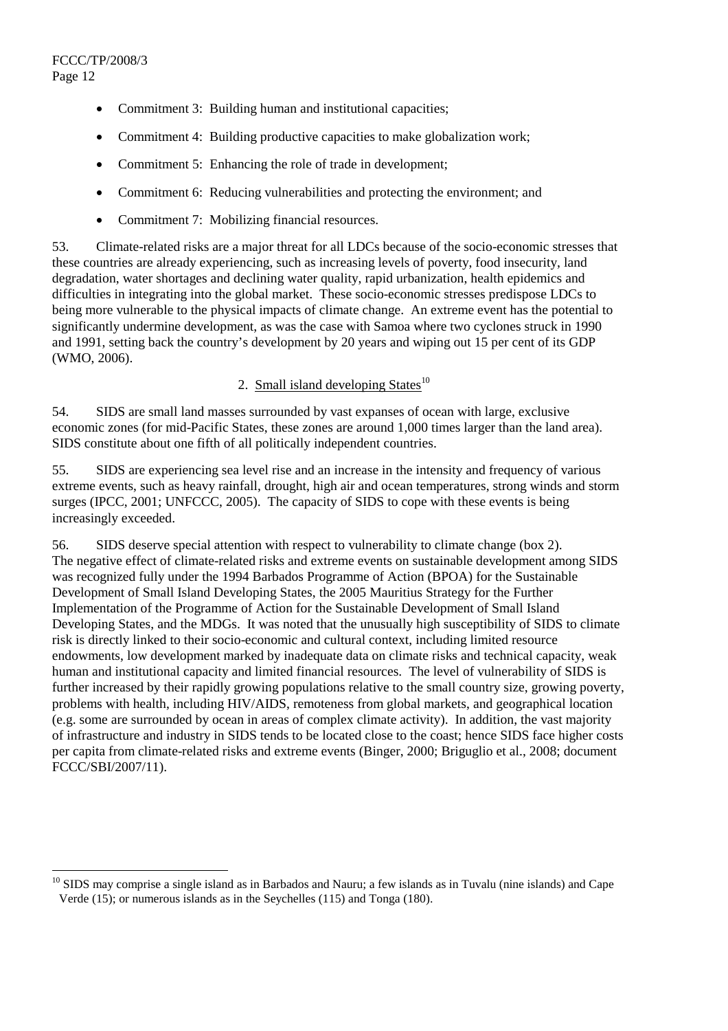- Commitment 3: Building human and institutional capacities;
- Commitment 4: Building productive capacities to make globalization work;
- Commitment 5: Enhancing the role of trade in development;
- Commitment 6: Reducing vulnerabilities and protecting the environment; and
- Commitment 7: Mobilizing financial resources.

53. Climate-related risks are a major threat for all LDCs because of the socio-economic stresses that these countries are already experiencing, such as increasing levels of poverty, food insecurity, land degradation, water shortages and declining water quality, rapid urbanization, health epidemics and difficulties in integrating into the global market. These socio-economic stresses predispose LDCs to being more vulnerable to the physical impacts of climate change. An extreme event has the potential to significantly undermine development, as was the case with Samoa where two cyclones struck in 1990 and 1991, setting back the country's development by 20 years and wiping out 15 per cent of its GDP (WMO, 2006).

### 2. Small island developing States[10]

54. SIDS are small land masses surrounded by vast expanses of ocean with large, exclusive economic zones (for mid-Pacific States, these zones are around 1,000 times larger than the land area). SIDS constitute about one fifth of all politically independent countries.

55. SIDS are experiencing sea level rise and an increase in the intensity and frequency of various extreme events, such as heavy rainfall, drought, high air and ocean temperatures, strong winds and storm surges (IPCC, 2001; UNFCCC, 2005). The capacity of SIDS to cope with these events is being increasingly exceeded.

56. SIDS deserve special attention with respect to vulnerability to climate change (box 2). The negative effect of climate-related risks and extreme events on sustainable development among SIDS was recognized fully under the 1994 Barbados Programme of Action (BPOA) for the Sustainable Development of Small Island Developing States, the 2005 Mauritius Strategy for the Further Implementation of the Programme of Action for the Sustainable Development of Small Island Developing States, and the MDGs. It was noted that the unusually high susceptibility of SIDS to climate risk is directly linked to their socio-economic and cultural context, including limited resource endowments, low development marked by inadequate data on climate risks and technical capacity, weak human and institutional capacity and limited financial resources. The level of vulnerability of SIDS is further increased by their rapidly growing populations relative to the small country size, growing poverty, problems with health, including HIV/AIDS, remoteness from global markets, and geographical location (e.g. some are surrounded by ocean in areas of complex climate activity). In addition, the vast majority of infrastructure and industry in SIDS tends to be located close to the coast; hence SIDS face higher costs per capita from climate-related risks and extreme events (Binger, 2000; Briguglio et al., 2008; document FCCC/SBI/2007/11).

---

[10] SIDS may comprise a single island as in Barbados and Nauru; a few islands as in Tuvalu (nine islands) and Cape Verde (15); or numerous islands as in the Seychelles (115) and Tonga (180).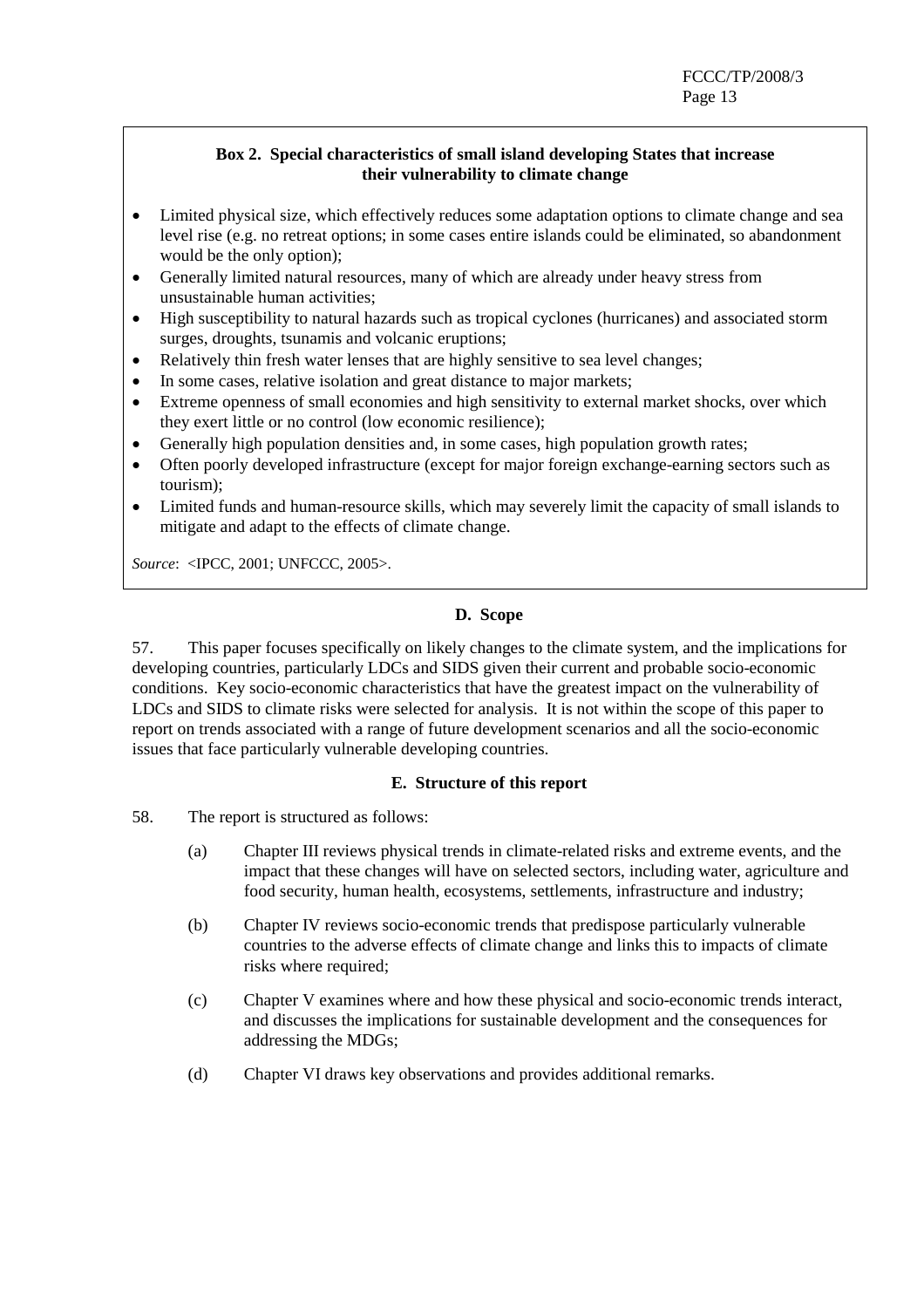**Box 2. Special characteristics of small island developing States that increase their vulnerability to climate change**

- Limited physical size, which effectively reduces some adaptation options to climate change and sea level rise (e.g. no retreat options; in some cases entire islands could be eliminated, so abandonment would be the only option);
- Generally limited natural resources, many of which are already under heavy stress from unsustainable human activities;
- High susceptibility to natural hazards such as tropical cyclones (hurricanes) and associated storm surges, droughts, tsunamis and volcanic eruptions;
- Relatively thin fresh water lenses that are highly sensitive to sea level changes;
- In some cases, relative isolation and great distance to major markets;
- Extreme openness of small economies and high sensitivity to external market shocks, over which they exert little or no control (low economic resilience);
- Generally high population densities and, in some cases, high population growth rates;
- Often poorly developed infrastructure (except for major foreign exchange-earning sectors such as tourism);
- Limited funds and human-resource skills, which may severely limit the capacity of small islands to mitigate and adapt to the effects of climate change.

*Source*: <IPCC, 2001; UNFCCC, 2005>.

### D. Scope

57. This paper focuses specifically on likely changes to the climate system, and the implications for developing countries, particularly LDCs and SIDS given their current and probable socio-economic conditions. Key socio-economic characteristics that have the greatest impact on the vulnerability of LDCs and SIDS to climate risks were selected for analysis. It is not within the scope of this paper to report on trends associated with a range of future development scenarios and all the socio-economic issues that face particularly vulnerable developing countries.

### E. Structure of this report

58. The report is structured as follows:

(a) Chapter III reviews physical trends in climate-related risks and extreme events, and the impact that these changes will have on selected sectors, including water, agriculture and food security, human health, ecosystems, settlements, infrastructure and industry;

(b) Chapter IV reviews socio-economic trends that predispose particularly vulnerable countries to the adverse effects of climate change and links this to impacts of climate risks where required;

(c) Chapter V examines where and how these physical and socio-economic trends interact, and discusses the implications for sustainable development and the consequences for addressing the MDGs;

(d) Chapter VI draws key observations and provides additional remarks.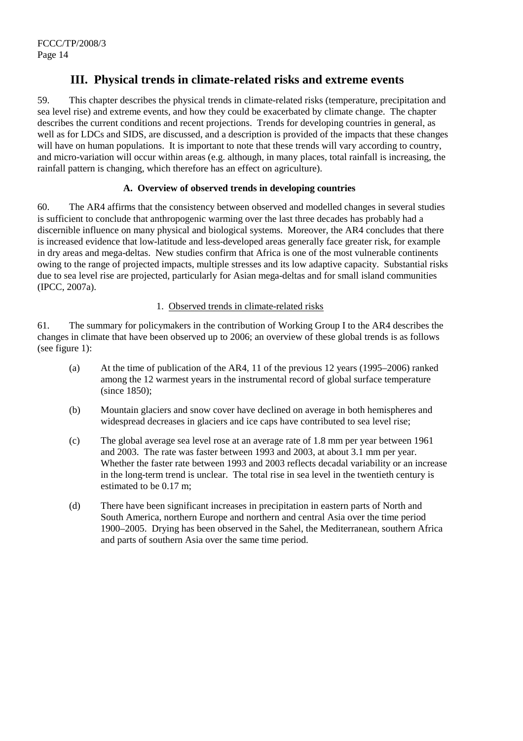# III. Physical trends in climate-related risks and extreme events

59. This chapter describes the physical trends in climate-related risks (temperature, precipitation and sea level rise) and extreme events, and how they could be exacerbated by climate change. The chapter describes the current conditions and recent projections. Trends for developing countries in general, as well as for LDCs and SIDS, are discussed, and a description is provided of the impacts that these changes will have on human populations. It is important to note that these trends will vary according to country, and micro-variation will occur within areas (e.g. although, in many places, total rainfall is increasing, the rainfall pattern is changing, which therefore has an effect on agriculture).

### A. Overview of observed trends in developing countries

60. The AR4 affirms that the consistency between observed and modelled changes in several studies is sufficient to conclude that anthropogenic warming over the last three decades has probably had a discernible influence on many physical and biological systems. Moreover, the AR4 concludes that there is increased evidence that low-latitude and less-developed areas generally face greater risk, for example in dry areas and mega-deltas. New studies confirm that Africa is one of the most vulnerable continents owing to the range of projected impacts, multiple stresses and its low adaptive capacity. Substantial risks due to sea level rise are projected, particularly for Asian mega-deltas and for small island communities (IPCC, 2007a).

#### 1. Observed trends in climate-related risks

61. The summary for policymakers in the contribution of Working Group I to the AR4 describes the changes in climate that have been observed up to 2006; an overview of these global trends is as follows (see figure 1):

(a) At the time of publication of the AR4, 11 of the previous 12 years (1995–2006) ranked among the 12 warmest years in the instrumental record of global surface temperature (since 1850);

(b) Mountain glaciers and snow cover have declined on average in both hemispheres and widespread decreases in glaciers and ice caps have contributed to sea level rise;

(c) The global average sea level rose at an average rate of 1.8 mm per year between 1961 and 2003. The rate was faster between 1993 and 2003, at about 3.1 mm per year. Whether the faster rate between 1993 and 2003 reflects decadal variability or an increase in the long-term trend is unclear. The total rise in sea level in the twentieth century is estimated to be 0.17 m;

(d) There have been significant increases in precipitation in eastern parts of North and South America, northern Europe and northern and central Asia over the time period 1900–2005. Drying has been observed in the Sahel, the Mediterranean, southern Africa and parts of southern Asia over the same time period.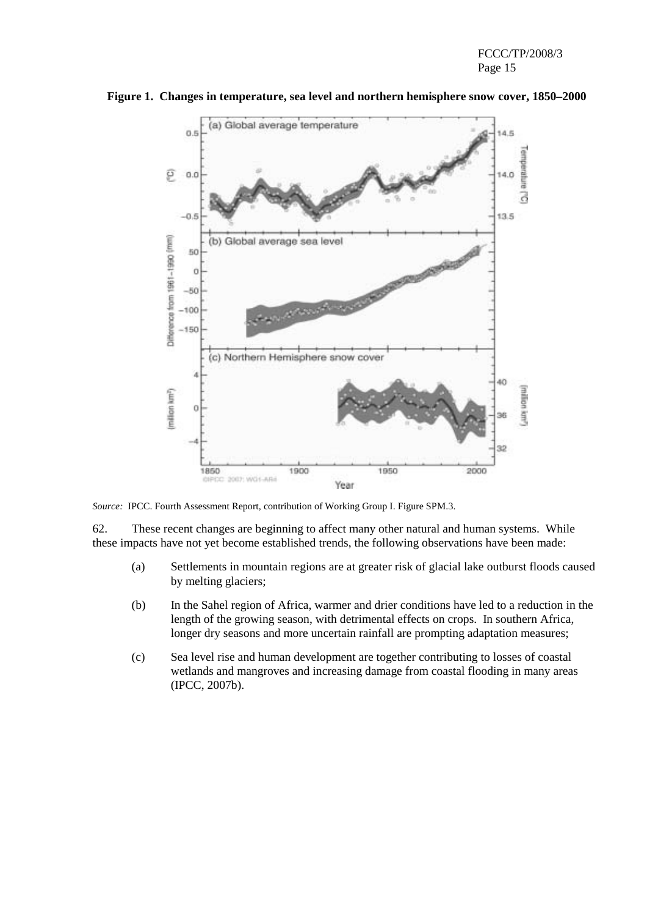**Figure 1. Changes in temperature, sea level and northern hemisphere snow cover, 1850–2000**

*Source:* IPCC. Fourth Assessment Report, contribution of Working Group I. Figure SPM.3.

62. These recent changes are beginning to affect many other natural and human systems. While these impacts have not yet become established trends, the following observations have been made:

(a) Settlements in mountain regions are at greater risk of glacial lake outburst floods caused by melting glaciers;

(b) In the Sahel region of Africa, warmer and drier conditions have led to a reduction in the length of the growing season, with detrimental effects on crops. In southern Africa, longer dry seasons and more uncertain rainfall are prompting adaptation measures;

(c) Sea level rise and human development are together contributing to losses of coastal wetlands and mangroves and increasing damage from coastal flooding in many areas (IPCC, 2007b).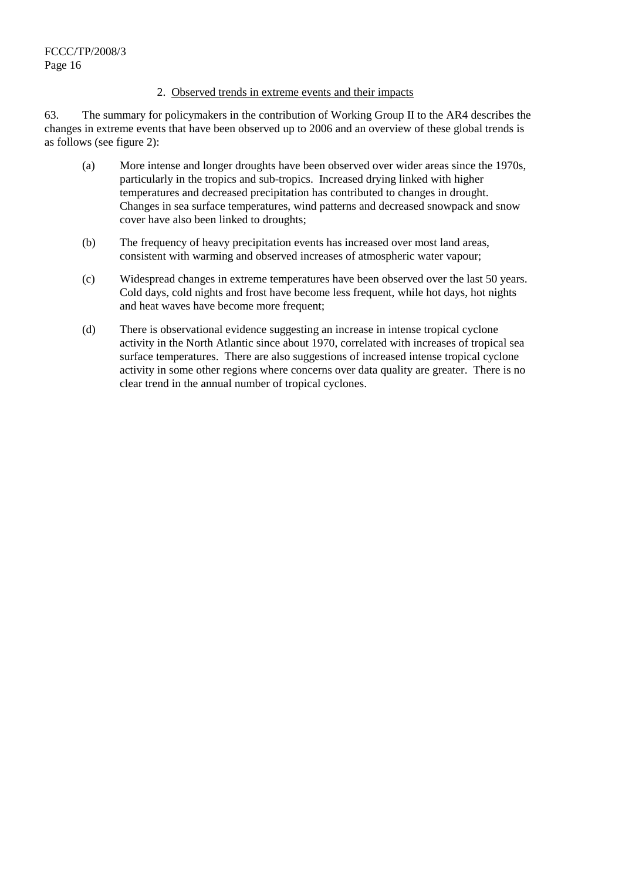### 2. Observed trends in extreme events and their impacts

63. The summary for policymakers in the contribution of Working Group II to the AR4 describes the changes in extreme events that have been observed up to 2006 and an overview of these global trends is as follows (see figure 2):

(a) More intense and longer droughts have been observed over wider areas since the 1970s, particularly in the tropics and sub-tropics. Increased drying linked with higher temperatures and decreased precipitation has contributed to changes in drought. Changes in sea surface temperatures, wind patterns and decreased snowpack and snow cover have also been linked to droughts;

(b) The frequency of heavy precipitation events has increased over most land areas, consistent with warming and observed increases of atmospheric water vapour;

(c) Widespread changes in extreme temperatures have been observed over the last 50 years. Cold days, cold nights and frost have become less frequent, while hot days, hot nights and heat waves have become more frequent;

(d) There is observational evidence suggesting an increase in intense tropical cyclone activity in the North Atlantic since about 1970, correlated with increases of tropical sea surface temperatures. There are also suggestions of increased intense tropical cyclone activity in some other regions where concerns over data quality are greater. There is no clear trend in the annual number of tropical cyclones.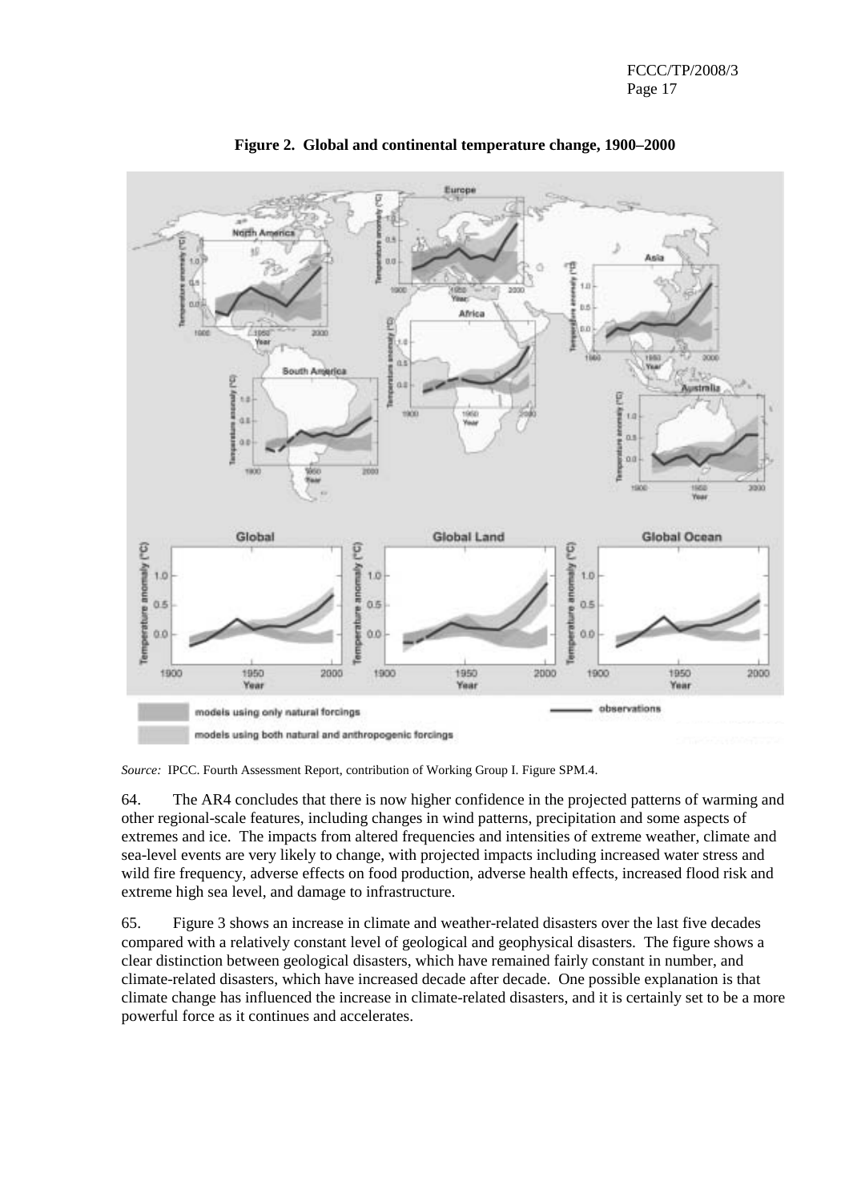**Figure 2. Global and continental temperature change, 1900–2000**

*Source:* IPCC. Fourth Assessment Report, contribution of Working Group I. Figure SPM.4.

64. The AR4 concludes that there is now higher confidence in the projected patterns of warming and other regional-scale features, including changes in wind patterns, precipitation and some aspects of extremes and ice. The impacts from altered frequencies and intensities of extreme weather, climate and sea-level events are very likely to change, with projected impacts including increased water stress and wild fire frequency, adverse effects on food production, adverse health effects, increased flood risk and extreme high sea level, and damage to infrastructure.

65. Figure 3 shows an increase in climate and weather-related disasters over the last five decades compared with a relatively constant level of geological and geophysical disasters. The figure shows a clear distinction between geological disasters, which have remained fairly constant in number, and climate-related disasters, which have increased decade after decade. One possible explanation is that climate change has influenced the increase in climate-related disasters, and it is certainly set to be a more powerful force as it continues and accelerates.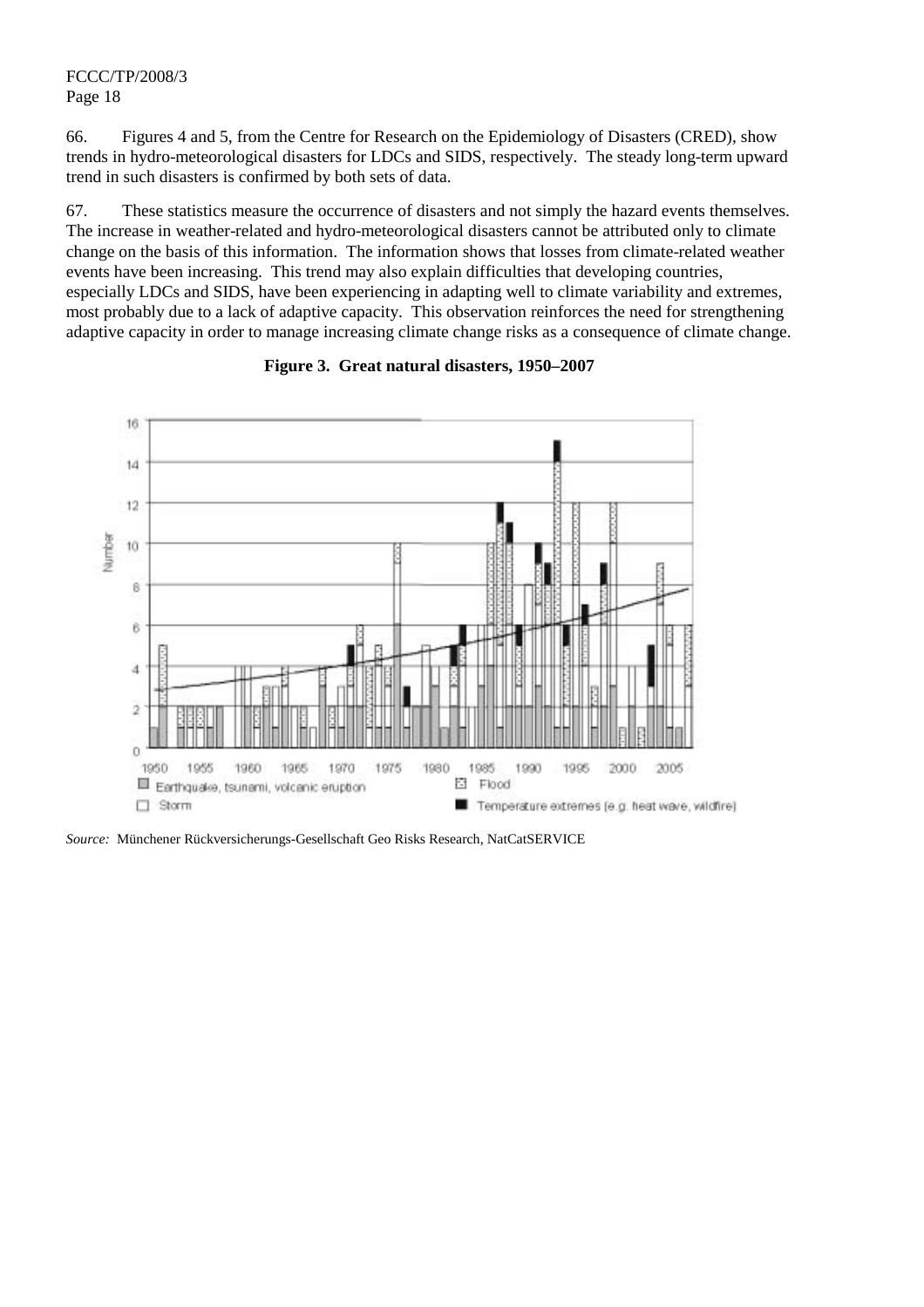66. Figures 4 and 5, from the Centre for Research on the Epidemiology of Disasters (CRED), show trends in hydro-meteorological disasters for LDCs and SIDS, respectively. The steady long-term upward trend in such disasters is confirmed by both sets of data.

67. These statistics measure the occurrence of disasters and not simply the hazard events themselves. The increase in weather-related and hydro-meteorological disasters cannot be attributed only to climate change on the basis of this information. The information shows that losses from climate-related weather events have been increasing. This trend may also explain difficulties that developing countries, especially LDCs and SIDS, have been experiencing in adapting well to climate variability and extremes, most probably due to a lack of adaptive capacity. This observation reinforces the need for strengthening adaptive capacity in order to manage increasing climate change risks as a consequence of climate change.

**Figure 3. Great natural disasters, 1950–2007**

*Source:* Münchener Rückversicherungs-Gesellschaft Geo Risks Research, NatCatSERVICE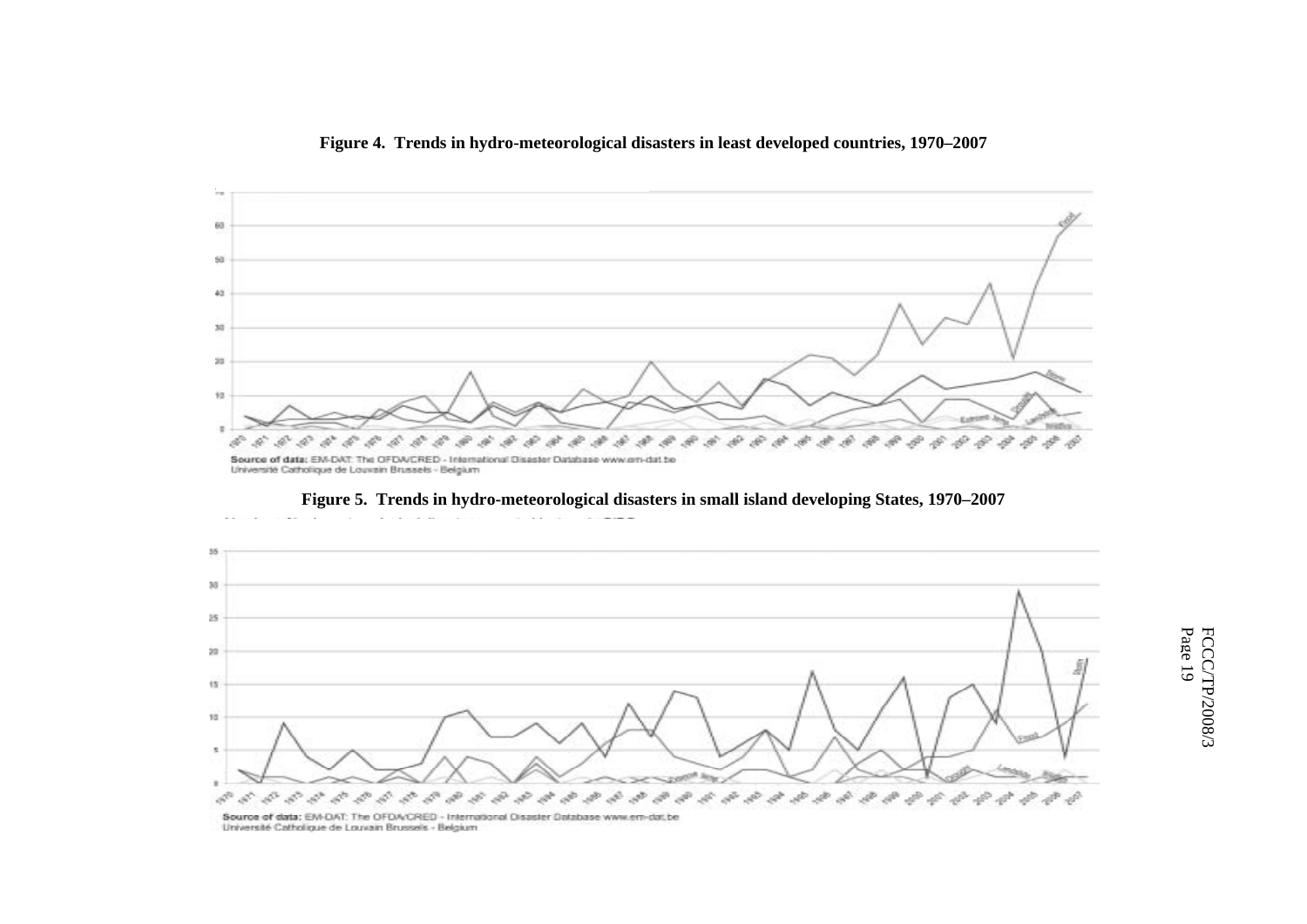**Figure 4. Trends in hydro-meteorological disasters in least developed countries, 1970–2007**

Source of data: EM-DAT: The OFDA/CRED - International Disaster Database www.em-dat.be
Université Catholique de Louvain Brussels - Belgium

**Figure 5. Trends in hydro-meteorological disasters in small island developing States, 1970–2007**

Source of data: EM-DAT: The OFDA/CRED - International Disaster Database www.em-dat.be
Université Catholique de Louvain Brussels - Belgium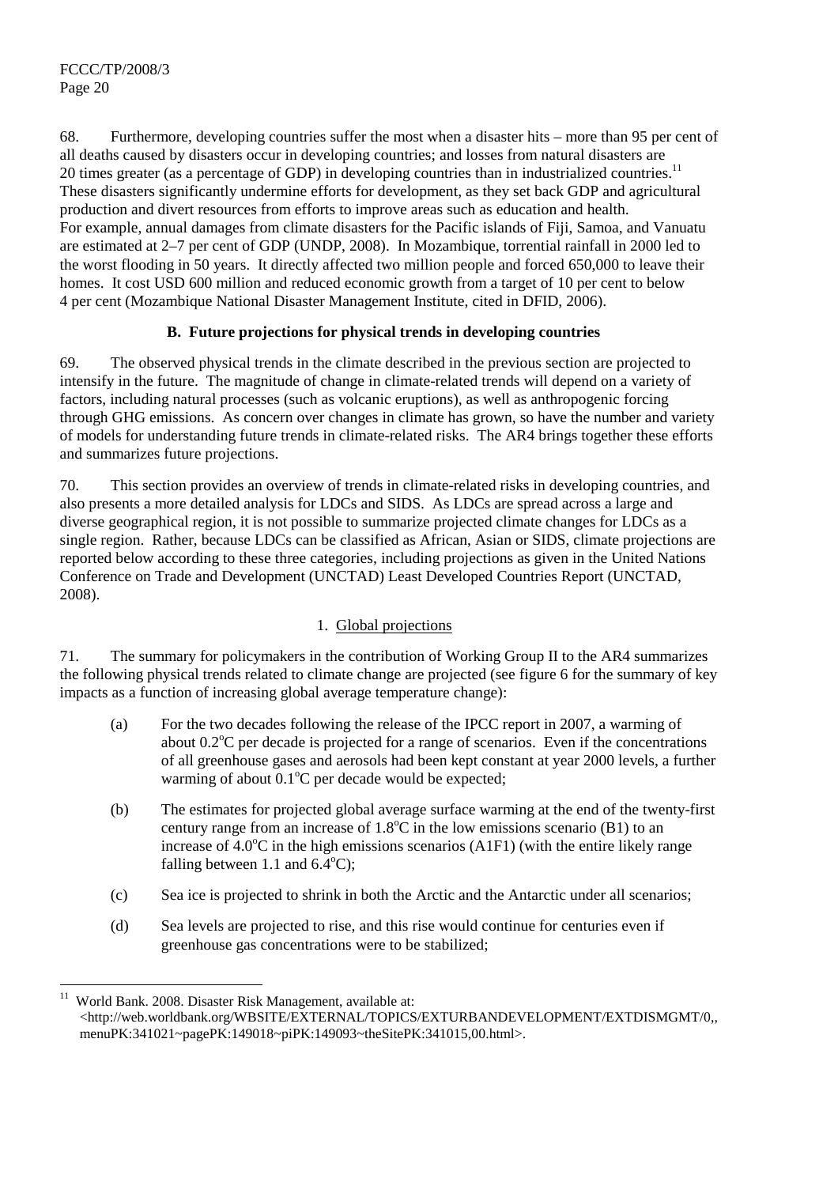68. Furthermore, developing countries suffer the most when a disaster hits – more than 95 per cent of all deaths caused by disasters occur in developing countries; and losses from natural disasters are 20 times greater (as a percentage of GDP) in developing countries than in industrialized countries.[11] These disasters significantly undermine efforts for development, as they set back GDP and agricultural production and divert resources from efforts to improve areas such as education and health. For example, annual damages from climate disasters for the Pacific islands of Fiji, Samoa, and Vanuatu are estimated at 2–7 per cent of GDP (UNDP, 2008). In Mozambique, torrential rainfall in 2000 led to the worst flooding in 50 years. It directly affected two million people and forced 650,000 to leave their homes. It cost USD 600 million and reduced economic growth from a target of 10 per cent to below 4 per cent (Mozambique National Disaster Management Institute, cited in DFID, 2006).

## B. Future projections for physical trends in developing countries

69. The observed physical trends in the climate described in the previous section are projected to intensify in the future. The magnitude of change in climate-related trends will depend on a variety of factors, including natural processes (such as volcanic eruptions), as well as anthropogenic forcing through GHG emissions. As concern over changes in climate has grown, so have the number and variety of models for understanding future trends in climate-related risks. The AR4 brings together these efforts and summarizes future projections.

70. This section provides an overview of trends in climate-related risks in developing countries, and also presents a more detailed analysis for LDCs and SIDS. As LDCs are spread across a large and diverse geographical region, it is not possible to summarize projected climate changes for LDCs as a single region. Rather, because LDCs can be classified as African, Asian or SIDS, climate projections are reported below according to these three categories, including projections as given in the United Nations Conference on Trade and Development (UNCTAD) Least Developed Countries Report (UNCTAD, 2008).

### 1. Global projections

71. The summary for policymakers in the contribution of Working Group II to the AR4 summarizes the following physical trends related to climate change are projected (see figure 6 for the summary of key impacts as a function of increasing global average temperature change):

(a) For the two decades following the release of the IPCC report in 2007, a warming of about 0.2°C per decade is projected for a range of scenarios. Even if the concentrations of all greenhouse gases and aerosols had been kept constant at year 2000 levels, a further warming of about 0.1°C per decade would be expected;

(b) The estimates for projected global average surface warming at the end of the twenty-first century range from an increase of 1.8°C in the low emissions scenario (B1) to an increase of 4.0°C in the high emissions scenarios (A1F1) (with the entire likely range falling between 1.1 and 6.4°C);

(c) Sea ice is projected to shrink in both the Arctic and the Antarctic under all scenarios;

(d) Sea levels are projected to rise, and this rise would continue for centuries even if greenhouse gas concentrations were to be stabilized;

---

[11] World Bank. 2008. Disaster Risk Management, available at: <http://web.worldbank.org/WBSITE/EXTERNAL/TOPICS/EXTURBANDEVELOPMENT/EXTDISMGMT/0,,menuPK:341021~pagePK:149018~piPK:149093~theSitePK:341015,00.html>.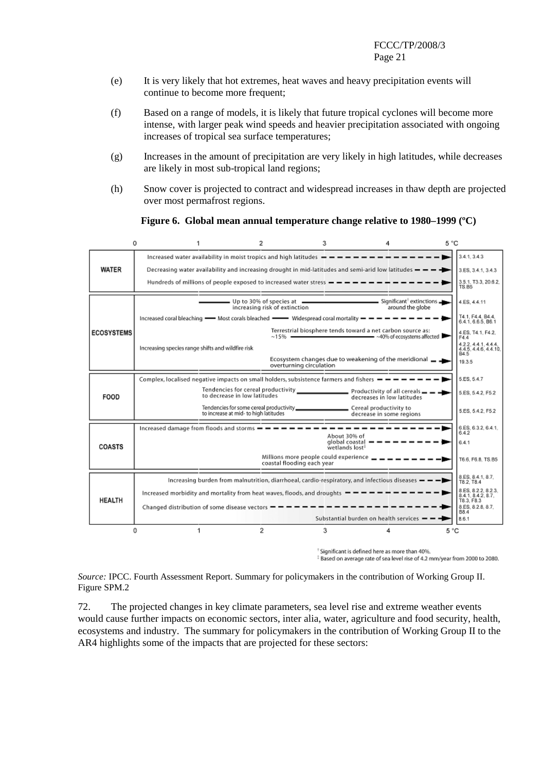(e) It is very likely that hot extremes, heat waves and heavy precipitation events will continue to become more frequent;

(f) Based on a range of models, it is likely that future tropical cyclones will become more intense, with larger peak wind speeds and heavier precipitation associated with ongoing increases of tropical sea surface temperatures;

(g) Increases in the amount of precipitation are very likely in high latitudes, while decreases are likely in most sub-tropical land regions;

(h) Snow cover is projected to contract and widespread increases in thaw depth are projected over most permafrost regions.

**Figure 6. Global mean annual temperature change relative to 1980–1999 (ºC)**

| | 0 – 5 °C | |
|---|---|---|
| **WATER** | Increased water availability in moist tropics and high latitudes | 3.4.1, 3.4.3 |
| | Decreasing water availability and increasing drought in mid-latitudes and semi-arid low latitudes | 3.ES, 3.4.1, 3.4.3 |
| | Hundreds of millions of people exposed to increased water stress | 3.5.1, T3.3, 20.6.2, TS.B5 |
| **ECOSYSTEMS** | Up to 30% of species at increasing risk of extinction — Significant[†] extinctions around the globe | 4.ES, 4.4.11 |
| | Increased coral bleaching — Most corals bleached — Widespread coral mortality | T4.1, F4.4, B4.4, 6.4.1, 6.6.5, B6.1 |
| | Terrestrial biosphere tends toward a net carbon source as: ~15% — ~40% of ecosystems affected | 4.ES, T4.1, F4.2, F4.4 |
| | Increasing species range shifts and wildfire risk | 4.2.2, 4.4.1, 4.4.4, 4.4.5, 4.4.6, 4.4.10, B4.5 |
| | Ecosystem changes due to weakening of the meridional overturning circulation | 19.3.5 |
| **FOOD** | Complex, localised negative impacts on small holders, subsistence farmers and fishers | 5.ES, 5.4.7 |
| | Tendencies for cereal productivity to decrease in low latitudes — Productivity of all cereals decreases in low latitudes | 5.ES, 5.4.2, F5.2 |
| | Tendencies for some cereal productivity to increase at mid- to high latitudes — Cereal productivity to decrease in some regions | 5.ES, 5.4.2, F5.2 |
| **COASTS** | Increased damage from floods and storms | 6.ES, 6.3.2, 6.4.1, 6.4.2 |
| | About 30% of global coastal wetlands lost[‡] | 6.4.1 |
| | Millions more people could experience coastal flooding each year | T6.6, F6.8, TS.B5 |
| **HEALTH** | Increasing burden from malnutrition, diarrhoeal, cardio-respiratory, and infectious diseases | 8.ES, 8.4.1, 8.7, T8.2, T8.4 |
| | Increased morbidity and mortality from heat waves, floods, and droughts | 8.ES, 8.2.2, 8.2.3, 8.4.1, 8.4.2, 8.7, T8.3, F8.3 |
| | Changed distribution of some disease vectors | 8.ES, 8.2.8, 8.7, B8.4 |
| | Substantial burden on health services | 8.6.1 |

[†] Significant is defined here as more than 40%.
[‡] Based on average rate of sea level rise of 4.2 mm/year from 2000 to 2080.

*Source:* IPCC. Fourth Assessment Report. Summary for policymakers in the contribution of Working Group II. Figure SPM.2

72. The projected changes in key climate parameters, sea level rise and extreme weather events would cause further impacts on economic sectors, inter alia, water, agriculture and food security, health, ecosystems and industry. The summary for policymakers in the contribution of Working Group II to the AR4 highlights some of the impacts that are projected for these sectors: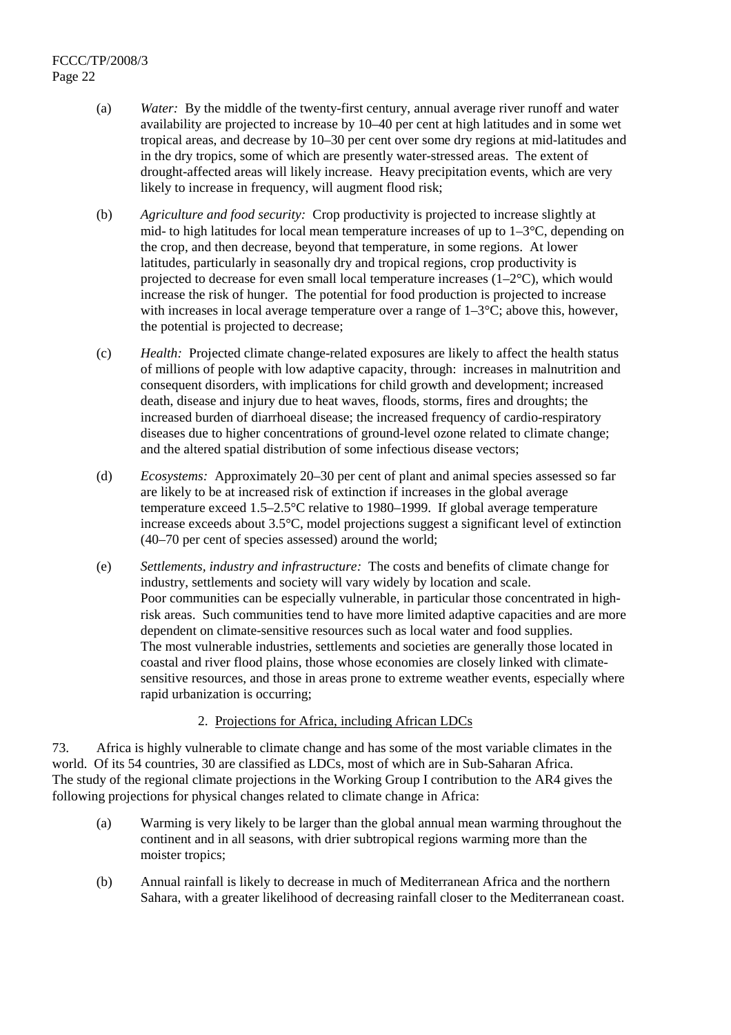(a) *Water:* By the middle of the twenty-first century, annual average river runoff and water availability are projected to increase by 10–40 per cent at high latitudes and in some wet tropical areas, and decrease by 10–30 per cent over some dry regions at mid-latitudes and in the dry tropics, some of which are presently water-stressed areas. The extent of drought-affected areas will likely increase. Heavy precipitation events, which are very likely to increase in frequency, will augment flood risk;

(b) *Agriculture and food security:* Crop productivity is projected to increase slightly at mid- to high latitudes for local mean temperature increases of up to 1–3°C, depending on the crop, and then decrease, beyond that temperature, in some regions. At lower latitudes, particularly in seasonally dry and tropical regions, crop productivity is projected to decrease for even small local temperature increases (1–2°C), which would increase the risk of hunger. The potential for food production is projected to increase with increases in local average temperature over a range of 1–3°C; above this, however, the potential is projected to decrease;

(c) *Health:* Projected climate change-related exposures are likely to affect the health status of millions of people with low adaptive capacity, through: increases in malnutrition and consequent disorders, with implications for child growth and development; increased death, disease and injury due to heat waves, floods, storms, fires and droughts; the increased burden of diarrhoeal disease; the increased frequency of cardio-respiratory diseases due to higher concentrations of ground-level ozone related to climate change; and the altered spatial distribution of some infectious disease vectors;

(d) *Ecosystems:* Approximately 20–30 per cent of plant and animal species assessed so far are likely to be at increased risk of extinction if increases in the global average temperature exceed 1.5–2.5°C relative to 1980–1999. If global average temperature increase exceeds about 3.5°C, model projections suggest a significant level of extinction (40–70 per cent of species assessed) around the world;

(e) *Settlements, industry and infrastructure:* The costs and benefits of climate change for industry, settlements and society will vary widely by location and scale. Poor communities can be especially vulnerable, in particular those concentrated in high-risk areas. Such communities tend to have more limited adaptive capacities and are more dependent on climate-sensitive resources such as local water and food supplies. The most vulnerable industries, settlements and societies are generally those located in coastal and river flood plains, those whose economies are closely linked with climate-sensitive resources, and those in areas prone to extreme weather events, especially where rapid urbanization is occurring;

### 2. Projections for Africa, including African LDCs

73. Africa is highly vulnerable to climate change and has some of the most variable climates in the world. Of its 54 countries, 30 are classified as LDCs, most of which are in Sub-Saharan Africa. The study of the regional climate projections in the Working Group I contribution to the AR4 gives the following projections for physical changes related to climate change in Africa:

(a) Warming is very likely to be larger than the global annual mean warming throughout the continent and in all seasons, with drier subtropical regions warming more than the moister tropics;

(b) Annual rainfall is likely to decrease in much of Mediterranean Africa and the northern Sahara, with a greater likelihood of decreasing rainfall closer to the Mediterranean coast.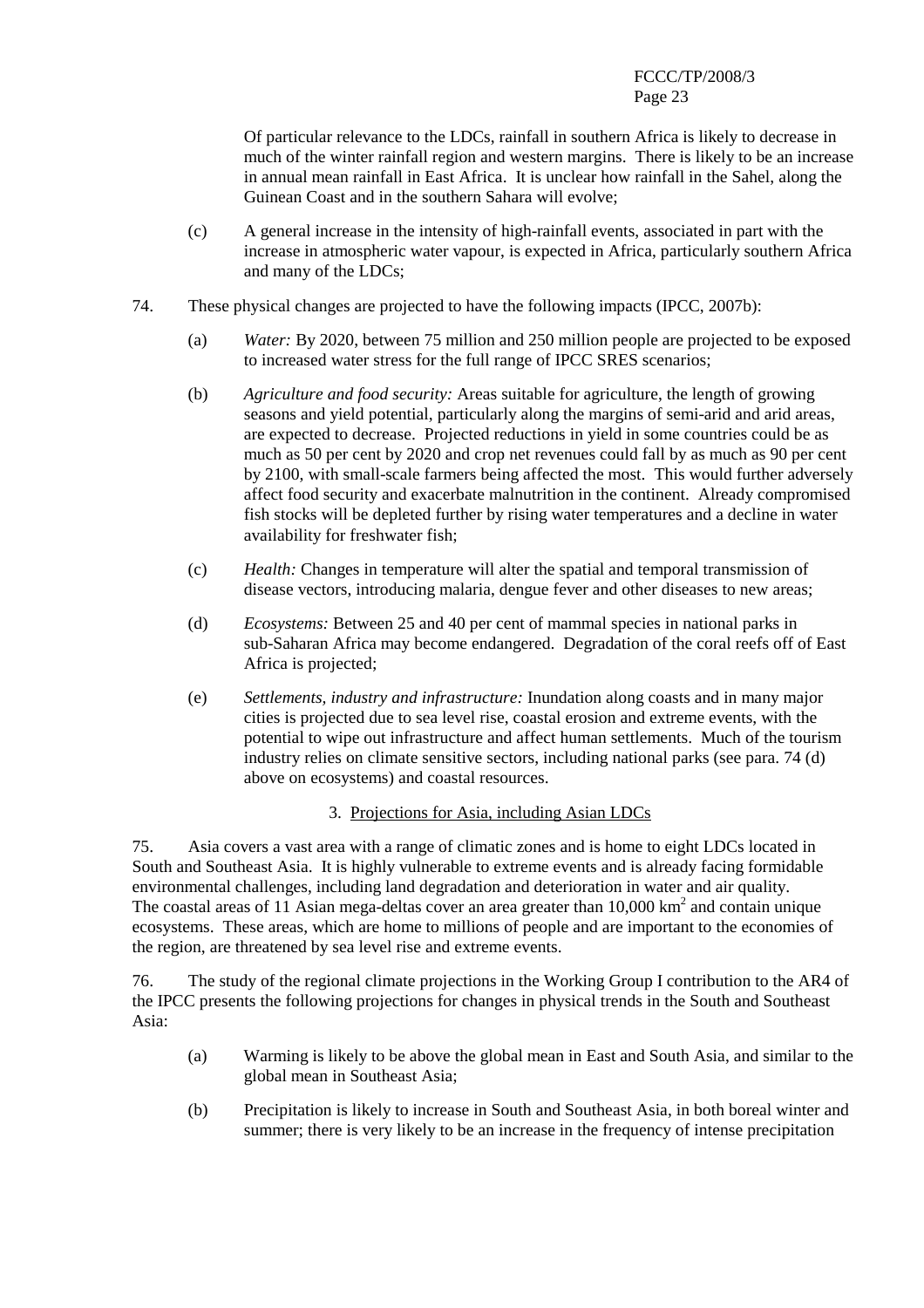Of particular relevance to the LDCs, rainfall in southern Africa is likely to decrease in much of the winter rainfall region and western margins. There is likely to be an increase in annual mean rainfall in East Africa. It is unclear how rainfall in the Sahel, along the Guinean Coast and in the southern Sahara will evolve;

(c) A general increase in the intensity of high-rainfall events, associated in part with the increase in atmospheric water vapour, is expected in Africa, particularly southern Africa and many of the LDCs;

74. These physical changes are projected to have the following impacts (IPCC, 2007b):

(a) *Water:* By 2020, between 75 million and 250 million people are projected to be exposed to increased water stress for the full range of IPCC SRES scenarios;

(b) *Agriculture and food security:* Areas suitable for agriculture, the length of growing seasons and yield potential, particularly along the margins of semi-arid and arid areas, are expected to decrease. Projected reductions in yield in some countries could be as much as 50 per cent by 2020 and crop net revenues could fall by as much as 90 per cent by 2100, with small-scale farmers being affected the most. This would further adversely affect food security and exacerbate malnutrition in the continent. Already compromised fish stocks will be depleted further by rising water temperatures and a decline in water availability for freshwater fish;

(c) *Health:* Changes in temperature will alter the spatial and temporal transmission of disease vectors, introducing malaria, dengue fever and other diseases to new areas;

(d) *Ecosystems:* Between 25 and 40 per cent of mammal species in national parks in sub-Saharan Africa may become endangered. Degradation of the coral reefs off of East Africa is projected;

(e) *Settlements, industry and infrastructure:* Inundation along coasts and in many major cities is projected due to sea level rise, coastal erosion and extreme events, with the potential to wipe out infrastructure and affect human settlements. Much of the tourism industry relies on climate sensitive sectors, including national parks (see para. 74 (d) above on ecosystems) and coastal resources.

### 3. Projections for Asia, including Asian LDCs

75. Asia covers a vast area with a range of climatic zones and is home to eight LDCs located in South and Southeast Asia. It is highly vulnerable to extreme events and is already facing formidable environmental challenges, including land degradation and deterioration in water and air quality. The coastal areas of 11 Asian mega-deltas cover an area greater than 10,000 $km^2$ and contain unique ecosystems. These areas, which are home to millions of people and are important to the economies of the region, are threatened by sea level rise and extreme events.

76. The study of the regional climate projections in the Working Group I contribution to the AR4 of the IPCC presents the following projections for changes in physical trends in the South and Southeast Asia:

(a) Warming is likely to be above the global mean in East and South Asia, and similar to the global mean in Southeast Asia;

(b) Precipitation is likely to increase in South and Southeast Asia, in both boreal winter and summer; there is very likely to be an increase in the frequency of intense precipitation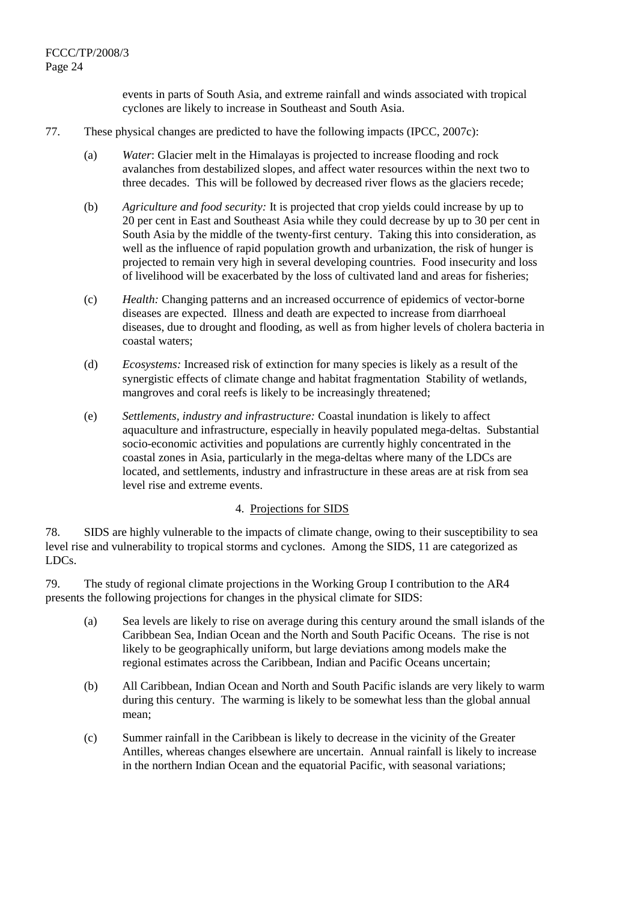events in parts of South Asia, and extreme rainfall and winds associated with tropical cyclones are likely to increase in Southeast and South Asia.

77. These physical changes are predicted to have the following impacts (IPCC, 2007c):

(a) *Water*: Glacier melt in the Himalayas is projected to increase flooding and rock avalanches from destabilized slopes, and affect water resources within the next two to three decades. This will be followed by decreased river flows as the glaciers recede;

(b) *Agriculture and food security:* It is projected that crop yields could increase by up to 20 per cent in East and Southeast Asia while they could decrease by up to 30 per cent in South Asia by the middle of the twenty-first century. Taking this into consideration, as well as the influence of rapid population growth and urbanization, the risk of hunger is projected to remain very high in several developing countries. Food insecurity and loss of livelihood will be exacerbated by the loss of cultivated land and areas for fisheries;

(c) *Health:* Changing patterns and an increased occurrence of epidemics of vector-borne diseases are expected. Illness and death are expected to increase from diarrhoeal diseases, due to drought and flooding, as well as from higher levels of cholera bacteria in coastal waters;

(d) *Ecosystems:* Increased risk of extinction for many species is likely as a result of the synergistic effects of climate change and habitat fragmentation Stability of wetlands, mangroves and coral reefs is likely to be increasingly threatened;

(e) *Settlements, industry and infrastructure:* Coastal inundation is likely to affect aquaculture and infrastructure, especially in heavily populated mega-deltas. Substantial socio-economic activities and populations are currently highly concentrated in the coastal zones in Asia, particularly in the mega-deltas where many of the LDCs are located, and settlements, industry and infrastructure in these areas are at risk from sea level rise and extreme events.

### 4. Projections for SIDS

78. SIDS are highly vulnerable to the impacts of climate change, owing to their susceptibility to sea level rise and vulnerability to tropical storms and cyclones. Among the SIDS, 11 are categorized as LDCs.

79. The study of regional climate projections in the Working Group I contribution to the AR4 presents the following projections for changes in the physical climate for SIDS:

(a) Sea levels are likely to rise on average during this century around the small islands of the Caribbean Sea, Indian Ocean and the North and South Pacific Oceans. The rise is not likely to be geographically uniform, but large deviations among models make the regional estimates across the Caribbean, Indian and Pacific Oceans uncertain;

(b) All Caribbean, Indian Ocean and North and South Pacific islands are very likely to warm during this century. The warming is likely to be somewhat less than the global annual mean;

(c) Summer rainfall in the Caribbean is likely to decrease in the vicinity of the Greater Antilles, whereas changes elsewhere are uncertain. Annual rainfall is likely to increase in the northern Indian Ocean and the equatorial Pacific, with seasonal variations;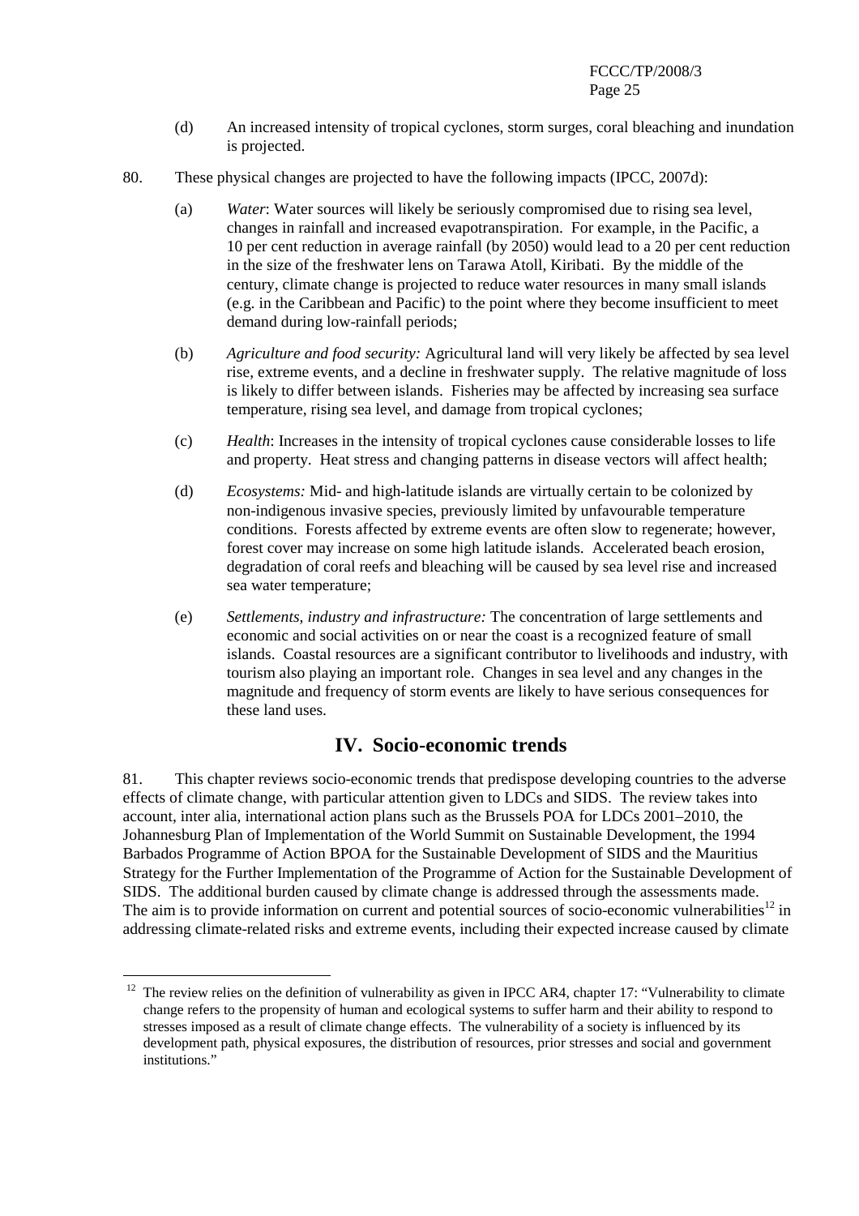(d) An increased intensity of tropical cyclones, storm surges, coral bleaching and inundation is projected.

80. These physical changes are projected to have the following impacts (IPCC, 2007d):

(a) *Water*: Water sources will likely be seriously compromised due to rising sea level, changes in rainfall and increased evapotranspiration. For example, in the Pacific, a 10 per cent reduction in average rainfall (by 2050) would lead to a 20 per cent reduction in the size of the freshwater lens on Tarawa Atoll, Kiribati. By the middle of the century, climate change is projected to reduce water resources in many small islands (e.g. in the Caribbean and Pacific) to the point where they become insufficient to meet demand during low-rainfall periods;

(b) *Agriculture and food security:* Agricultural land will very likely be affected by sea level rise, extreme events, and a decline in freshwater supply. The relative magnitude of loss is likely to differ between islands. Fisheries may be affected by increasing sea surface temperature, rising sea level, and damage from tropical cyclones;

(c) *Health*: Increases in the intensity of tropical cyclones cause considerable losses to life and property. Heat stress and changing patterns in disease vectors will affect health;

(d) *Ecosystems:* Mid- and high-latitude islands are virtually certain to be colonized by non-indigenous invasive species, previously limited by unfavourable temperature conditions. Forests affected by extreme events are often slow to regenerate; however, forest cover may increase on some high latitude islands. Accelerated beach erosion, degradation of coral reefs and bleaching will be caused by sea level rise and increased sea water temperature;

(e) *Settlements, industry and infrastructure:* The concentration of large settlements and economic and social activities on or near the coast is a recognized feature of small islands. Coastal resources are a significant contributor to livelihoods and industry, with tourism also playing an important role. Changes in sea level and any changes in the magnitude and frequency of storm events are likely to have serious consequences for these land uses.

# IV. Socio-economic trends

81. This chapter reviews socio-economic trends that predispose developing countries to the adverse effects of climate change, with particular attention given to LDCs and SIDS. The review takes into account, inter alia, international action plans such as the Brussels POA for LDCs 2001–2010, the Johannesburg Plan of Implementation of the World Summit on Sustainable Development, the 1994 Barbados Programme of Action BPOA for the Sustainable Development of SIDS and the Mauritius Strategy for the Further Implementation of the Programme of Action for the Sustainable Development of SIDS. The additional burden caused by climate change is addressed through the assessments made. The aim is to provide information on current and potential sources of socio-economic vulnerabilities[12] in addressing climate-related risks and extreme events, including their expected increase caused by climate

[12] The review relies on the definition of vulnerability as given in IPCC AR4, chapter 17: "Vulnerability to climate change refers to the propensity of human and ecological systems to suffer harm and their ability to respond to stresses imposed as a result of climate change effects. The vulnerability of a society is influenced by its development path, physical exposures, the distribution of resources, prior stresses and social and government institutions."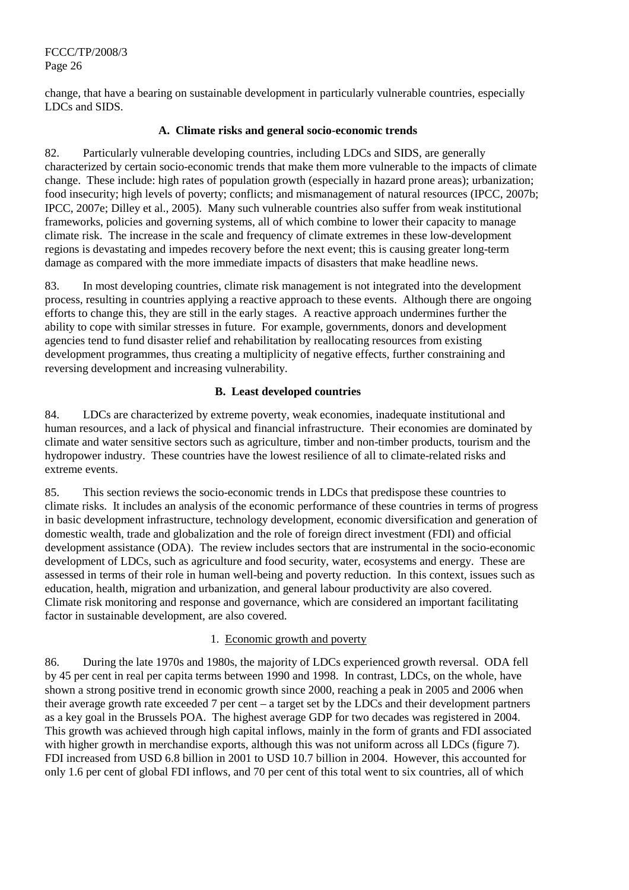change, that have a bearing on sustainable development in particularly vulnerable countries, especially LDCs and SIDS.

### A. Climate risks and general socio-economic trends

82. Particularly vulnerable developing countries, including LDCs and SIDS, are generally characterized by certain socio-economic trends that make them more vulnerable to the impacts of climate change. These include: high rates of population growth (especially in hazard prone areas); urbanization; food insecurity; high levels of poverty; conflicts; and mismanagement of natural resources (IPCC, 2007b; IPCC, 2007e; Dilley et al., 2005). Many such vulnerable countries also suffer from weak institutional frameworks, policies and governing systems, all of which combine to lower their capacity to manage climate risk. The increase in the scale and frequency of climate extremes in these low-development regions is devastating and impedes recovery before the next event; this is causing greater long-term damage as compared with the more immediate impacts of disasters that make headline news.

83. In most developing countries, climate risk management is not integrated into the development process, resulting in countries applying a reactive approach to these events. Although there are ongoing efforts to change this, they are still in the early stages. A reactive approach undermines further the ability to cope with similar stresses in future. For example, governments, donors and development agencies tend to fund disaster relief and rehabilitation by reallocating resources from existing development programmes, thus creating a multiplicity of negative effects, further constraining and reversing development and increasing vulnerability.

### B. Least developed countries

84. LDCs are characterized by extreme poverty, weak economies, inadequate institutional and human resources, and a lack of physical and financial infrastructure. Their economies are dominated by climate and water sensitive sectors such as agriculture, timber and non-timber products, tourism and the hydropower industry. These countries have the lowest resilience of all to climate-related risks and extreme events.

85. This section reviews the socio-economic trends in LDCs that predispose these countries to climate risks. It includes an analysis of the economic performance of these countries in terms of progress in basic development infrastructure, technology development, economic diversification and generation of domestic wealth, trade and globalization and the role of foreign direct investment (FDI) and official development assistance (ODA). The review includes sectors that are instrumental in the socio-economic development of LDCs, such as agriculture and food security, water, ecosystems and energy. These are assessed in terms of their role in human well-being and poverty reduction. In this context, issues such as education, health, migration and urbanization, and general labour productivity are also covered. Climate risk monitoring and response and governance, which are considered an important facilitating factor in sustainable development, are also covered.

#### 1. Economic growth and poverty

86. During the late 1970s and 1980s, the majority of LDCs experienced growth reversal. ODA fell by 45 per cent in real per capita terms between 1990 and 1998. In contrast, LDCs, on the whole, have shown a strong positive trend in economic growth since 2000, reaching a peak in 2005 and 2006 when their average growth rate exceeded 7 per cent – a target set by the LDCs and their development partners as a key goal in the Brussels POA. The highest average GDP for two decades was registered in 2004. This growth was achieved through high capital inflows, mainly in the form of grants and FDI associated with higher growth in merchandise exports, although this was not uniform across all LDCs (figure 7). FDI increased from USD 6.8 billion in 2001 to USD 10.7 billion in 2004. However, this accounted for only 1.6 per cent of global FDI inflows, and 70 per cent of this total went to six countries, all of which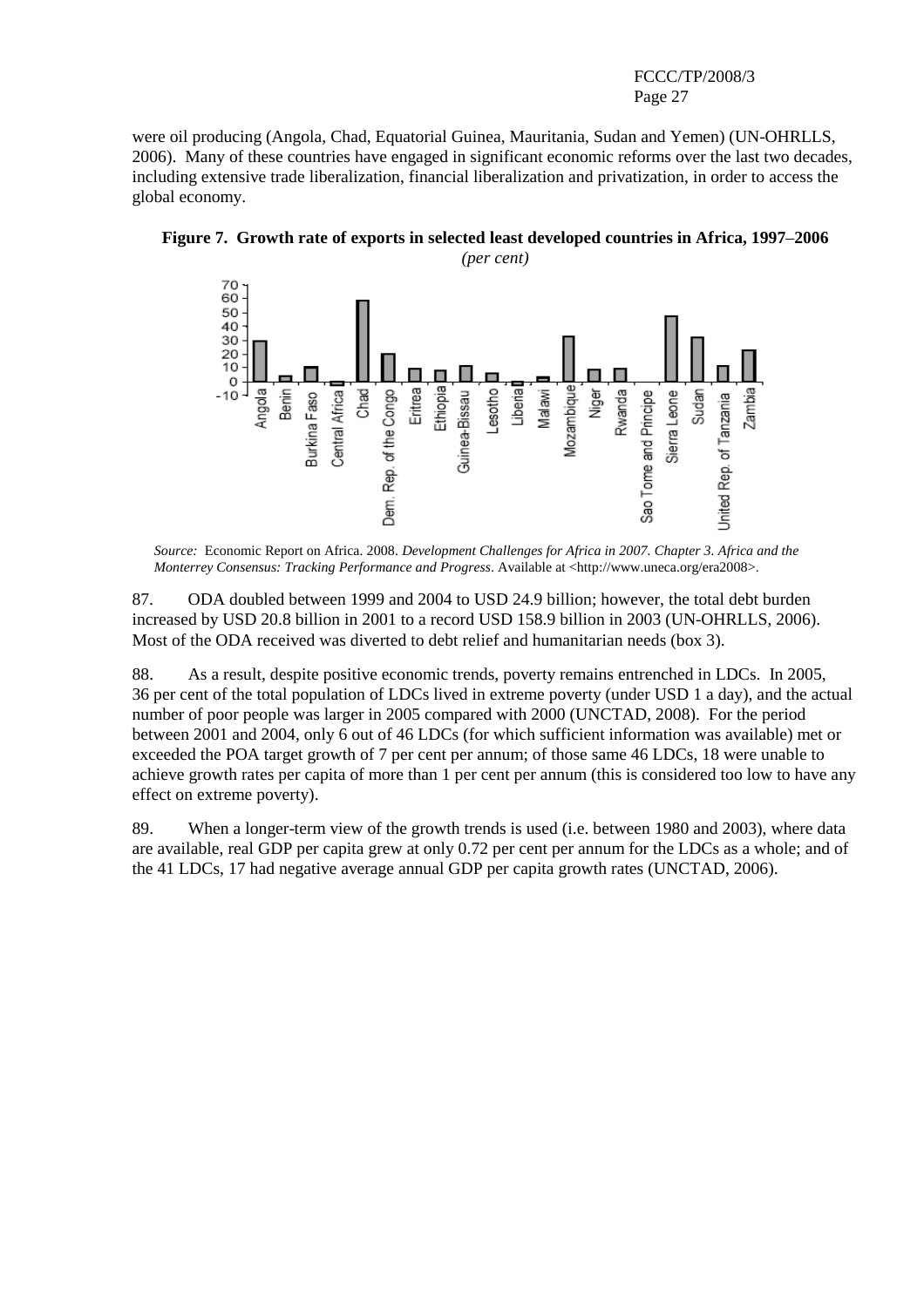were oil producing (Angola, Chad, Equatorial Guinea, Mauritania, Sudan and Yemen) (UN-OHRLLS, 2006). Many of these countries have engaged in significant economic reforms over the last two decades, including extensive trade liberalization, financial liberalization and privatization, in order to access the global economy.

**Figure 7. Growth rate of exports in selected least developed countries in Africa, 1997–2006**
*(per cent)*

*Source:* Economic Report on Africa. 2008. *Development Challenges for Africa in 2007. Chapter 3. Africa and the Monterrey Consensus: Tracking Performance and Progress*. Available at <http://www.uneca.org/era2008>.

87. ODA doubled between 1999 and 2004 to USD 24.9 billion; however, the total debt burden increased by USD 20.8 billion in 2001 to a record USD 158.9 billion in 2003 (UN-OHRLLS, 2006). Most of the ODA received was diverted to debt relief and humanitarian needs (box 3).

88. As a result, despite positive economic trends, poverty remains entrenched in LDCs. In 2005, 36 per cent of the total population of LDCs lived in extreme poverty (under USD 1 a day), and the actual number of poor people was larger in 2005 compared with 2000 (UNCTAD, 2008). For the period between 2001 and 2004, only 6 out of 46 LDCs (for which sufficient information was available) met or exceeded the POA target growth of 7 per cent per annum; of those same 46 LDCs, 18 were unable to achieve growth rates per capita of more than 1 per cent per annum (this is considered too low to have any effect on extreme poverty).

89. When a longer-term view of the growth trends is used (i.e. between 1980 and 2003), where data are available, real GDP per capita grew at only 0.72 per cent per annum for the LDCs as a whole; and of the 41 LDCs, 17 had negative average annual GDP per capita growth rates (UNCTAD, 2006).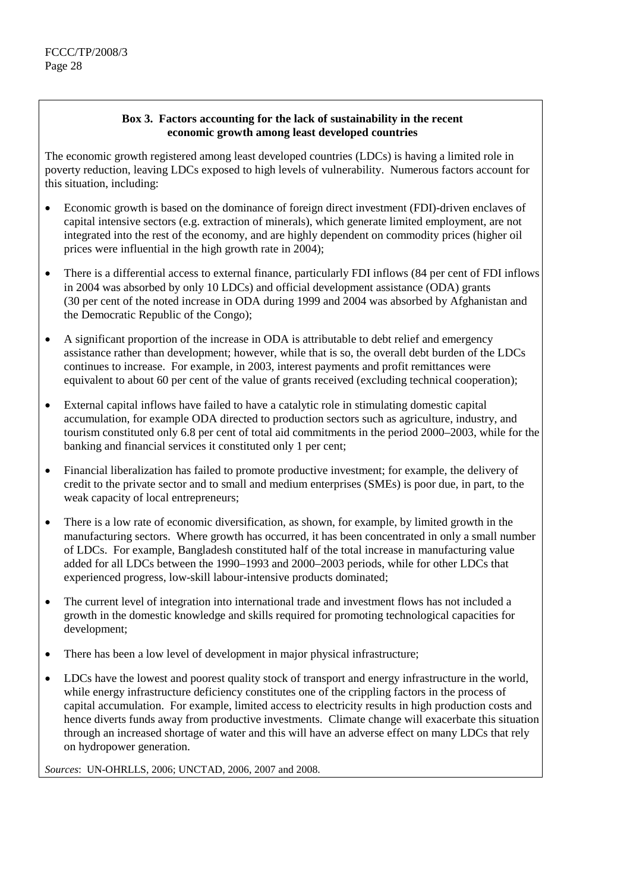**Box 3. Factors accounting for the lack of sustainability in the recent economic growth among least developed countries**

The economic growth registered among least developed countries (LDCs) is having a limited role in poverty reduction, leaving LDCs exposed to high levels of vulnerability. Numerous factors account for this situation, including:

- Economic growth is based on the dominance of foreign direct investment (FDI)-driven enclaves of capital intensive sectors (e.g. extraction of minerals), which generate limited employment, are not integrated into the rest of the economy, and are highly dependent on commodity prices (higher oil prices were influential in the high growth rate in 2004);
- There is a differential access to external finance, particularly FDI inflows (84 per cent of FDI inflows in 2004 was absorbed by only 10 LDCs) and official development assistance (ODA) grants (30 per cent of the noted increase in ODA during 1999 and 2004 was absorbed by Afghanistan and the Democratic Republic of the Congo);
- A significant proportion of the increase in ODA is attributable to debt relief and emergency assistance rather than development; however, while that is so, the overall debt burden of the LDCs continues to increase. For example, in 2003, interest payments and profit remittances were equivalent to about 60 per cent of the value of grants received (excluding technical cooperation);
- External capital inflows have failed to have a catalytic role in stimulating domestic capital accumulation, for example ODA directed to production sectors such as agriculture, industry, and tourism constituted only 6.8 per cent of total aid commitments in the period 2000–2003, while for the banking and financial services it constituted only 1 per cent;
- Financial liberalization has failed to promote productive investment; for example, the delivery of credit to the private sector and to small and medium enterprises (SMEs) is poor due, in part, to the weak capacity of local entrepreneurs;
- There is a low rate of economic diversification, as shown, for example, by limited growth in the manufacturing sectors. Where growth has occurred, it has been concentrated in only a small number of LDCs. For example, Bangladesh constituted half of the total increase in manufacturing value added for all LDCs between the 1990–1993 and 2000–2003 periods, while for other LDCs that experienced progress, low-skill labour-intensive products dominated;
- The current level of integration into international trade and investment flows has not included a growth in the domestic knowledge and skills required for promoting technological capacities for development;
- There has been a low level of development in major physical infrastructure;
- LDCs have the lowest and poorest quality stock of transport and energy infrastructure in the world, while energy infrastructure deficiency constitutes one of the crippling factors in the process of capital accumulation. For example, limited access to electricity results in high production costs and hence diverts funds away from productive investments. Climate change will exacerbate this situation through an increased shortage of water and this will have an adverse effect on many LDCs that rely on hydropower generation.

*Sources*: UN-OHRLLS, 2006; UNCTAD, 2006, 2007 and 2008.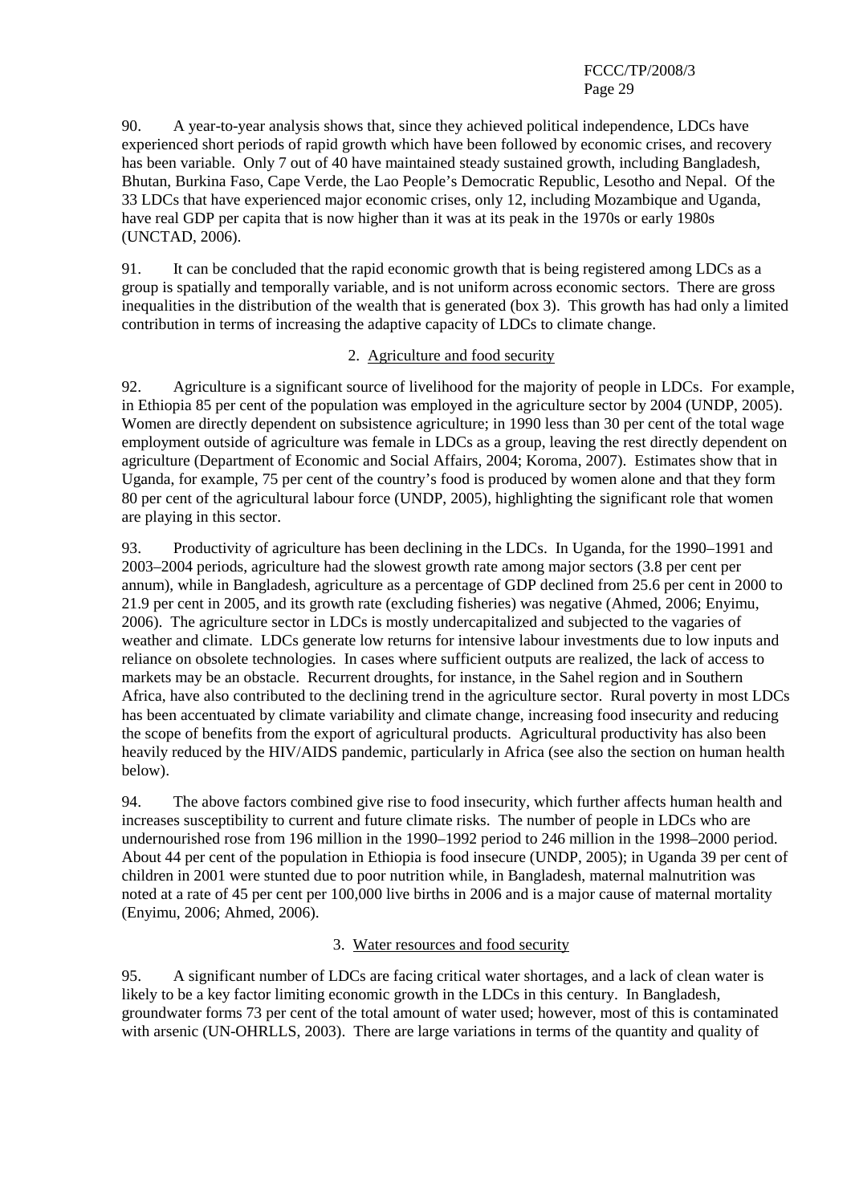90. A year-to-year analysis shows that, since they achieved political independence, LDCs have experienced short periods of rapid growth which have been followed by economic crises, and recovery has been variable. Only 7 out of 40 have maintained steady sustained growth, including Bangladesh, Bhutan, Burkina Faso, Cape Verde, the Lao People's Democratic Republic, Lesotho and Nepal. Of the 33 LDCs that have experienced major economic crises, only 12, including Mozambique and Uganda, have real GDP per capita that is now higher than it was at its peak in the 1970s or early 1980s (UNCTAD, 2006).

91. It can be concluded that the rapid economic growth that is being registered among LDCs as a group is spatially and temporally variable, and is not uniform across economic sectors. There are gross inequalities in the distribution of the wealth that is generated (box 3). This growth has had only a limited contribution in terms of increasing the adaptive capacity of LDCs to climate change.

### 2. Agriculture and food security

92. Agriculture is a significant source of livelihood for the majority of people in LDCs. For example, in Ethiopia 85 per cent of the population was employed in the agriculture sector by 2004 (UNDP, 2005). Women are directly dependent on subsistence agriculture; in 1990 less than 30 per cent of the total wage employment outside of agriculture was female in LDCs as a group, leaving the rest directly dependent on agriculture (Department of Economic and Social Affairs, 2004; Koroma, 2007). Estimates show that in Uganda, for example, 75 per cent of the country's food is produced by women alone and that they form 80 per cent of the agricultural labour force (UNDP, 2005), highlighting the significant role that women are playing in this sector.

93. Productivity of agriculture has been declining in the LDCs. In Uganda, for the 1990–1991 and 2003–2004 periods, agriculture had the slowest growth rate among major sectors (3.8 per cent per annum), while in Bangladesh, agriculture as a percentage of GDP declined from 25.6 per cent in 2000 to 21.9 per cent in 2005, and its growth rate (excluding fisheries) was negative (Ahmed, 2006; Enyimu, 2006). The agriculture sector in LDCs is mostly undercapitalized and subjected to the vagaries of weather and climate. LDCs generate low returns for intensive labour investments due to low inputs and reliance on obsolete technologies. In cases where sufficient outputs are realized, the lack of access to markets may be an obstacle. Recurrent droughts, for instance, in the Sahel region and in Southern Africa, have also contributed to the declining trend in the agriculture sector. Rural poverty in most LDCs has been accentuated by climate variability and climate change, increasing food insecurity and reducing the scope of benefits from the export of agricultural products. Agricultural productivity has also been heavily reduced by the HIV/AIDS pandemic, particularly in Africa (see also the section on human health below).

94. The above factors combined give rise to food insecurity, which further affects human health and increases susceptibility to current and future climate risks. The number of people in LDCs who are undernourished rose from 196 million in the 1990–1992 period to 246 million in the 1998–2000 period. About 44 per cent of the population in Ethiopia is food insecure (UNDP, 2005); in Uganda 39 per cent of children in 2001 were stunted due to poor nutrition while, in Bangladesh, maternal malnutrition was noted at a rate of 45 per cent per 100,000 live births in 2006 and is a major cause of maternal mortality (Enyimu, 2006; Ahmed, 2006).

### 3. Water resources and food security

95. A significant number of LDCs are facing critical water shortages, and a lack of clean water is likely to be a key factor limiting economic growth in the LDCs in this century. In Bangladesh, groundwater forms 73 per cent of the total amount of water used; however, most of this is contaminated with arsenic (UN-OHRLLS, 2003). There are large variations in terms of the quantity and quality of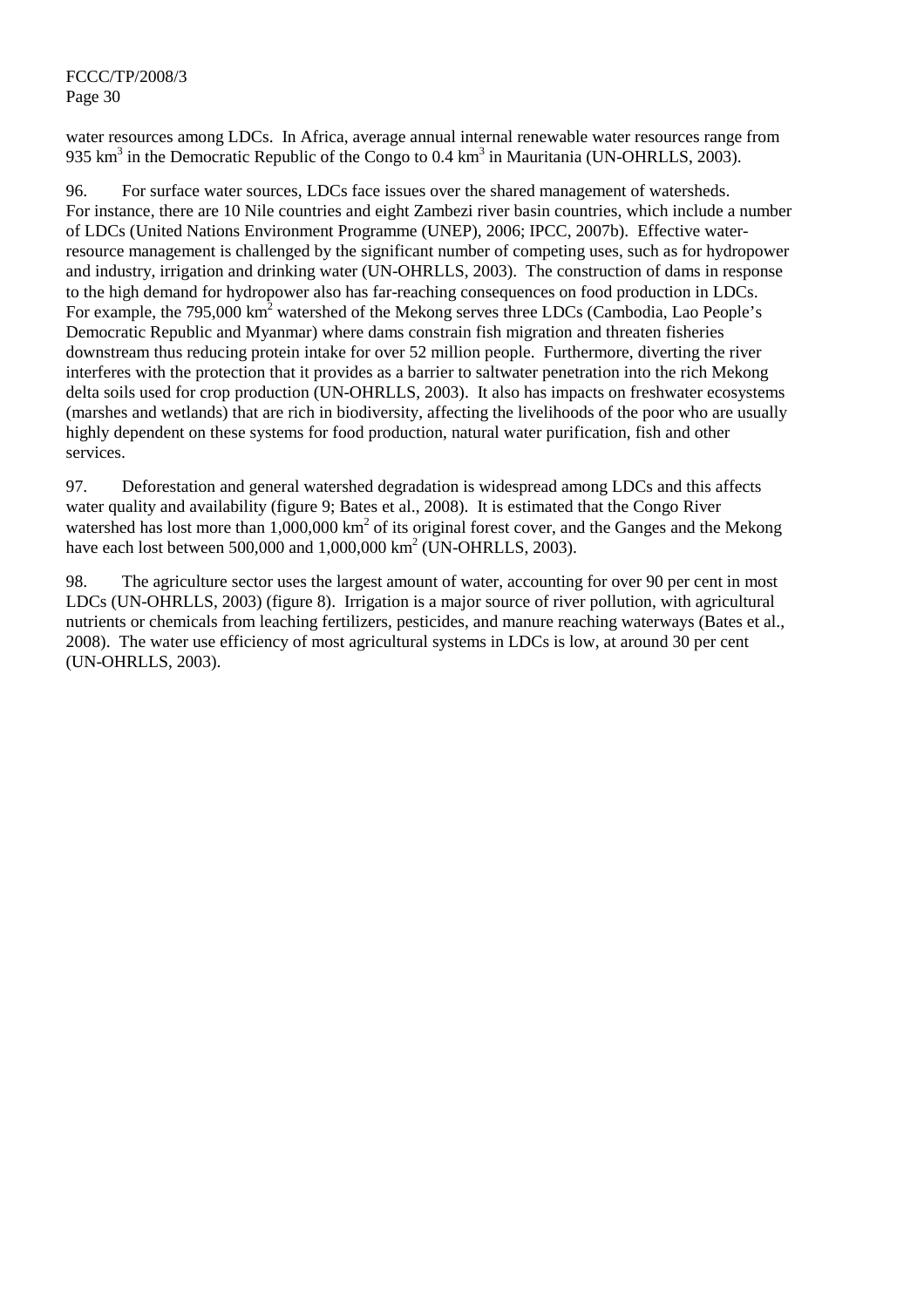water resources among LDCs. In Africa, average annual internal renewable water resources range from 935 $km^3$ in the Democratic Republic of the Congo to 0.4 $km^3$ in Mauritania (UN-OHRLLS, 2003).

96. For surface water sources, LDCs face issues over the shared management of watersheds. For instance, there are 10 Nile countries and eight Zambezi river basin countries, which include a number of LDCs (United Nations Environment Programme (UNEP), 2006; IPCC, 2007b). Effective water-resource management is challenged by the significant number of competing uses, such as for hydropower and industry, irrigation and drinking water (UN-OHRLLS, 2003). The construction of dams in response to the high demand for hydropower also has far-reaching consequences on food production in LDCs. For example, the 795,000 $km^2$ watershed of the Mekong serves three LDCs (Cambodia, Lao People's Democratic Republic and Myanmar) where dams constrain fish migration and threaten fisheries downstream thus reducing protein intake for over 52 million people. Furthermore, diverting the river interferes with the protection that it provides as a barrier to saltwater penetration into the rich Mekong delta soils used for crop production (UN-OHRLLS, 2003). It also has impacts on freshwater ecosystems (marshes and wetlands) that are rich in biodiversity, affecting the livelihoods of the poor who are usually highly dependent on these systems for food production, natural water purification, fish and other services.

97. Deforestation and general watershed degradation is widespread among LDCs and this affects water quality and availability (figure 9; Bates et al., 2008). It is estimated that the Congo River watershed has lost more than 1,000,000 $km^2$ of its original forest cover, and the Ganges and the Mekong have each lost between 500,000 and 1,000,000 $km^2$ (UN-OHRLLS, 2003).

98. The agriculture sector uses the largest amount of water, accounting for over 90 per cent in most LDCs (UN-OHRLLS, 2003) (figure 8). Irrigation is a major source of river pollution, with agricultural nutrients or chemicals from leaching fertilizers, pesticides, and manure reaching waterways (Bates et al., 2008). The water use efficiency of most agricultural systems in LDCs is low, at around 30 per cent (UN-OHRLLS, 2003).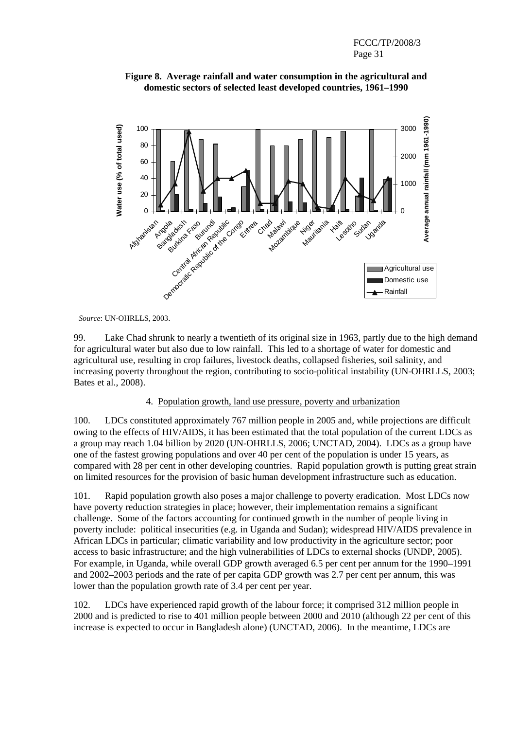**Figure 8. Average rainfall and water consumption in the agricultural and domestic sectors of selected least developed countries, 1961–1990**

*Source*: UN-OHRLLS, 2003.

99. Lake Chad shrunk to nearly a twentieth of its original size in 1963, partly due to the high demand for agricultural water but also due to low rainfall. This led to a shortage of water for domestic and agricultural use, resulting in crop failures, livestock deaths, collapsed fisheries, soil salinity, and increasing poverty throughout the region, contributing to socio-political instability (UN-OHRLLS, 2003; Bates et al., 2008).

4. Population growth, land use pressure, poverty and urbanization

100. LDCs constituted approximately 767 million people in 2005 and, while projections are difficult owing to the effects of HIV/AIDS, it has been estimated that the total population of the current LDCs as a group may reach 1.04 billion by 2020 (UN-OHRLLS, 2006; UNCTAD, 2004). LDCs as a group have one of the fastest growing populations and over 40 per cent of the population is under 15 years, as compared with 28 per cent in other developing countries. Rapid population growth is putting great strain on limited resources for the provision of basic human development infrastructure such as education.

101. Rapid population growth also poses a major challenge to poverty eradication. Most LDCs now have poverty reduction strategies in place; however, their implementation remains a significant challenge. Some of the factors accounting for continued growth in the number of people living in poverty include: political insecurities (e.g. in Uganda and Sudan); widespread HIV/AIDS prevalence in African LDCs in particular; climatic variability and low productivity in the agriculture sector; poor access to basic infrastructure; and the high vulnerabilities of LDCs to external shocks (UNDP, 2005). For example, in Uganda, while overall GDP growth averaged 6.5 per cent per annum for the 1990–1991 and 2002–2003 periods and the rate of per capita GDP growth was 2.7 per cent per annum, this was lower than the population growth rate of 3.4 per cent per year.

102. LDCs have experienced rapid growth of the labour force; it comprised 312 million people in 2000 and is predicted to rise to 401 million people between 2000 and 2010 (although 22 per cent of this increase is expected to occur in Bangladesh alone) (UNCTAD, 2006). In the meantime, LDCs are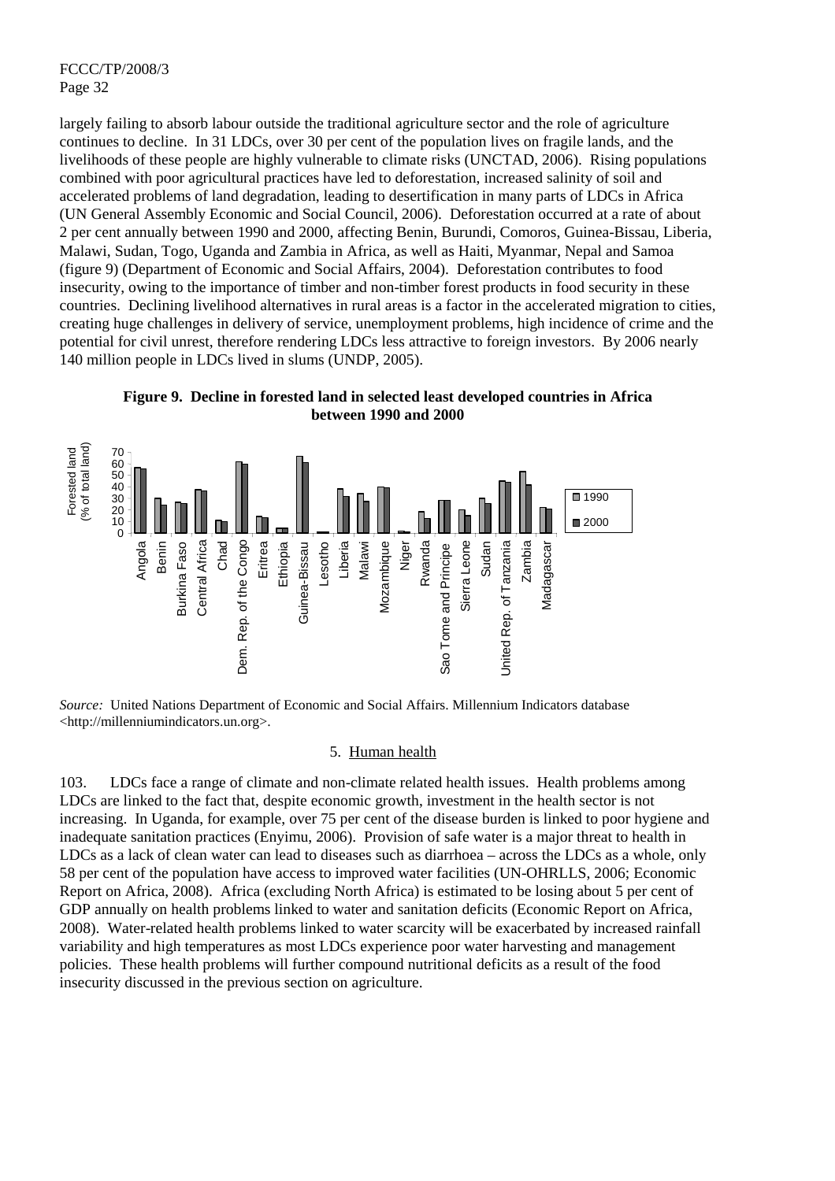largely failing to absorb labour outside the traditional agriculture sector and the role of agriculture continues to decline. In 31 LDCs, over 30 per cent of the population lives on fragile lands, and the livelihoods of these people are highly vulnerable to climate risks (UNCTAD, 2006). Rising populations combined with poor agricultural practices have led to deforestation, increased salinity of soil and accelerated problems of land degradation, leading to desertification in many parts of LDCs in Africa (UN General Assembly Economic and Social Council, 2006). Deforestation occurred at a rate of about 2 per cent annually between 1990 and 2000, affecting Benin, Burundi, Comoros, Guinea-Bissau, Liberia, Malawi, Sudan, Togo, Uganda and Zambia in Africa, as well as Haiti, Myanmar, Nepal and Samoa (figure 9) (Department of Economic and Social Affairs, 2004). Deforestation contributes to food insecurity, owing to the importance of timber and non-timber forest products in food security in these countries. Declining livelihood alternatives in rural areas is a factor in the accelerated migration to cities, creating huge challenges in delivery of service, unemployment problems, high incidence of crime and the potential for civil unrest, therefore rendering LDCs less attractive to foreign investors. By 2006 nearly 140 million people in LDCs lived in slums (UNDP, 2005).

**Figure 9. Decline in forested land in selected least developed countries in Africa between 1990 and 2000**

*Source:* United Nations Department of Economic and Social Affairs. Millennium Indicators database <http://millenniumindicators.un.org>.

5. Human health

103. LDCs face a range of climate and non-climate related health issues. Health problems among LDCs are linked to the fact that, despite economic growth, investment in the health sector is not increasing. In Uganda, for example, over 75 per cent of the disease burden is linked to poor hygiene and inadequate sanitation practices (Enyimu, 2006). Provision of safe water is a major threat to health in LDCs as a lack of clean water can lead to diseases such as diarrhoea – across the LDCs as a whole, only 58 per cent of the population have access to improved water facilities (UN-OHRLLS, 2006; Economic Report on Africa, 2008). Africa (excluding North Africa) is estimated to be losing about 5 per cent of GDP annually on health problems linked to water and sanitation deficits (Economic Report on Africa, 2008). Water-related health problems linked to water scarcity will be exacerbated by increased rainfall variability and high temperatures as most LDCs experience poor water harvesting and management policies. These health problems will further compound nutritional deficits as a result of the food insecurity discussed in the previous section on agriculture.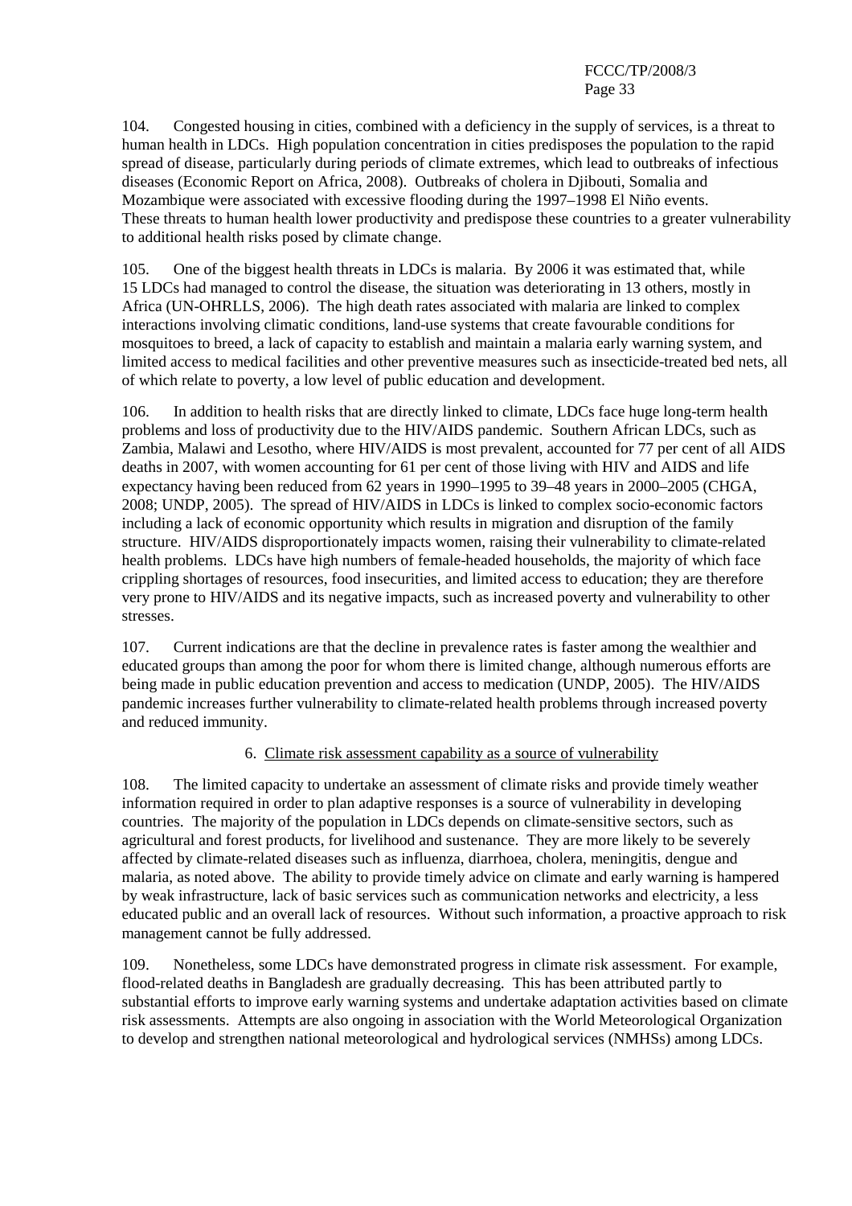104. Congested housing in cities, combined with a deficiency in the supply of services, is a threat to human health in LDCs. High population concentration in cities predisposes the population to the rapid spread of disease, particularly during periods of climate extremes, which lead to outbreaks of infectious diseases (Economic Report on Africa, 2008). Outbreaks of cholera in Djibouti, Somalia and Mozambique were associated with excessive flooding during the 1997–1998 El Niño events. These threats to human health lower productivity and predispose these countries to a greater vulnerability to additional health risks posed by climate change.

105. One of the biggest health threats in LDCs is malaria. By 2006 it was estimated that, while 15 LDCs had managed to control the disease, the situation was deteriorating in 13 others, mostly in Africa (UN-OHRLLS, 2006). The high death rates associated with malaria are linked to complex interactions involving climatic conditions, land-use systems that create favourable conditions for mosquitoes to breed, a lack of capacity to establish and maintain a malaria early warning system, and limited access to medical facilities and other preventive measures such as insecticide-treated bed nets, all of which relate to poverty, a low level of public education and development.

106. In addition to health risks that are directly linked to climate, LDCs face huge long-term health problems and loss of productivity due to the HIV/AIDS pandemic. Southern African LDCs, such as Zambia, Malawi and Lesotho, where HIV/AIDS is most prevalent, accounted for 77 per cent of all AIDS deaths in 2007, with women accounting for 61 per cent of those living with HIV and AIDS and life expectancy having been reduced from 62 years in 1990–1995 to 39–48 years in 2000–2005 (CHGA, 2008; UNDP, 2005). The spread of HIV/AIDS in LDCs is linked to complex socio-economic factors including a lack of economic opportunity which results in migration and disruption of the family structure. HIV/AIDS disproportionately impacts women, raising their vulnerability to climate-related health problems. LDCs have high numbers of female-headed households, the majority of which face crippling shortages of resources, food insecurities, and limited access to education; they are therefore very prone to HIV/AIDS and its negative impacts, such as increased poverty and vulnerability to other stresses.

107. Current indications are that the decline in prevalence rates is faster among the wealthier and educated groups than among the poor for whom there is limited change, although numerous efforts are being made in public education prevention and access to medication (UNDP, 2005). The HIV/AIDS pandemic increases further vulnerability to climate-related health problems through increased poverty and reduced immunity.

### 6. Climate risk assessment capability as a source of vulnerability

108. The limited capacity to undertake an assessment of climate risks and provide timely weather information required in order to plan adaptive responses is a source of vulnerability in developing countries. The majority of the population in LDCs depends on climate-sensitive sectors, such as agricultural and forest products, for livelihood and sustenance. They are more likely to be severely affected by climate-related diseases such as influenza, diarrhoea, cholera, meningitis, dengue and malaria, as noted above. The ability to provide timely advice on climate and early warning is hampered by weak infrastructure, lack of basic services such as communication networks and electricity, a less educated public and an overall lack of resources. Without such information, a proactive approach to risk management cannot be fully addressed.

109. Nonetheless, some LDCs have demonstrated progress in climate risk assessment. For example, flood-related deaths in Bangladesh are gradually decreasing. This has been attributed partly to substantial efforts to improve early warning systems and undertake adaptation activities based on climate risk assessments. Attempts are also ongoing in association with the World Meteorological Organization to develop and strengthen national meteorological and hydrological services (NMHSs) among LDCs.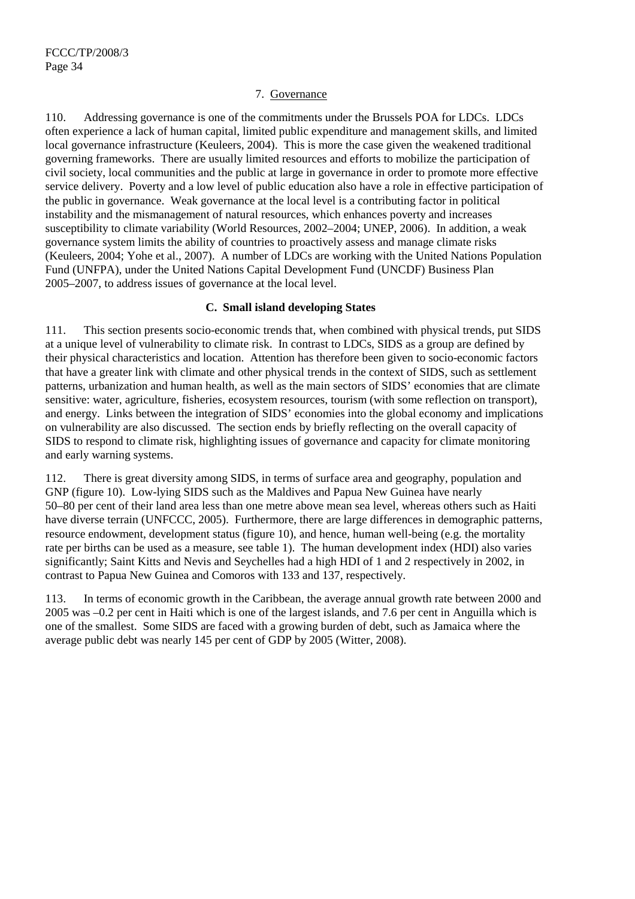### 7. Governance

110. Addressing governance is one of the commitments under the Brussels POA for LDCs. LDCs often experience a lack of human capital, limited public expenditure and management skills, and limited local governance infrastructure (Keuleers, 2004). This is more the case given the weakened traditional governing frameworks. There are usually limited resources and efforts to mobilize the participation of civil society, local communities and the public at large in governance in order to promote more effective service delivery. Poverty and a low level of public education also have a role in effective participation of the public in governance. Weak governance at the local level is a contributing factor in political instability and the mismanagement of natural resources, which enhances poverty and increases susceptibility to climate variability (World Resources, 2002–2004; UNEP, 2006). In addition, a weak governance system limits the ability of countries to proactively assess and manage climate risks (Keuleers, 2004; Yohe et al., 2007). A number of LDCs are working with the United Nations Population Fund (UNFPA), under the United Nations Capital Development Fund (UNCDF) Business Plan 2005–2007, to address issues of governance at the local level.

## C. Small island developing States

111. This section presents socio-economic trends that, when combined with physical trends, put SIDS at a unique level of vulnerability to climate risk. In contrast to LDCs, SIDS as a group are defined by their physical characteristics and location. Attention has therefore been given to socio-economic factors that have a greater link with climate and other physical trends in the context of SIDS, such as settlement patterns, urbanization and human health, as well as the main sectors of SIDS' economies that are climate sensitive: water, agriculture, fisheries, ecosystem resources, tourism (with some reflection on transport), and energy. Links between the integration of SIDS' economies into the global economy and implications on vulnerability are also discussed. The section ends by briefly reflecting on the overall capacity of SIDS to respond to climate risk, highlighting issues of governance and capacity for climate monitoring and early warning systems.

112. There is great diversity among SIDS, in terms of surface area and geography, population and GNP (figure 10). Low-lying SIDS such as the Maldives and Papua New Guinea have nearly 50–80 per cent of their land area less than one metre above mean sea level, whereas others such as Haiti have diverse terrain (UNFCCC, 2005). Furthermore, there are large differences in demographic patterns, resource endowment, development status (figure 10), and hence, human well-being (e.g. the mortality rate per births can be used as a measure, see table 1). The human development index (HDI) also varies significantly; Saint Kitts and Nevis and Seychelles had a high HDI of 1 and 2 respectively in 2002, in contrast to Papua New Guinea and Comoros with 133 and 137, respectively.

113. In terms of economic growth in the Caribbean, the average annual growth rate between 2000 and 2005 was –0.2 per cent in Haiti which is one of the largest islands, and 7.6 per cent in Anguilla which is one of the smallest. Some SIDS are faced with a growing burden of debt, such as Jamaica where the average public debt was nearly 145 per cent of GDP by 2005 (Witter, 2008).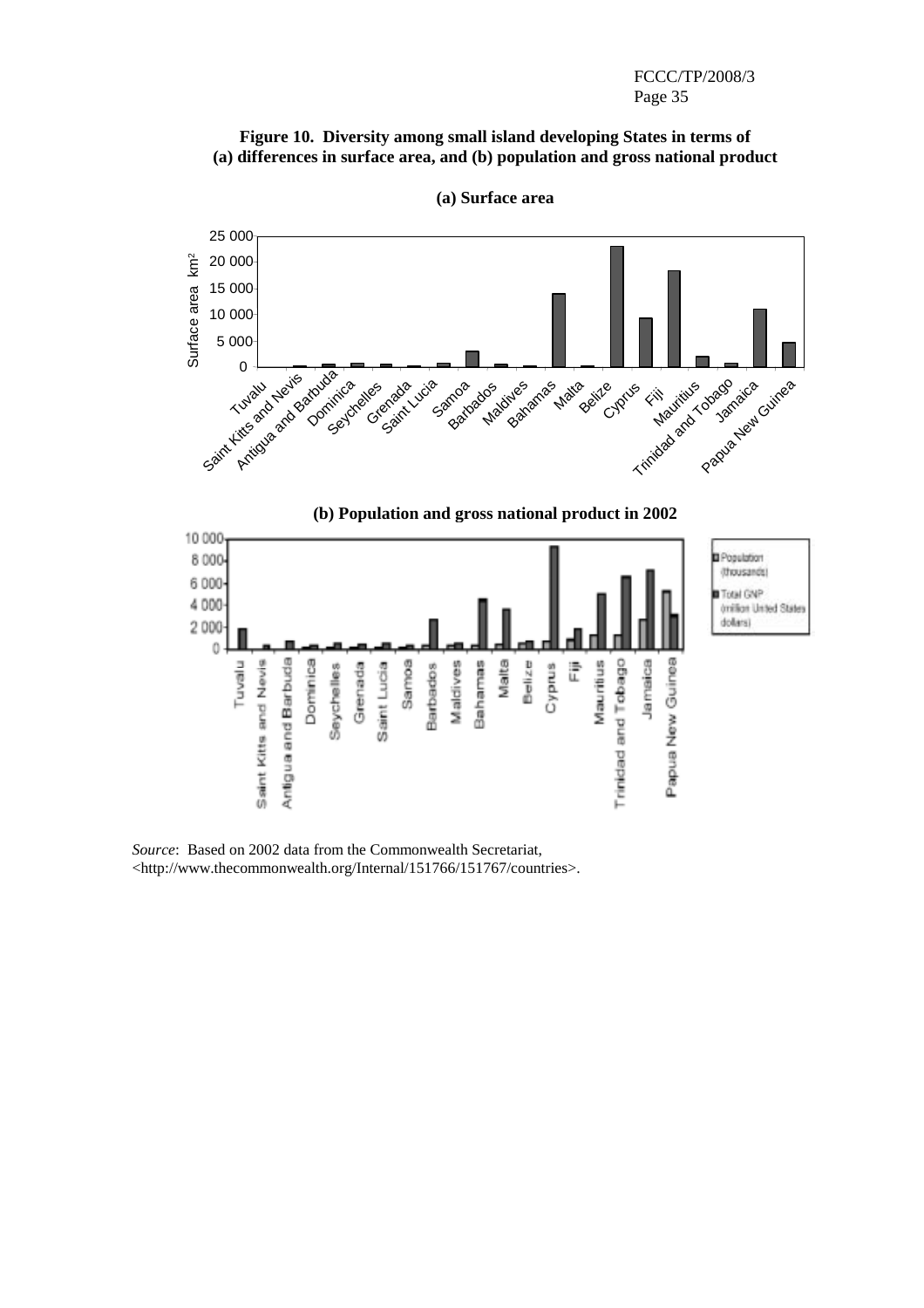**Figure 10. Diversity among small island developing States in terms of (a) differences in surface area, and (b) population and gross national product**

**(a) Surface area**

**(b) Population and gross national product in 2002**

*Source*: Based on 2002 data from the Commonwealth Secretariat, <http://www.thecommonwealth.org/Internal/151766/151767/countries>.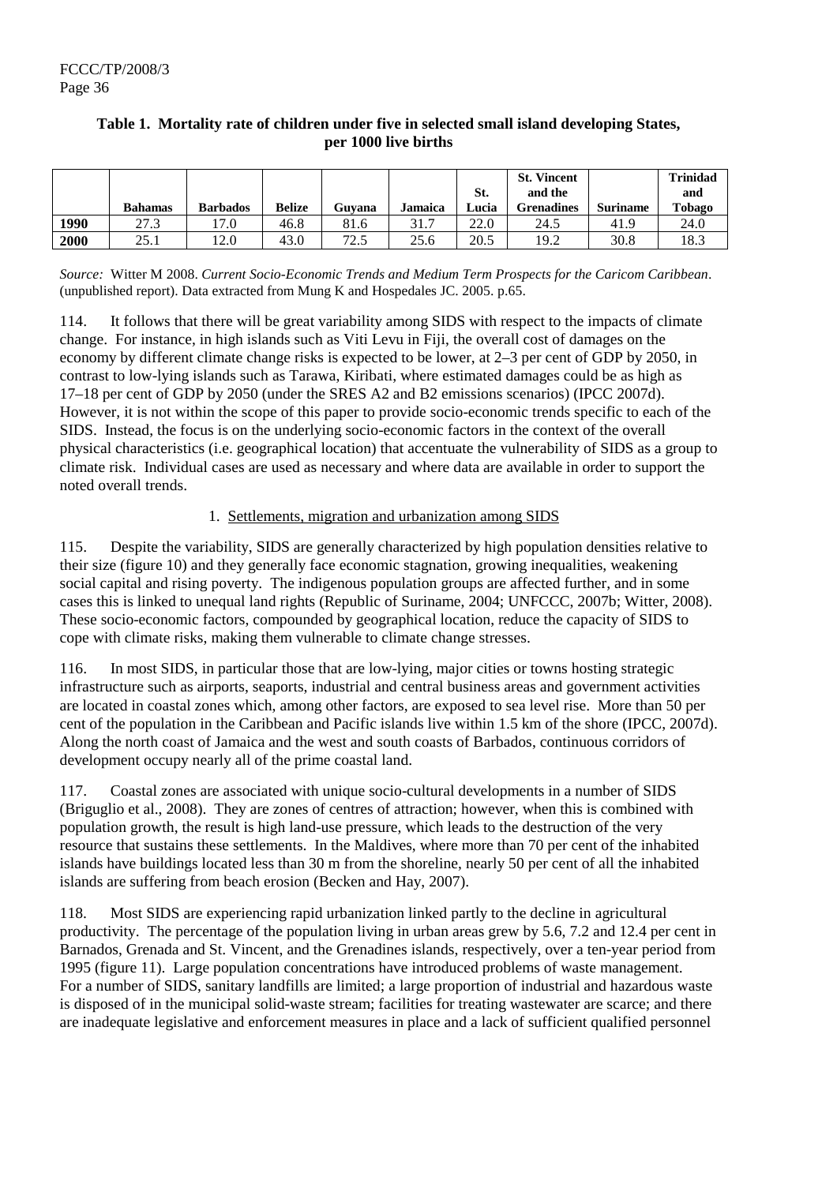**Table 1. Mortality rate of children under five in selected small island developing States, per 1000 live births**

| | Bahamas | Barbados | Belize | Guyana | Jamaica | St. Lucia | St. Vincent and the Grenadines | Suriname | Trinidad and Tobago |
|---|---|---|---|---|---|---|---|---|---|
| **1990** | 27.3 | 17.0 | 46.8 | 81.6 | 31.7 | 22.0 | 24.5 | 41.9 | 24.0 |
| **2000** | 25.1 | 12.0 | 43.0 | 72.5 | 25.6 | 20.5 | 19.2 | 30.8 | 18.3 |

*Source:* Witter M 2008. *Current Socio-Economic Trends and Medium Term Prospects for the Caricom Caribbean*. (unpublished report). Data extracted from Mung K and Hospedales JC. 2005. p.65.

114. It follows that there will be great variability among SIDS with respect to the impacts of climate change. For instance, in high islands such as Viti Levu in Fiji, the overall cost of damages on the economy by different climate change risks is expected to be lower, at 2–3 per cent of GDP by 2050, in contrast to low-lying islands such as Tarawa, Kiribati, where estimated damages could be as high as 17–18 per cent of GDP by 2050 (under the SRES A2 and B2 emissions scenarios) (IPCC 2007d). However, it is not within the scope of this paper to provide socio-economic trends specific to each of the SIDS. Instead, the focus is on the underlying socio-economic factors in the context of the overall physical characteristics (i.e. geographical location) that accentuate the vulnerability of SIDS as a group to climate risk. Individual cases are used as necessary and where data are available in order to support the noted overall trends.

### 1. Settlements, migration and urbanization among SIDS

115. Despite the variability, SIDS are generally characterized by high population densities relative to their size (figure 10) and they generally face economic stagnation, growing inequalities, weakening social capital and rising poverty. The indigenous population groups are affected further, and in some cases this is linked to unequal land rights (Republic of Suriname, 2004; UNFCCC, 2007b; Witter, 2008). These socio-economic factors, compounded by geographical location, reduce the capacity of SIDS to cope with climate risks, making them vulnerable to climate change stresses.

116. In most SIDS, in particular those that are low-lying, major cities or towns hosting strategic infrastructure such as airports, seaports, industrial and central business areas and government activities are located in coastal zones which, among other factors, are exposed to sea level rise. More than 50 per cent of the population in the Caribbean and Pacific islands live within 1.5 km of the shore (IPCC, 2007d). Along the north coast of Jamaica and the west and south coasts of Barbados, continuous corridors of development occupy nearly all of the prime coastal land.

117. Coastal zones are associated with unique socio-cultural developments in a number of SIDS (Briguglio et al., 2008). They are zones of centres of attraction; however, when this is combined with population growth, the result is high land-use pressure, which leads to the destruction of the very resource that sustains these settlements. In the Maldives, where more than 70 per cent of the inhabited islands have buildings located less than 30 m from the shoreline, nearly 50 per cent of all the inhabited islands are suffering from beach erosion (Becken and Hay, 2007).

118. Most SIDS are experiencing rapid urbanization linked partly to the decline in agricultural productivity. The percentage of the population living in urban areas grew by 5.6, 7.2 and 12.4 per cent in Barnados, Grenada and St. Vincent, and the Grenadines islands, respectively, over a ten-year period from 1995 (figure 11). Large population concentrations have introduced problems of waste management. For a number of SIDS, sanitary landfills are limited; a large proportion of industrial and hazardous waste is disposed of in the municipal solid-waste stream; facilities for treating wastewater are scarce; and there are inadequate legislative and enforcement measures in place and a lack of sufficient qualified personnel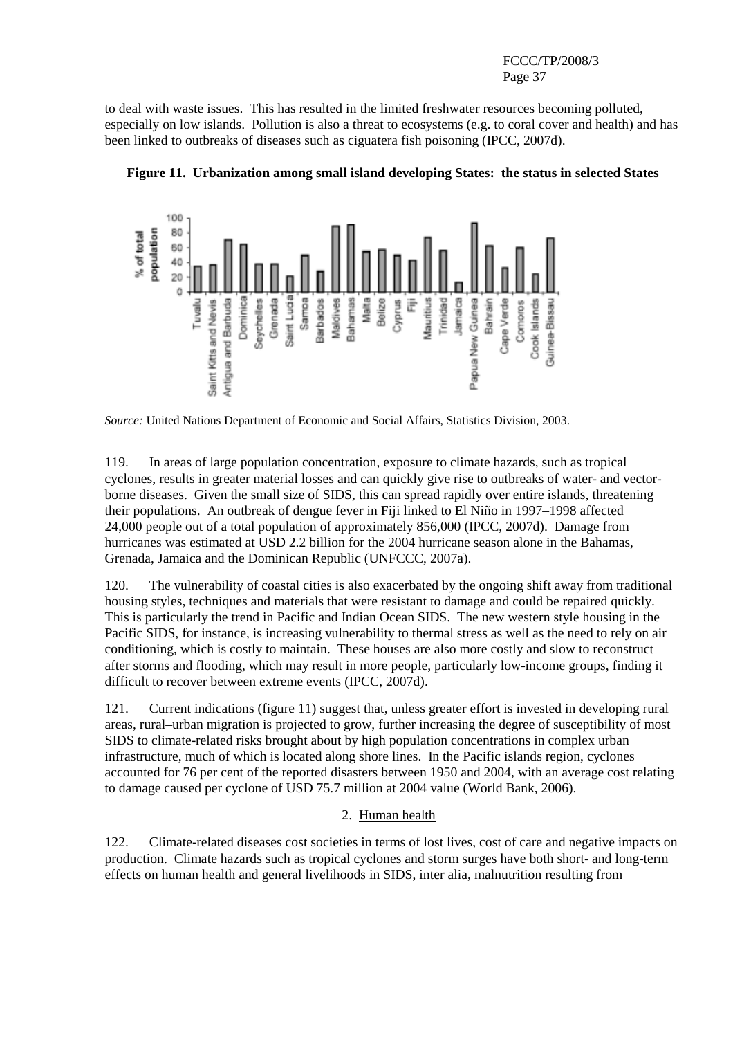to deal with waste issues. This has resulted in the limited freshwater resources becoming polluted, especially on low islands. Pollution is also a threat to ecosystems (e.g. to coral cover and health) and has been linked to outbreaks of diseases such as ciguatera fish poisoning (IPCC, 2007d).

**Figure 11. Urbanization among small island developing States: the status in selected States**

*Source:* United Nations Department of Economic and Social Affairs, Statistics Division, 2003.

119. In areas of large population concentration, exposure to climate hazards, such as tropical cyclones, results in greater material losses and can quickly give rise to outbreaks of water- and vector-borne diseases. Given the small size of SIDS, this can spread rapidly over entire islands, threatening their populations. An outbreak of dengue fever in Fiji linked to El Niño in 1997–1998 affected 24,000 people out of a total population of approximately 856,000 (IPCC, 2007d). Damage from hurricanes was estimated at USD 2.2 billion for the 2004 hurricane season alone in the Bahamas, Grenada, Jamaica and the Dominican Republic (UNFCCC, 2007a).

120. The vulnerability of coastal cities is also exacerbated by the ongoing shift away from traditional housing styles, techniques and materials that were resistant to damage and could be repaired quickly. This is particularly the trend in Pacific and Indian Ocean SIDS. The new western style housing in the Pacific SIDS, for instance, is increasing vulnerability to thermal stress as well as the need to rely on air conditioning, which is costly to maintain. These houses are also more costly and slow to reconstruct after storms and flooding, which may result in more people, particularly low-income groups, finding it difficult to recover between extreme events (IPCC, 2007d).

121. Current indications (figure 11) suggest that, unless greater effort is invested in developing rural areas, rural–urban migration is projected to grow, further increasing the degree of susceptibility of most SIDS to climate-related risks brought about by high population concentrations in complex urban infrastructure, much of which is located along shore lines. In the Pacific islands region, cyclones accounted for 76 per cent of the reported disasters between 1950 and 2004, with an average cost relating to damage caused per cyclone of USD 75.7 million at 2004 value (World Bank, 2006).

### 2. Human health

122. Climate-related diseases cost societies in terms of lost lives, cost of care and negative impacts on production. Climate hazards such as tropical cyclones and storm surges have both short- and long-term effects on human health and general livelihoods in SIDS, inter alia, malnutrition resulting from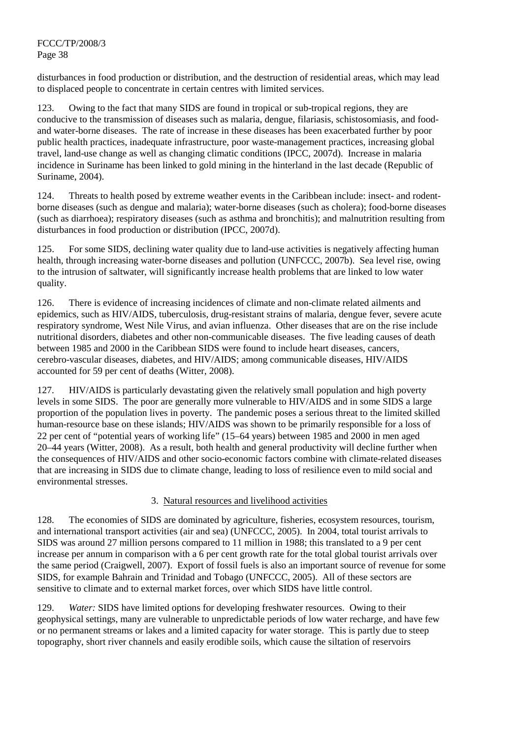disturbances in food production or distribution, and the destruction of residential areas, which may lead to displaced people to concentrate in certain centres with limited services.

123. Owing to the fact that many SIDS are found in tropical or sub-tropical regions, they are conducive to the transmission of diseases such as malaria, dengue, filariasis, schistosomiasis, and food- and water-borne diseases. The rate of increase in these diseases has been exacerbated further by poor public health practices, inadequate infrastructure, poor waste-management practices, increasing global travel, land-use change as well as changing climatic conditions (IPCC, 2007d). Increase in malaria incidence in Suriname has been linked to gold mining in the hinterland in the last decade (Republic of Suriname, 2004).

124. Threats to health posed by extreme weather events in the Caribbean include: insect- and rodent-borne diseases (such as dengue and malaria); water-borne diseases (such as cholera); food-borne diseases (such as diarrhoea); respiratory diseases (such as asthma and bronchitis); and malnutrition resulting from disturbances in food production or distribution (IPCC, 2007d).

125. For some SIDS, declining water quality due to land-use activities is negatively affecting human health, through increasing water-borne diseases and pollution (UNFCCC, 2007b). Sea level rise, owing to the intrusion of saltwater, will significantly increase health problems that are linked to low water quality.

126. There is evidence of increasing incidences of climate and non-climate related ailments and epidemics, such as HIV/AIDS, tuberculosis, drug-resistant strains of malaria, dengue fever, severe acute respiratory syndrome, West Nile Virus, and avian influenza. Other diseases that are on the rise include nutritional disorders, diabetes and other non-communicable diseases. The five leading causes of death between 1985 and 2000 in the Caribbean SIDS were found to include heart diseases, cancers, cerebro-vascular diseases, diabetes, and HIV/AIDS; among communicable diseases, HIV/AIDS accounted for 59 per cent of deaths (Witter, 2008).

127. HIV/AIDS is particularly devastating given the relatively small population and high poverty levels in some SIDS. The poor are generally more vulnerable to HIV/AIDS and in some SIDS a large proportion of the population lives in poverty. The pandemic poses a serious threat to the limited skilled human-resource base on these islands; HIV/AIDS was shown to be primarily responsible for a loss of 22 per cent of "potential years of working life" (15–64 years) between 1985 and 2000 in men aged 20–44 years (Witter, 2008). As a result, both health and general productivity will decline further when the consequences of HIV/AIDS and other socio-economic factors combine with climate-related diseases that are increasing in SIDS due to climate change, leading to loss of resilience even to mild social and environmental stresses.

### 3. Natural resources and livelihood activities

128. The economies of SIDS are dominated by agriculture, fisheries, ecosystem resources, tourism, and international transport activities (air and sea) (UNFCCC, 2005). In 2004, total tourist arrivals to SIDS was around 27 million persons compared to 11 million in 1988; this translated to a 9 per cent increase per annum in comparison with a 6 per cent growth rate for the total global tourist arrivals over the same period (Craigwell, 2007). Export of fossil fuels is also an important source of revenue for some SIDS, for example Bahrain and Trinidad and Tobago (UNFCCC, 2005). All of these sectors are sensitive to climate and to external market forces, over which SIDS have little control.

129. *Water:* SIDS have limited options for developing freshwater resources. Owing to their geophysical settings, many are vulnerable to unpredictable periods of low water recharge, and have few or no permanent streams or lakes and a limited capacity for water storage. This is partly due to steep topography, short river channels and easily erodible soils, which cause the siltation of reservoirs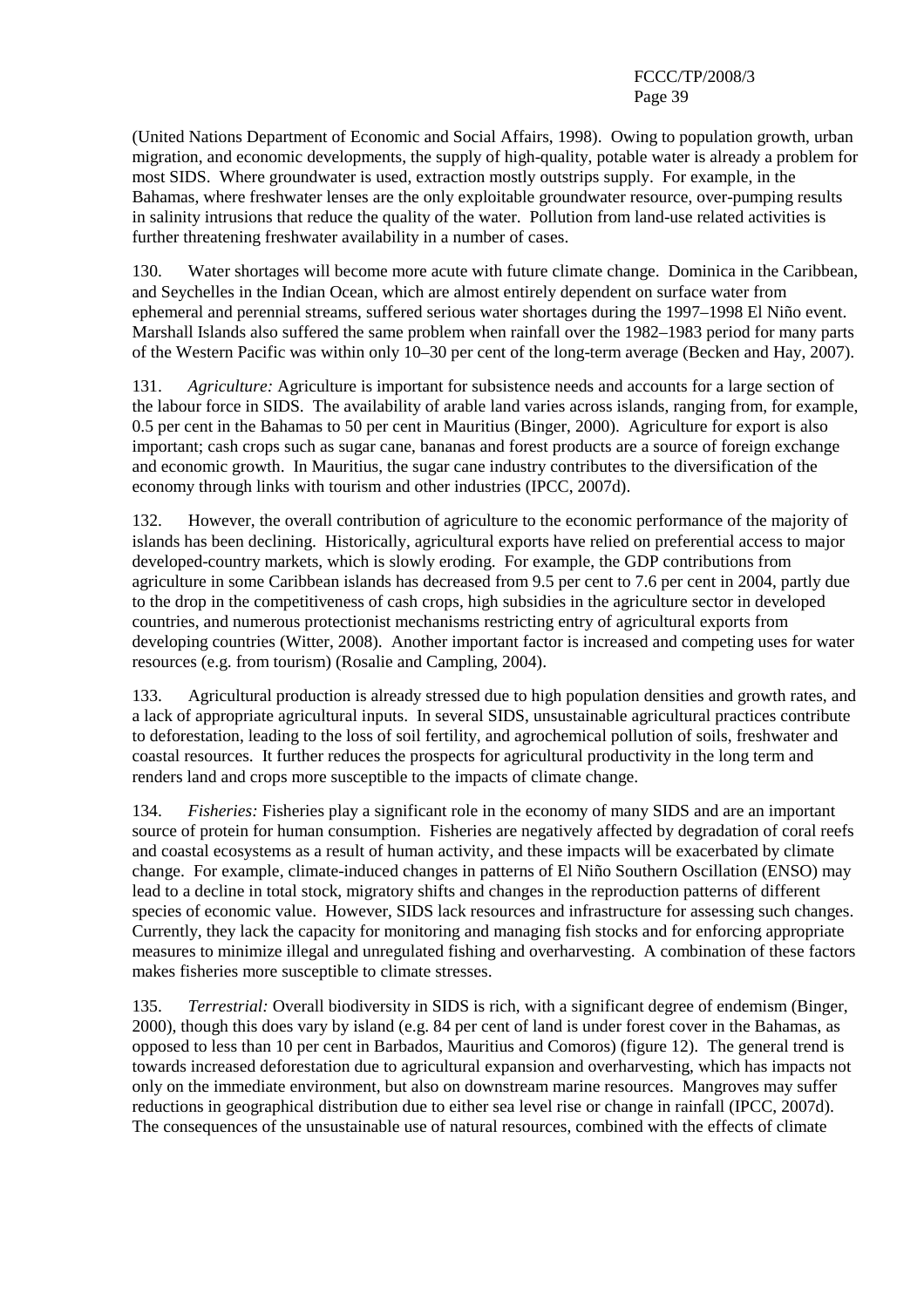(United Nations Department of Economic and Social Affairs, 1998). Owing to population growth, urban migration, and economic developments, the supply of high-quality, potable water is already a problem for most SIDS. Where groundwater is used, extraction mostly outstrips supply. For example, in the Bahamas, where freshwater lenses are the only exploitable groundwater resource, over-pumping results in salinity intrusions that reduce the quality of the water. Pollution from land-use related activities is further threatening freshwater availability in a number of cases.

130. Water shortages will become more acute with future climate change. Dominica in the Caribbean, and Seychelles in the Indian Ocean, which are almost entirely dependent on surface water from ephemeral and perennial streams, suffered serious water shortages during the 1997–1998 El Niño event. Marshall Islands also suffered the same problem when rainfall over the 1982–1983 period for many parts of the Western Pacific was within only 10–30 per cent of the long-term average (Becken and Hay, 2007).

131. *Agriculture:* Agriculture is important for subsistence needs and accounts for a large section of the labour force in SIDS. The availability of arable land varies across islands, ranging from, for example, 0.5 per cent in the Bahamas to 50 per cent in Mauritius (Binger, 2000). Agriculture for export is also important; cash crops such as sugar cane, bananas and forest products are a source of foreign exchange and economic growth. In Mauritius, the sugar cane industry contributes to the diversification of the economy through links with tourism and other industries (IPCC, 2007d).

132. However, the overall contribution of agriculture to the economic performance of the majority of islands has been declining. Historically, agricultural exports have relied on preferential access to major developed-country markets, which is slowly eroding. For example, the GDP contributions from agriculture in some Caribbean islands has decreased from 9.5 per cent to 7.6 per cent in 2004, partly due to the drop in the competitiveness of cash crops, high subsidies in the agriculture sector in developed countries, and numerous protectionist mechanisms restricting entry of agricultural exports from developing countries (Witter, 2008). Another important factor is increased and competing uses for water resources (e.g. from tourism) (Rosalie and Campling, 2004).

133. Agricultural production is already stressed due to high population densities and growth rates, and a lack of appropriate agricultural inputs. In several SIDS, unsustainable agricultural practices contribute to deforestation, leading to the loss of soil fertility, and agrochemical pollution of soils, freshwater and coastal resources. It further reduces the prospects for agricultural productivity in the long term and renders land and crops more susceptible to the impacts of climate change.

134. *Fisheries:* Fisheries play a significant role in the economy of many SIDS and are an important source of protein for human consumption. Fisheries are negatively affected by degradation of coral reefs and coastal ecosystems as a result of human activity, and these impacts will be exacerbated by climate change. For example, climate-induced changes in patterns of El Niño Southern Oscillation (ENSO) may lead to a decline in total stock, migratory shifts and changes in the reproduction patterns of different species of economic value. However, SIDS lack resources and infrastructure for assessing such changes. Currently, they lack the capacity for monitoring and managing fish stocks and for enforcing appropriate measures to minimize illegal and unregulated fishing and overharvesting. A combination of these factors makes fisheries more susceptible to climate stresses.

135. *Terrestrial:* Overall biodiversity in SIDS is rich, with a significant degree of endemism (Binger, 2000), though this does vary by island (e.g. 84 per cent of land is under forest cover in the Bahamas, as opposed to less than 10 per cent in Barbados, Mauritius and Comoros) (figure 12). The general trend is towards increased deforestation due to agricultural expansion and overharvesting, which has impacts not only on the immediate environment, but also on downstream marine resources. Mangroves may suffer reductions in geographical distribution due to either sea level rise or change in rainfall (IPCC, 2007d). The consequences of the unsustainable use of natural resources, combined with the effects of climate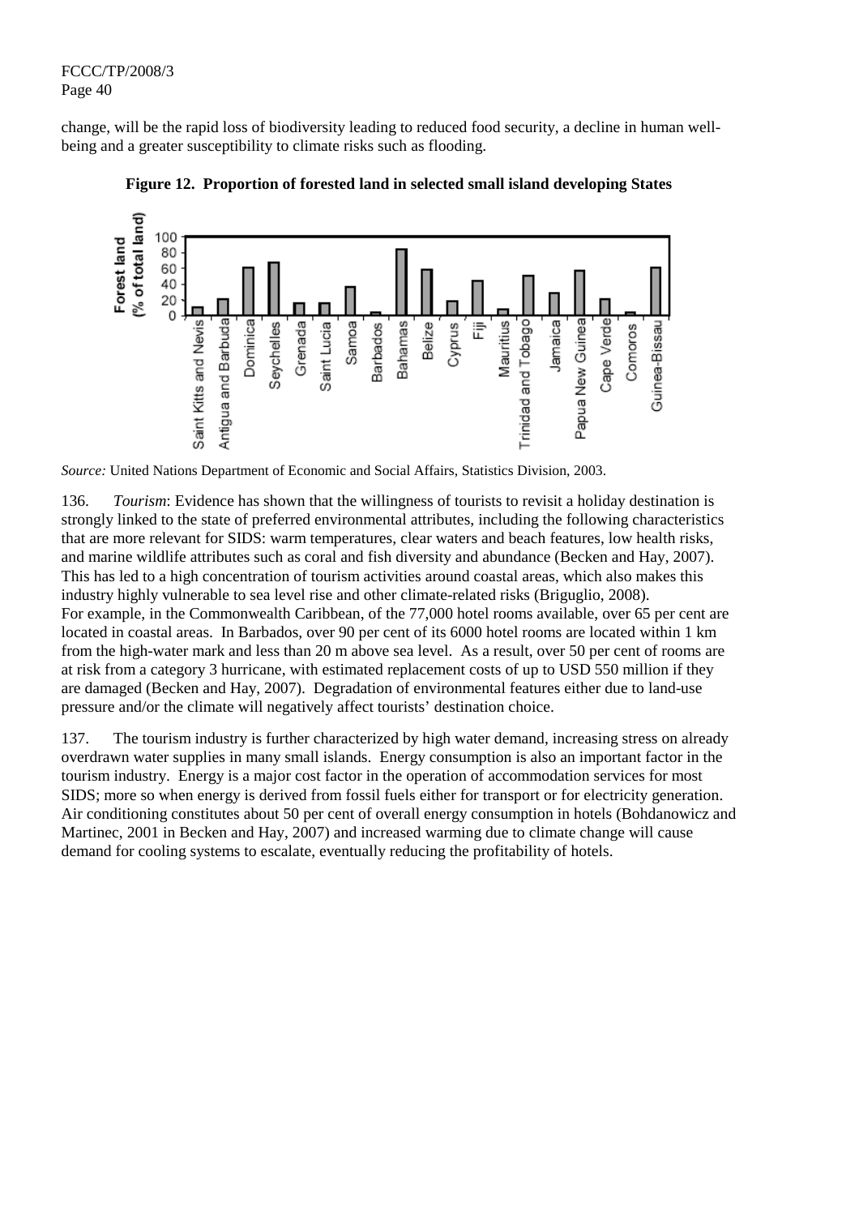change, will be the rapid loss of biodiversity leading to reduced food security, a decline in human well-being and a greater susceptibility to climate risks such as flooding.

**Figure 12. Proportion of forested land in selected small island developing States**

*Source:* United Nations Department of Economic and Social Affairs, Statistics Division, 2003.

136. *Tourism*: Evidence has shown that the willingness of tourists to revisit a holiday destination is strongly linked to the state of preferred environmental attributes, including the following characteristics that are more relevant for SIDS: warm temperatures, clear waters and beach features, low health risks, and marine wildlife attributes such as coral and fish diversity and abundance (Becken and Hay, 2007). This has led to a high concentration of tourism activities around coastal areas, which also makes this industry highly vulnerable to sea level rise and other climate-related risks (Briguglio, 2008). For example, in the Commonwealth Caribbean, of the 77,000 hotel rooms available, over 65 per cent are located in coastal areas. In Barbados, over 90 per cent of its 6000 hotel rooms are located within 1 km from the high-water mark and less than 20 m above sea level. As a result, over 50 per cent of rooms are at risk from a category 3 hurricane, with estimated replacement costs of up to USD 550 million if they are damaged (Becken and Hay, 2007). Degradation of environmental features either due to land-use pressure and/or the climate will negatively affect tourists' destination choice.

137. The tourism industry is further characterized by high water demand, increasing stress on already overdrawn water supplies in many small islands. Energy consumption is also an important factor in the tourism industry. Energy is a major cost factor in the operation of accommodation services for most SIDS; more so when energy is derived from fossil fuels either for transport or for electricity generation. Air conditioning constitutes about 50 per cent of overall energy consumption in hotels (Bohdanowicz and Martinec, 2001 in Becken and Hay, 2007) and increased warming due to climate change will cause demand for cooling systems to escalate, eventually reducing the profitability of hotels.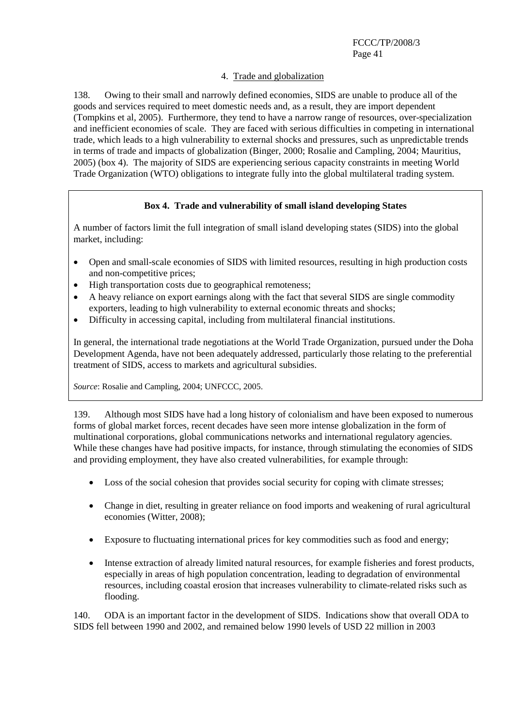### 4. Trade and globalization

138. Owing to their small and narrowly defined economies, SIDS are unable to produce all of the goods and services required to meet domestic needs and, as a result, they are import dependent (Tompkins et al, 2005). Furthermore, they tend to have a narrow range of resources, over-specialization and inefficient economies of scale. They are faced with serious difficulties in competing in international trade, which leads to a high vulnerability to external shocks and pressures, such as unpredictable trends in terms of trade and impacts of globalization (Binger, 2000; Rosalie and Campling, 2004; Mauritius, 2005) (box 4). The majority of SIDS are experiencing serious capacity constraints in meeting World Trade Organization (WTO) obligations to integrate fully into the global multilateral trading system.

> **Box 4. Trade and vulnerability of small island developing States**
>
> A number of factors limit the full integration of small island developing states (SIDS) into the global market, including:
>
> - Open and small-scale economies of SIDS with limited resources, resulting in high production costs and non-competitive prices;
> - High transportation costs due to geographical remoteness;
> - A heavy reliance on export earnings along with the fact that several SIDS are single commodity exporters, leading to high vulnerability to external economic threats and shocks;
> - Difficulty in accessing capital, including from multilateral financial institutions.
>
> In general, the international trade negotiations at the World Trade Organization, pursued under the Doha Development Agenda, have not been adequately addressed, particularly those relating to the preferential treatment of SIDS, access to markets and agricultural subsidies.
>
> *Source*: Rosalie and Campling, 2004; UNFCCC, 2005.

139. Although most SIDS have had a long history of colonialism and have been exposed to numerous forms of global market forces, recent decades have seen more intense globalization in the form of multinational corporations, global communications networks and international regulatory agencies. While these changes have had positive impacts, for instance, through stimulating the economies of SIDS and providing employment, they have also created vulnerabilities, for example through:

- Loss of the social cohesion that provides social security for coping with climate stresses;
- Change in diet, resulting in greater reliance on food imports and weakening of rural agricultural economies (Witter, 2008);
- Exposure to fluctuating international prices for key commodities such as food and energy;
- Intense extraction of already limited natural resources, for example fisheries and forest products, especially in areas of high population concentration, leading to degradation of environmental resources, including coastal erosion that increases vulnerability to climate-related risks such as flooding.

140. ODA is an important factor in the development of SIDS. Indications show that overall ODA to SIDS fell between 1990 and 2002, and remained below 1990 levels of USD 22 million in 2003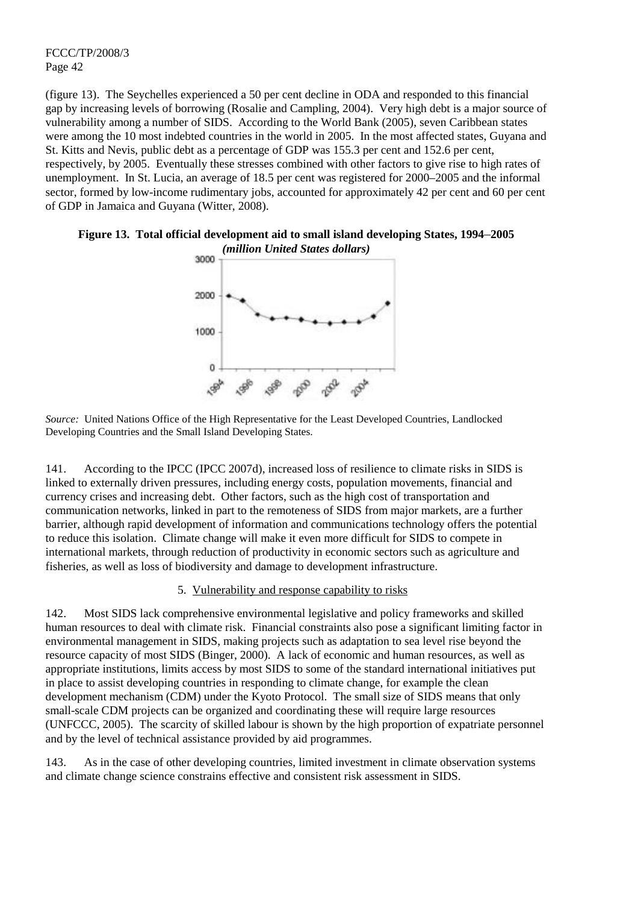(figure 13). The Seychelles experienced a 50 per cent decline in ODA and responded to this financial gap by increasing levels of borrowing (Rosalie and Campling, 2004). Very high debt is a major source of vulnerability among a number of SIDS. According to the World Bank (2005), seven Caribbean states were among the 10 most indebted countries in the world in 2005. In the most affected states, Guyana and St. Kitts and Nevis, public debt as a percentage of GDP was 155.3 per cent and 152.6 per cent, respectively, by 2005. Eventually these stresses combined with other factors to give rise to high rates of unemployment. In St. Lucia, an average of 18.5 per cent was registered for 2000–2005 and the informal sector, formed by low-income rudimentary jobs, accounted for approximately 42 per cent and 60 per cent of GDP in Jamaica and Guyana (Witter, 2008).

**Figure 13. Total official development aid to small island developing States, 1994–2005**
***(million United States dollars)***

*Source:* United Nations Office of the High Representative for the Least Developed Countries, Landlocked Developing Countries and the Small Island Developing States.

141. According to the IPCC (IPCC 2007d), increased loss of resilience to climate risks in SIDS is linked to externally driven pressures, including energy costs, population movements, financial and currency crises and increasing debt. Other factors, such as the high cost of transportation and communication networks, linked in part to the remoteness of SIDS from major markets, are a further barrier, although rapid development of information and communications technology offers the potential to reduce this isolation. Climate change will make it even more difficult for SIDS to compete in international markets, through reduction of productivity in economic sectors such as agriculture and fisheries, as well as loss of biodiversity and damage to development infrastructure.

5. Vulnerability and response capability to risks

142. Most SIDS lack comprehensive environmental legislative and policy frameworks and skilled human resources to deal with climate risk. Financial constraints also pose a significant limiting factor in environmental management in SIDS, making projects such as adaptation to sea level rise beyond the resource capacity of most SIDS (Binger, 2000). A lack of economic and human resources, as well as appropriate institutions, limits access by most SIDS to some of the standard international initiatives put in place to assist developing countries in responding to climate change, for example the clean development mechanism (CDM) under the Kyoto Protocol. The small size of SIDS means that only small-scale CDM projects can be organized and coordinating these will require large resources (UNFCCC, 2005). The scarcity of skilled labour is shown by the high proportion of expatriate personnel and by the level of technical assistance provided by aid programmes.

143. As in the case of other developing countries, limited investment in climate observation systems and climate change science constrains effective and consistent risk assessment in SIDS.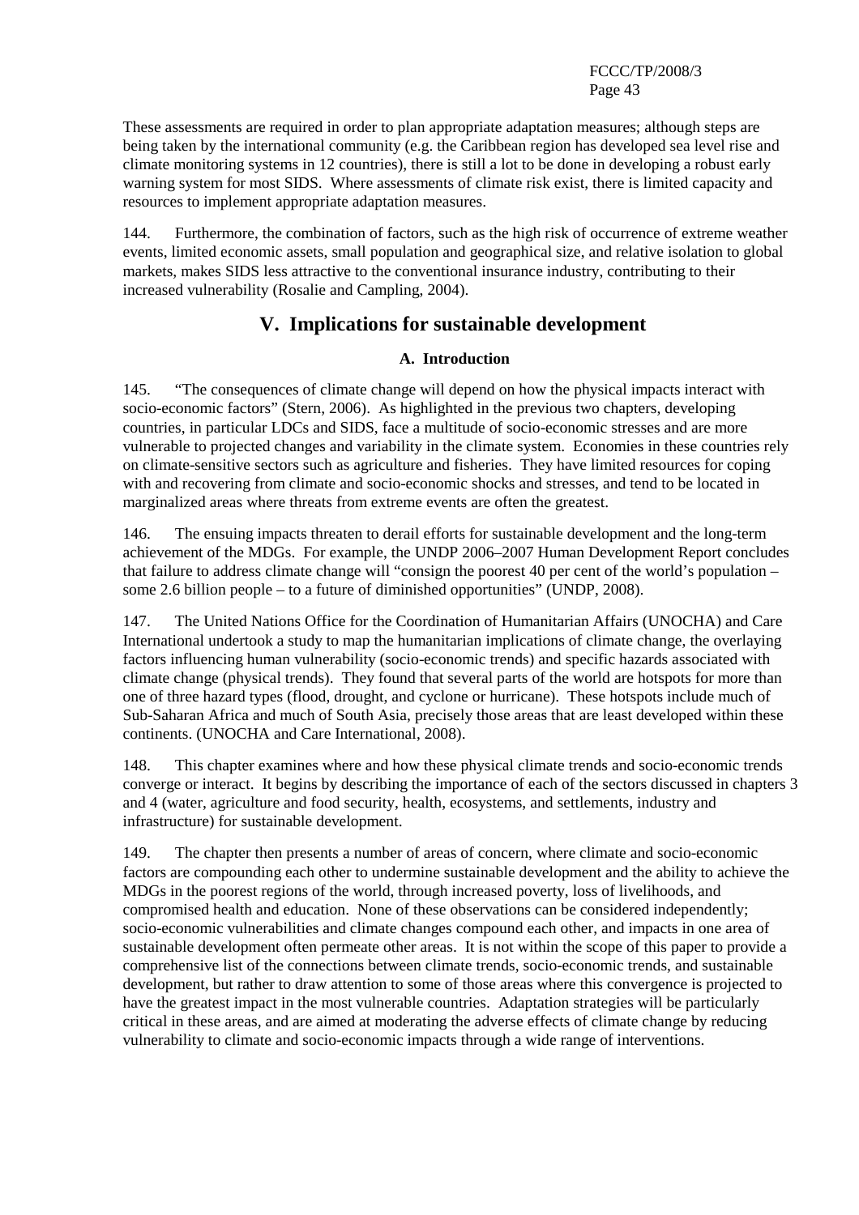These assessments are required in order to plan appropriate adaptation measures; although steps are being taken by the international community (e.g. the Caribbean region has developed sea level rise and climate monitoring systems in 12 countries), there is still a lot to be done in developing a robust early warning system for most SIDS. Where assessments of climate risk exist, there is limited capacity and resources to implement appropriate adaptation measures.

144. Furthermore, the combination of factors, such as the high risk of occurrence of extreme weather events, limited economic assets, small population and geographical size, and relative isolation to global markets, makes SIDS less attractive to the conventional insurance industry, contributing to their increased vulnerability (Rosalie and Campling, 2004).

# V. Implications for sustainable development

## A. Introduction

145. "The consequences of climate change will depend on how the physical impacts interact with socio-economic factors" (Stern, 2006). As highlighted in the previous two chapters, developing countries, in particular LDCs and SIDS, face a multitude of socio-economic stresses and are more vulnerable to projected changes and variability in the climate system. Economies in these countries rely on climate-sensitive sectors such as agriculture and fisheries. They have limited resources for coping with and recovering from climate and socio-economic shocks and stresses, and tend to be located in marginalized areas where threats from extreme events are often the greatest.

146. The ensuing impacts threaten to derail efforts for sustainable development and the long-term achievement of the MDGs. For example, the UNDP 2006–2007 Human Development Report concludes that failure to address climate change will "consign the poorest 40 per cent of the world's population – some 2.6 billion people – to a future of diminished opportunities" (UNDP, 2008).

147. The United Nations Office for the Coordination of Humanitarian Affairs (UNOCHA) and Care International undertook a study to map the humanitarian implications of climate change, the overlaying factors influencing human vulnerability (socio-economic trends) and specific hazards associated with climate change (physical trends). They found that several parts of the world are hotspots for more than one of three hazard types (flood, drought, and cyclone or hurricane). These hotspots include much of Sub-Saharan Africa and much of South Asia, precisely those areas that are least developed within these continents. (UNOCHA and Care International, 2008).

148. This chapter examines where and how these physical climate trends and socio-economic trends converge or interact. It begins by describing the importance of each of the sectors discussed in chapters 3 and 4 (water, agriculture and food security, health, ecosystems, and settlements, industry and infrastructure) for sustainable development.

149. The chapter then presents a number of areas of concern, where climate and socio-economic factors are compounding each other to undermine sustainable development and the ability to achieve the MDGs in the poorest regions of the world, through increased poverty, loss of livelihoods, and compromised health and education. None of these observations can be considered independently; socio-economic vulnerabilities and climate changes compound each other, and impacts in one area of sustainable development often permeate other areas. It is not within the scope of this paper to provide a comprehensive list of the connections between climate trends, socio-economic trends, and sustainable development, but rather to draw attention to some of those areas where this convergence is projected to have the greatest impact in the most vulnerable countries. Adaptation strategies will be particularly critical in these areas, and are aimed at moderating the adverse effects of climate change by reducing vulnerability to climate and socio-economic impacts through a wide range of interventions.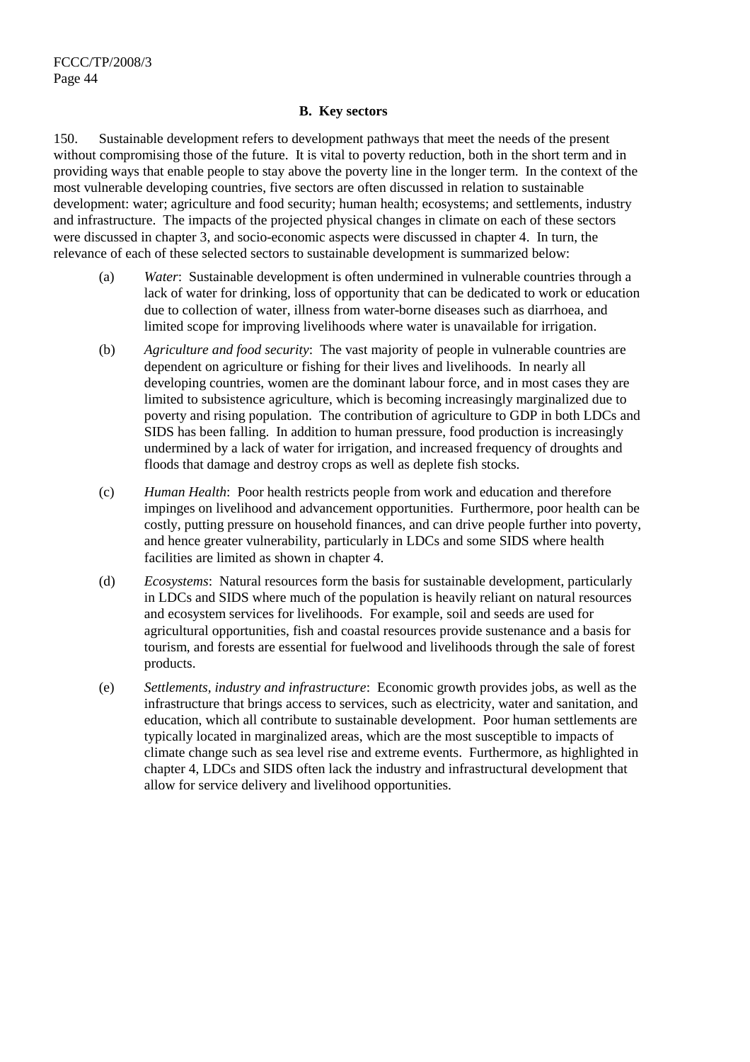### B. Key sectors

150. Sustainable development refers to development pathways that meet the needs of the present without compromising those of the future. It is vital to poverty reduction, both in the short term and in providing ways that enable people to stay above the poverty line in the longer term. In the context of the most vulnerable developing countries, five sectors are often discussed in relation to sustainable development: water; agriculture and food security; human health; ecosystems; and settlements, industry and infrastructure. The impacts of the projected physical changes in climate on each of these sectors were discussed in chapter 3, and socio-economic aspects were discussed in chapter 4. In turn, the relevance of each of these selected sectors to sustainable development is summarized below:

(a) *Water*: Sustainable development is often undermined in vulnerable countries through a lack of water for drinking, loss of opportunity that can be dedicated to work or education due to collection of water, illness from water-borne diseases such as diarrhoea, and limited scope for improving livelihoods where water is unavailable for irrigation.

(b) *Agriculture and food security*: The vast majority of people in vulnerable countries are dependent on agriculture or fishing for their lives and livelihoods. In nearly all developing countries, women are the dominant labour force, and in most cases they are limited to subsistence agriculture, which is becoming increasingly marginalized due to poverty and rising population. The contribution of agriculture to GDP in both LDCs and SIDS has been falling. In addition to human pressure, food production is increasingly undermined by a lack of water for irrigation, and increased frequency of droughts and floods that damage and destroy crops as well as deplete fish stocks.

(c) *Human Health*: Poor health restricts people from work and education and therefore impinges on livelihood and advancement opportunities. Furthermore, poor health can be costly, putting pressure on household finances, and can drive people further into poverty, and hence greater vulnerability, particularly in LDCs and some SIDS where health facilities are limited as shown in chapter 4.

(d) *Ecosystems*: Natural resources form the basis for sustainable development, particularly in LDCs and SIDS where much of the population is heavily reliant on natural resources and ecosystem services for livelihoods. For example, soil and seeds are used for agricultural opportunities, fish and coastal resources provide sustenance and a basis for tourism, and forests are essential for fuelwood and livelihoods through the sale of forest products.

(e) *Settlements, industry and infrastructure*: Economic growth provides jobs, as well as the infrastructure that brings access to services, such as electricity, water and sanitation, and education, which all contribute to sustainable development. Poor human settlements are typically located in marginalized areas, which are the most susceptible to impacts of climate change such as sea level rise and extreme events. Furthermore, as highlighted in chapter 4, LDCs and SIDS often lack the industry and infrastructural development that allow for service delivery and livelihood opportunities.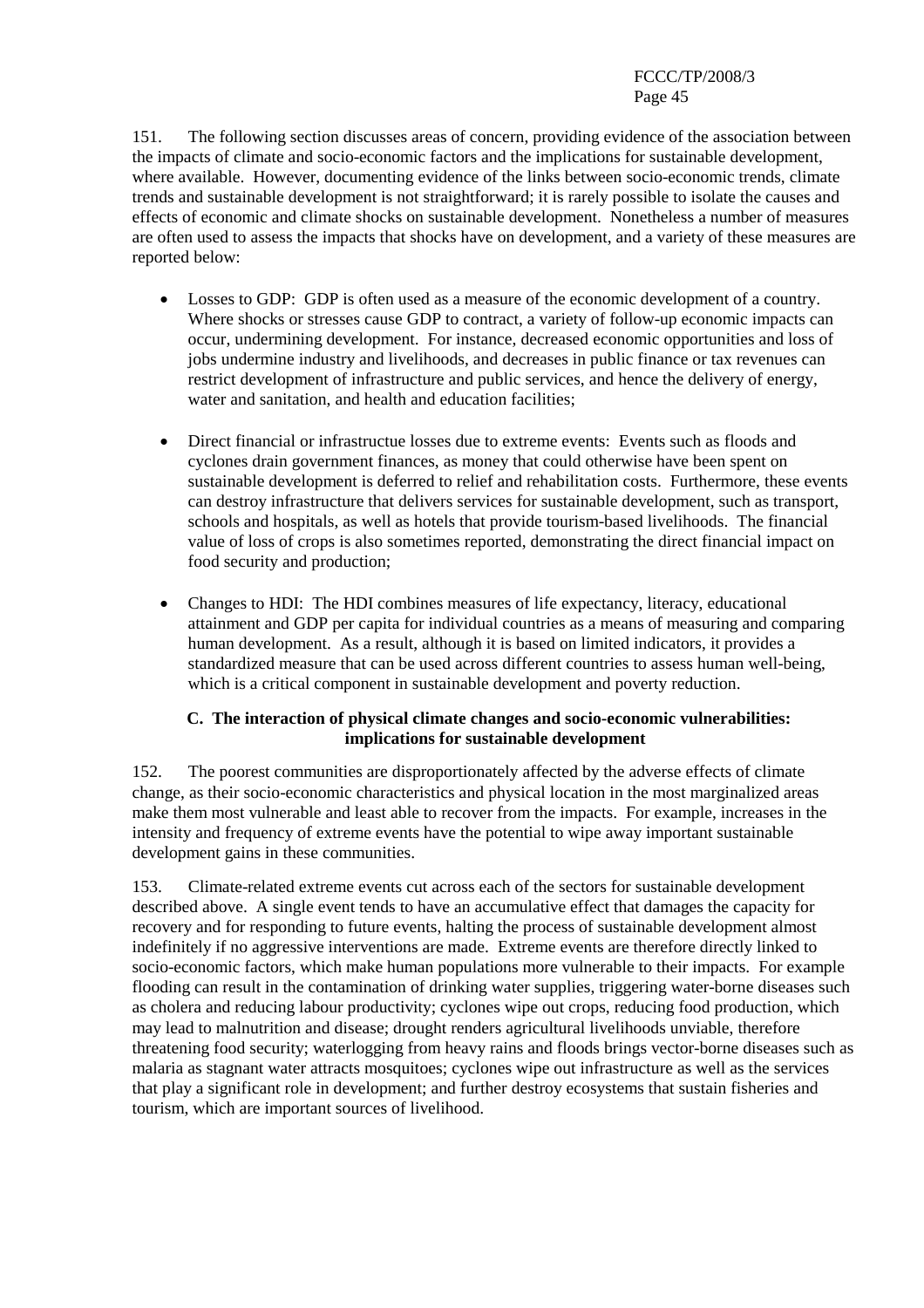151. The following section discusses areas of concern, providing evidence of the association between the impacts of climate and socio-economic factors and the implications for sustainable development, where available. However, documenting evidence of the links between socio-economic trends, climate trends and sustainable development is not straightforward; it is rarely possible to isolate the causes and effects of economic and climate shocks on sustainable development. Nonetheless a number of measures are often used to assess the impacts that shocks have on development, and a variety of these measures are reported below:

- Losses to GDP: GDP is often used as a measure of the economic development of a country. Where shocks or stresses cause GDP to contract, a variety of follow-up economic impacts can occur, undermining development. For instance, decreased economic opportunities and loss of jobs undermine industry and livelihoods, and decreases in public finance or tax revenues can restrict development of infrastructure and public services, and hence the delivery of energy, water and sanitation, and health and education facilities;

- Direct financial or infrastructue losses due to extreme events: Events such as floods and cyclones drain government finances, as money that could otherwise have been spent on sustainable development is deferred to relief and rehabilitation costs. Furthermore, these events can destroy infrastructure that delivers services for sustainable development, such as transport, schools and hospitals, as well as hotels that provide tourism-based livelihoods. The financial value of loss of crops is also sometimes reported, demonstrating the direct financial impact on food security and production;

- Changes to HDI: The HDI combines measures of life expectancy, literacy, educational attainment and GDP per capita for individual countries as a means of measuring and comparing human development. As a result, although it is based on limited indicators, it provides a standardized measure that can be used across different countries to assess human well-being, which is a critical component in sustainable development and poverty reduction.

## C. The interaction of physical climate changes and socio-economic vulnerabilities: implications for sustainable development

152. The poorest communities are disproportionately affected by the adverse effects of climate change, as their socio-economic characteristics and physical location in the most marginalized areas make them most vulnerable and least able to recover from the impacts. For example, increases in the intensity and frequency of extreme events have the potential to wipe away important sustainable development gains in these communities.

153. Climate-related extreme events cut across each of the sectors for sustainable development described above. A single event tends to have an accumulative effect that damages the capacity for recovery and for responding to future events, halting the process of sustainable development almost indefinitely if no aggressive interventions are made. Extreme events are therefore directly linked to socio-economic factors, which make human populations more vulnerable to their impacts. For example flooding can result in the contamination of drinking water supplies, triggering water-borne diseases such as cholera and reducing labour productivity; cyclones wipe out crops, reducing food production, which may lead to malnutrition and disease; drought renders agricultural livelihoods unviable, therefore threatening food security; waterlogging from heavy rains and floods brings vector-borne diseases such as malaria as stagnant water attracts mosquitoes; cyclones wipe out infrastructure as well as the services that play a significant role in development; and further destroy ecosystems that sustain fisheries and tourism, which are important sources of livelihood.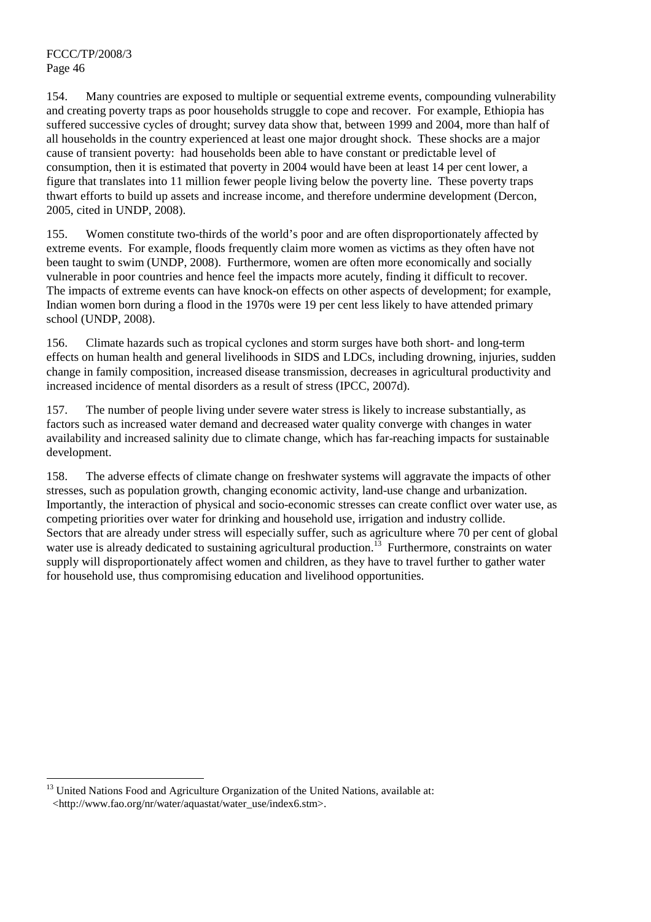154. Many countries are exposed to multiple or sequential extreme events, compounding vulnerability and creating poverty traps as poor households struggle to cope and recover. For example, Ethiopia has suffered successive cycles of drought; survey data show that, between 1999 and 2004, more than half of all households in the country experienced at least one major drought shock. These shocks are a major cause of transient poverty: had households been able to have constant or predictable level of consumption, then it is estimated that poverty in 2004 would have been at least 14 per cent lower, a figure that translates into 11 million fewer people living below the poverty line. These poverty traps thwart efforts to build up assets and increase income, and therefore undermine development (Dercon, 2005, cited in UNDP, 2008).

155. Women constitute two-thirds of the world's poor and are often disproportionately affected by extreme events. For example, floods frequently claim more women as victims as they often have not been taught to swim (UNDP, 2008). Furthermore, women are often more economically and socially vulnerable in poor countries and hence feel the impacts more acutely, finding it difficult to recover. The impacts of extreme events can have knock-on effects on other aspects of development; for example, Indian women born during a flood in the 1970s were 19 per cent less likely to have attended primary school (UNDP, 2008).

156. Climate hazards such as tropical cyclones and storm surges have both short- and long-term effects on human health and general livelihoods in SIDS and LDCs, including drowning, injuries, sudden change in family composition, increased disease transmission, decreases in agricultural productivity and increased incidence of mental disorders as a result of stress (IPCC, 2007d).

157. The number of people living under severe water stress is likely to increase substantially, as factors such as increased water demand and decreased water quality converge with changes in water availability and increased salinity due to climate change, which has far-reaching impacts for sustainable development.

158. The adverse effects of climate change on freshwater systems will aggravate the impacts of other stresses, such as population growth, changing economic activity, land-use change and urbanization. Importantly, the interaction of physical and socio-economic stresses can create conflict over water use, as competing priorities over water for drinking and household use, irrigation and industry collide. Sectors that are already under stress will especially suffer, such as agriculture where 70 per cent of global water use is already dedicated to sustaining agricultural production.[13] Furthermore, constraints on water supply will disproportionately affect women and children, as they have to travel further to gather water for household use, thus compromising education and livelihood opportunities.

---

[13] United Nations Food and Agriculture Organization of the United Nations, available at: <http://www.fao.org/nr/water/aquastat/water_use/index6.stm>.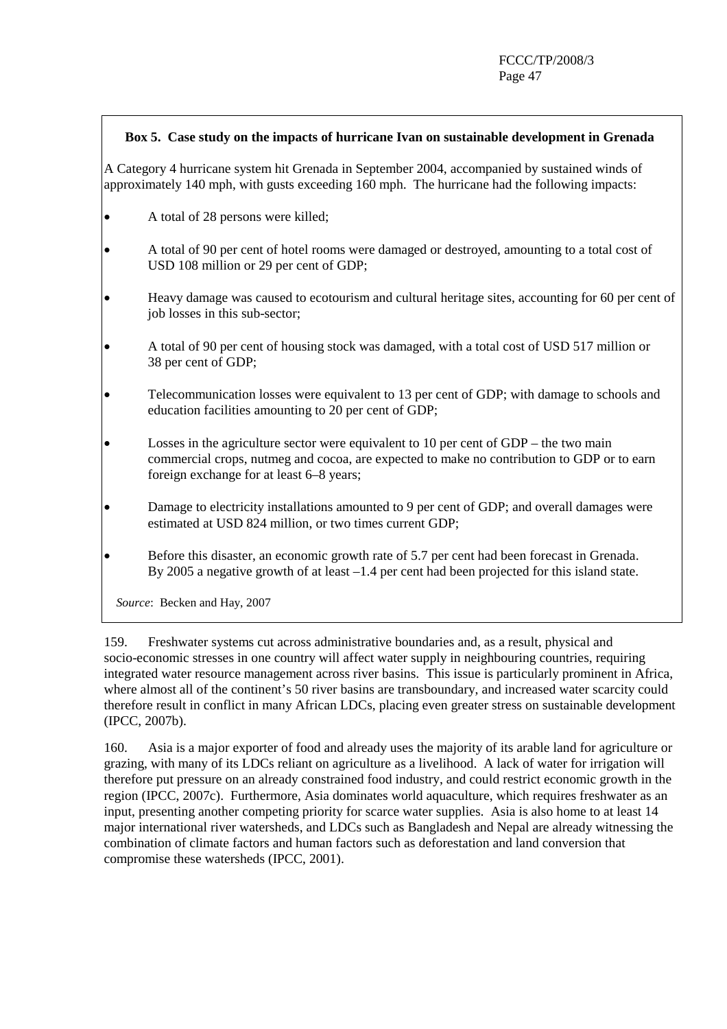**Box 5. Case study on the impacts of hurricane Ivan on sustainable development in Grenada**

A Category 4 hurricane system hit Grenada in September 2004, accompanied by sustained winds of approximately 140 mph, with gusts exceeding 160 mph. The hurricane had the following impacts:

- A total of 28 persons were killed;
- A total of 90 per cent of hotel rooms were damaged or destroyed, amounting to a total cost of USD 108 million or 29 per cent of GDP;
- Heavy damage was caused to ecotourism and cultural heritage sites, accounting for 60 per cent of job losses in this sub-sector;
- A total of 90 per cent of housing stock was damaged, with a total cost of USD 517 million or 38 per cent of GDP;
- Telecommunication losses were equivalent to 13 per cent of GDP; with damage to schools and education facilities amounting to 20 per cent of GDP;
- Losses in the agriculture sector were equivalent to 10 per cent of GDP – the two main commercial crops, nutmeg and cocoa, are expected to make no contribution to GDP or to earn foreign exchange for at least 6–8 years;
- Damage to electricity installations amounted to 9 per cent of GDP; and overall damages were estimated at USD 824 million, or two times current GDP;
- Before this disaster, an economic growth rate of 5.7 per cent had been forecast in Grenada. By 2005 a negative growth of at least –1.4 per cent had been projected for this island state.

*Source*: Becken and Hay, 2007

159. Freshwater systems cut across administrative boundaries and, as a result, physical and socio-economic stresses in one country will affect water supply in neighbouring countries, requiring integrated water resource management across river basins. This issue is particularly prominent in Africa, where almost all of the continent's 50 river basins are transboundary, and increased water scarcity could therefore result in conflict in many African LDCs, placing even greater stress on sustainable development (IPCC, 2007b).

160. Asia is a major exporter of food and already uses the majority of its arable land for agriculture or grazing, with many of its LDCs reliant on agriculture as a livelihood. A lack of water for irrigation will therefore put pressure on an already constrained food industry, and could restrict economic growth in the region (IPCC, 2007c). Furthermore, Asia dominates world aquaculture, which requires freshwater as an input, presenting another competing priority for scarce water supplies. Asia is also home to at least 14 major international river watersheds, and LDCs such as Bangladesh and Nepal are already witnessing the combination of climate factors and human factors such as deforestation and land conversion that compromise these watersheds (IPCC, 2001).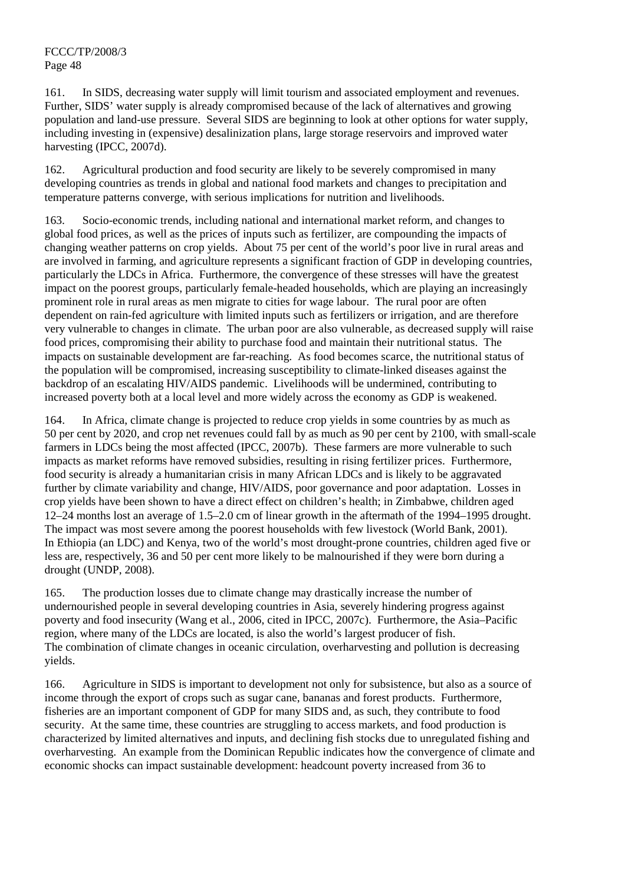161. In SIDS, decreasing water supply will limit tourism and associated employment and revenues. Further, SIDS' water supply is already compromised because of the lack of alternatives and growing population and land-use pressure. Several SIDS are beginning to look at other options for water supply, including investing in (expensive) desalinization plans, large storage reservoirs and improved water harvesting (IPCC, 2007d).

162. Agricultural production and food security are likely to be severely compromised in many developing countries as trends in global and national food markets and changes to precipitation and temperature patterns converge, with serious implications for nutrition and livelihoods.

163. Socio-economic trends, including national and international market reform, and changes to global food prices, as well as the prices of inputs such as fertilizer, are compounding the impacts of changing weather patterns on crop yields. About 75 per cent of the world's poor live in rural areas and are involved in farming, and agriculture represents a significant fraction of GDP in developing countries, particularly the LDCs in Africa. Furthermore, the convergence of these stresses will have the greatest impact on the poorest groups, particularly female-headed households, which are playing an increasingly prominent role in rural areas as men migrate to cities for wage labour. The rural poor are often dependent on rain-fed agriculture with limited inputs such as fertilizers or irrigation, and are therefore very vulnerable to changes in climate. The urban poor are also vulnerable, as decreased supply will raise food prices, compromising their ability to purchase food and maintain their nutritional status. The impacts on sustainable development are far-reaching. As food becomes scarce, the nutritional status of the population will be compromised, increasing susceptibility to climate-linked diseases against the backdrop of an escalating HIV/AIDS pandemic. Livelihoods will be undermined, contributing to increased poverty both at a local level and more widely across the economy as GDP is weakened.

164. In Africa, climate change is projected to reduce crop yields in some countries by as much as 50 per cent by 2020, and crop net revenues could fall by as much as 90 per cent by 2100, with small-scale farmers in LDCs being the most affected (IPCC, 2007b). These farmers are more vulnerable to such impacts as market reforms have removed subsidies, resulting in rising fertilizer prices. Furthermore, food security is already a humanitarian crisis in many African LDCs and is likely to be aggravated further by climate variability and change, HIV/AIDS, poor governance and poor adaptation. Losses in crop yields have been shown to have a direct effect on children's health; in Zimbabwe, children aged 12–24 months lost an average of 1.5–2.0 cm of linear growth in the aftermath of the 1994–1995 drought. The impact was most severe among the poorest households with few livestock (World Bank, 2001). In Ethiopia (an LDC) and Kenya, two of the world's most drought-prone countries, children aged five or less are, respectively, 36 and 50 per cent more likely to be malnourished if they were born during a drought (UNDP, 2008).

165. The production losses due to climate change may drastically increase the number of undernourished people in several developing countries in Asia, severely hindering progress against poverty and food insecurity (Wang et al., 2006, cited in IPCC, 2007c). Furthermore, the Asia–Pacific region, where many of the LDCs are located, is also the world's largest producer of fish. The combination of climate changes in oceanic circulation, overharvesting and pollution is decreasing yields.

166. Agriculture in SIDS is important to development not only for subsistence, but also as a source of income through the export of crops such as sugar cane, bananas and forest products. Furthermore, fisheries are an important component of GDP for many SIDS and, as such, they contribute to food security. At the same time, these countries are struggling to access markets, and food production is characterized by limited alternatives and inputs, and declining fish stocks due to unregulated fishing and overharvesting. An example from the Dominican Republic indicates how the convergence of climate and economic shocks can impact sustainable development: headcount poverty increased from 36 to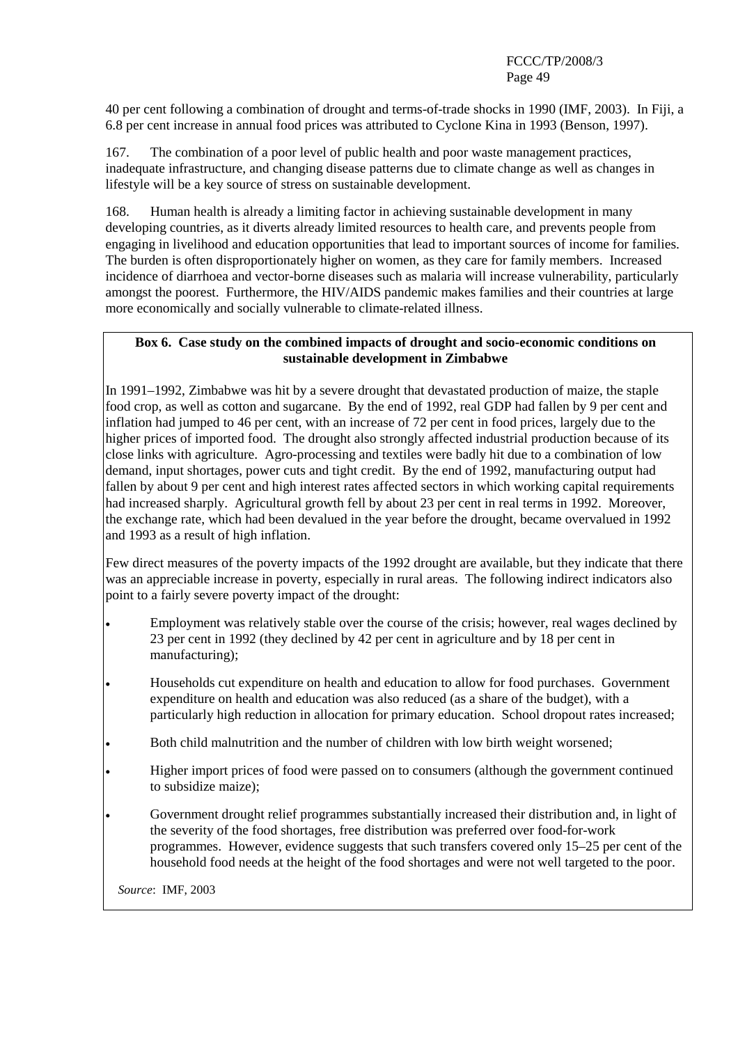40 per cent following a combination of drought and terms-of-trade shocks in 1990 (IMF, 2003). In Fiji, a 6.8 per cent increase in annual food prices was attributed to Cyclone Kina in 1993 (Benson, 1997).

167. The combination of a poor level of public health and poor waste management practices, inadequate infrastructure, and changing disease patterns due to climate change as well as changes in lifestyle will be a key source of stress on sustainable development.

168. Human health is already a limiting factor in achieving sustainable development in many developing countries, as it diverts already limited resources to health care, and prevents people from engaging in livelihood and education opportunities that lead to important sources of income for families. The burden is often disproportionately higher on women, as they care for family members. Increased incidence of diarrhoea and vector-borne diseases such as malaria will increase vulnerability, particularly amongst the poorest. Furthermore, the HIV/AIDS pandemic makes families and their countries at large more economically and socially vulnerable to climate-related illness.

**Box 6. Case study on the combined impacts of drought and socio-economic conditions on sustainable development in Zimbabwe**

In 1991–1992, Zimbabwe was hit by a severe drought that devastated production of maize, the staple food crop, as well as cotton and sugarcane. By the end of 1992, real GDP had fallen by 9 per cent and inflation had jumped to 46 per cent, with an increase of 72 per cent in food prices, largely due to the higher prices of imported food. The drought also strongly affected industrial production because of its close links with agriculture. Agro-processing and textiles were badly hit due to a combination of low demand, input shortages, power cuts and tight credit. By the end of 1992, manufacturing output had fallen by about 9 per cent and high interest rates affected sectors in which working capital requirements had increased sharply. Agricultural growth fell by about 23 per cent in real terms in 1992. Moreover, the exchange rate, which had been devalued in the year before the drought, became overvalued in 1992 and 1993 as a result of high inflation.

Few direct measures of the poverty impacts of the 1992 drought are available, but they indicate that there was an appreciable increase in poverty, especially in rural areas. The following indirect indicators also point to a fairly severe poverty impact of the drought:

- Employment was relatively stable over the course of the crisis; however, real wages declined by 23 per cent in 1992 (they declined by 42 per cent in agriculture and by 18 per cent in manufacturing);
- Households cut expenditure on health and education to allow for food purchases. Government expenditure on health and education was also reduced (as a share of the budget), with a particularly high reduction in allocation for primary education. School dropout rates increased;
- Both child malnutrition and the number of children with low birth weight worsened;
- Higher import prices of food were passed on to consumers (although the government continued to subsidize maize);
- Government drought relief programmes substantially increased their distribution and, in light of the severity of the food shortages, free distribution was preferred over food-for-work programmes. However, evidence suggests that such transfers covered only 15–25 per cent of the household food needs at the height of the food shortages and were not well targeted to the poor.

*Source*: IMF, 2003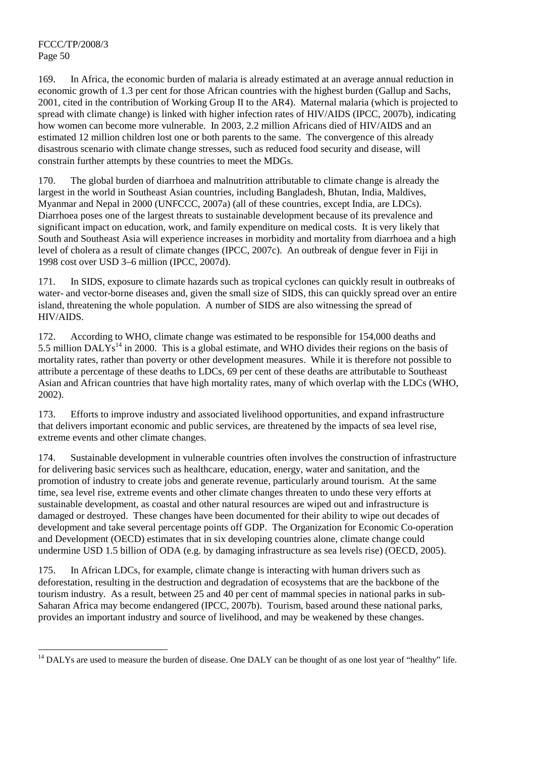169. In Africa, the economic burden of malaria is already estimated at an average annual reduction in economic growth of 1.3 per cent for those African countries with the highest burden (Gallup and Sachs, 2001, cited in the contribution of Working Group II to the AR4). Maternal malaria (which is projected to spread with climate change) is linked with higher infection rates of HIV/AIDS (IPCC, 2007b), indicating how women can become more vulnerable. In 2003, 2.2 million Africans died of HIV/AIDS and an estimated 12 million children lost one or both parents to the same. The convergence of this already disastrous scenario with climate change stresses, such as reduced food security and disease, will constrain further attempts by these countries to meet the MDGs.

170. The global burden of diarrhoea and malnutrition attributable to climate change is already the largest in the world in Southeast Asian countries, including Bangladesh, Bhutan, India, Maldives, Myanmar and Nepal in 2000 (UNFCCC, 2007a) (all of these countries, except India, are LDCs). Diarrhoea poses one of the largest threats to sustainable development because of its prevalence and significant impact on education, work, and family expenditure on medical costs. It is very likely that South and Southeast Asia will experience increases in morbidity and mortality from diarrhoea and a high level of cholera as a result of climate changes (IPCC, 2007c). An outbreak of dengue fever in Fiji in 1998 cost over USD 3–6 million (IPCC, 2007d).

171. In SIDS, exposure to climate hazards such as tropical cyclones can quickly result in outbreaks of water- and vector-borne diseases and, given the small size of SIDS, this can quickly spread over an entire island, threatening the whole population. A number of SIDS are also witnessing the spread of HIV/AIDS.

172. According to WHO, climate change was estimated to be responsible for 154,000 deaths and 5.5 million DALYs[14] in 2000. This is a global estimate, and WHO divides their regions on the basis of mortality rates, rather than poverty or other development measures. While it is therefore not possible to attribute a percentage of these deaths to LDCs, 69 per cent of these deaths are attributable to Southeast Asian and African countries that have high mortality rates, many of which overlap with the LDCs (WHO, 2002).

173. Efforts to improve industry and associated livelihood opportunities, and expand infrastructure that delivers important economic and public services, are threatened by the impacts of sea level rise, extreme events and other climate changes.

174. Sustainable development in vulnerable countries often involves the construction of infrastructure for delivering basic services such as healthcare, education, energy, water and sanitation, and the promotion of industry to create jobs and generate revenue, particularly around tourism. At the same time, sea level rise, extreme events and other climate changes threaten to undo these very efforts at sustainable development, as coastal and other natural resources are wiped out and infrastructure is damaged or destroyed. These changes have been documented for their ability to wipe out decades of development and take several percentage points off GDP. The Organization for Economic Co-operation and Development (OECD) estimates that in six developing countries alone, climate change could undermine USD 1.5 billion of ODA (e.g. by damaging infrastructure as sea levels rise) (OECD, 2005).

175. In African LDCs, for example, climate change is interacting with human drivers such as deforestation, resulting in the destruction and degradation of ecosystems that are the backbone of the tourism industry. As a result, between 25 and 40 per cent of mammal species in national parks in sub-Saharan Africa may become endangered (IPCC, 2007b). Tourism, based around these national parks, provides an important industry and source of livelihood, and may be weakened by these changes.

---

[14] DALYs are used to measure the burden of disease. One DALY can be thought of as one lost year of "healthy" life.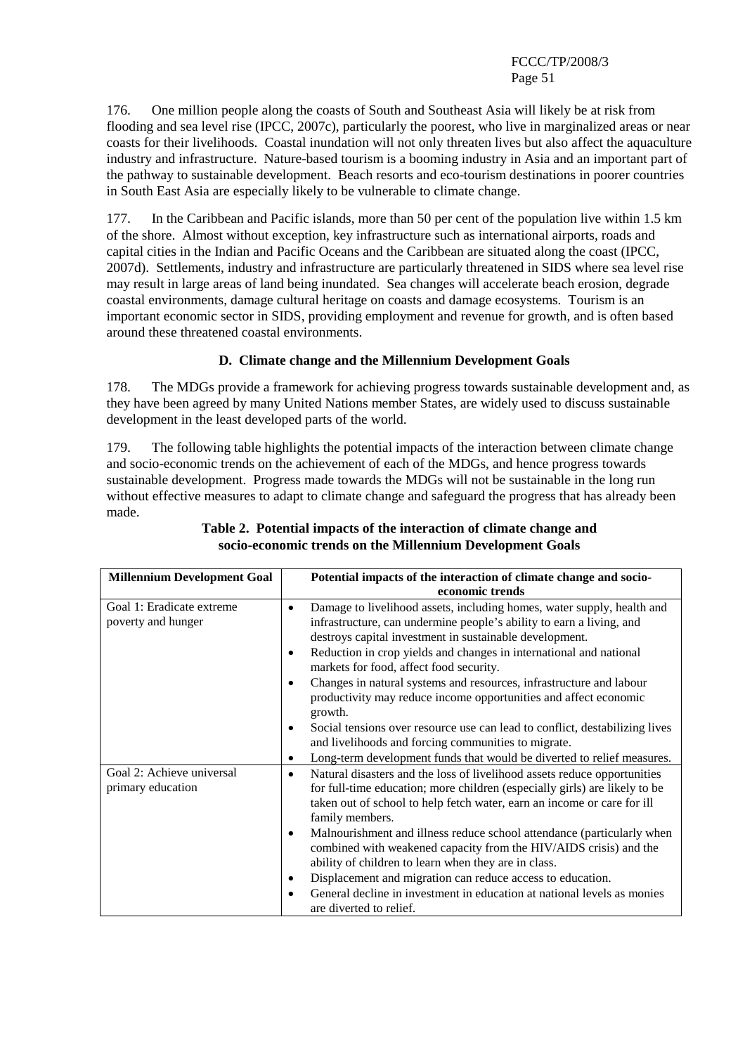176. One million people along the coasts of South and Southeast Asia will likely be at risk from flooding and sea level rise (IPCC, 2007c), particularly the poorest, who live in marginalized areas or near coasts for their livelihoods. Coastal inundation will not only threaten lives but also affect the aquaculture industry and infrastructure. Nature-based tourism is a booming industry in Asia and an important part of the pathway to sustainable development. Beach resorts and eco-tourism destinations in poorer countries in South East Asia are especially likely to be vulnerable to climate change.

177. In the Caribbean and Pacific islands, more than 50 per cent of the population live within 1.5 km of the shore. Almost without exception, key infrastructure such as international airports, roads and capital cities in the Indian and Pacific Oceans and the Caribbean are situated along the coast (IPCC, 2007d). Settlements, industry and infrastructure are particularly threatened in SIDS where sea level rise may result in large areas of land being inundated. Sea changes will accelerate beach erosion, degrade coastal environments, damage cultural heritage on coasts and damage ecosystems. Tourism is an important economic sector in SIDS, providing employment and revenue for growth, and is often based around these threatened coastal environments.

## D. Climate change and the Millennium Development Goals

178. The MDGs provide a framework for achieving progress towards sustainable development and, as they have been agreed by many United Nations member States, are widely used to discuss sustainable development in the least developed parts of the world.

179. The following table highlights the potential impacts of the interaction between climate change and socio-economic trends on the achievement of each of the MDGs, and hence progress towards sustainable development. Progress made towards the MDGs will not be sustainable in the long run without effective measures to adapt to climate change and safeguard the progress that has already been made.

**Table 2. Potential impacts of the interaction of climate change and socio-economic trends on the Millennium Development Goals**

| Millennium Development Goal | Potential impacts of the interaction of climate change and socio-economic trends |
|---|---|
| Goal 1: Eradicate extreme poverty and hunger | • Damage to livelihood assets, including homes, water supply, health and infrastructure, can undermine people's ability to earn a living, and destroys capital investment in sustainable development.<br>• Reduction in crop yields and changes in international and national markets for food, affect food security.<br>• Changes in natural systems and resources, infrastructure and labour productivity may reduce income opportunities and affect economic growth.<br>• Social tensions over resource use can lead to conflict, destabilizing lives and livelihoods and forcing communities to migrate.<br>• Long-term development funds that would be diverted to relief measures. |
| Goal 2: Achieve universal primary education | • Natural disasters and the loss of livelihood assets reduce opportunities for full-time education; more children (especially girls) are likely to be taken out of school to help fetch water, earn an income or care for ill family members.<br>• Malnourishment and illness reduce school attendance (particularly when combined with weakened capacity from the HIV/AIDS crisis) and the ability of children to learn when they are in class.<br>• Displacement and migration can reduce access to education.<br>• General decline in investment in education at national levels as monies are diverted to relief. |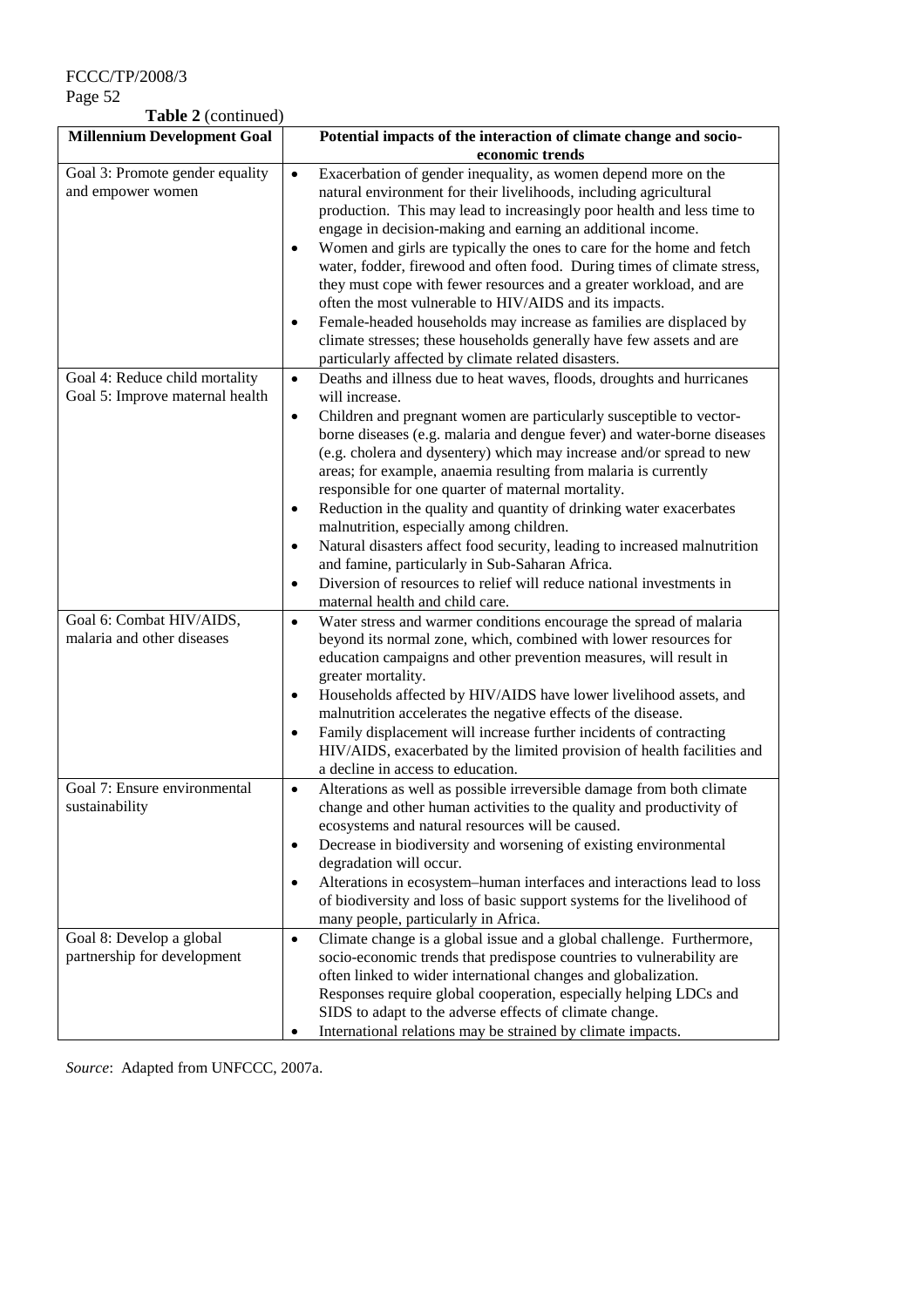**Table 2** (continued)

| Millennium Development Goal | Potential impacts of the interaction of climate change and socio-economic trends |
|---|---|
| Goal 3: Promote gender equality and empower women | • Exacerbation of gender inequality, as women depend more on the natural environment for their livelihoods, including agricultural production. This may lead to increasingly poor health and less time to engage in decision-making and earning an additional income.<br>• Women and girls are typically the ones to care for the home and fetch water, fodder, firewood and often food. During times of climate stress, they must cope with fewer resources and a greater workload, and are often the most vulnerable to HIV/AIDS and its impacts.<br>• Female-headed households may increase as families are displaced by climate stresses; these households generally have few assets and are particularly affected by climate related disasters. |
| Goal 4: Reduce child mortality<br>Goal 5: Improve maternal health | • Deaths and illness due to heat waves, floods, droughts and hurricanes will increase.<br>• Children and pregnant women are particularly susceptible to vector-borne diseases (e.g. malaria and dengue fever) and water-borne diseases (e.g. cholera and dysentery) which may increase and/or spread to new areas; for example, anaemia resulting from malaria is currently responsible for one quarter of maternal mortality.<br>• Reduction in the quality and quantity of drinking water exacerbates malnutrition, especially among children.<br>• Natural disasters affect food security, leading to increased malnutrition and famine, particularly in Sub-Saharan Africa.<br>• Diversion of resources to relief will reduce national investments in maternal health and child care. |
| Goal 6: Combat HIV/AIDS, malaria and other diseases | • Water stress and warmer conditions encourage the spread of malaria beyond its normal zone, which, combined with lower resources for education campaigns and other prevention measures, will result in greater mortality.<br>• Households affected by HIV/AIDS have lower livelihood assets, and malnutrition accelerates the negative effects of the disease.<br>• Family displacement will increase further incidents of contracting HIV/AIDS, exacerbated by the limited provision of health facilities and a decline in access to education. |
| Goal 7: Ensure environmental sustainability | • Alterations as well as possible irreversible damage from both climate change and other human activities to the quality and productivity of ecosystems and natural resources will be caused.<br>• Decrease in biodiversity and worsening of existing environmental degradation will occur.<br>• Alterations in ecosystem–human interfaces and interactions lead to loss of biodiversity and loss of basic support systems for the livelihood of many people, particularly in Africa. |
| Goal 8: Develop a global partnership for development | • Climate change is a global issue and a global challenge. Furthermore, socio-economic trends that predispose countries to vulnerability are often linked to wider international changes and globalization. Responses require global cooperation, especially helping LDCs and SIDS to adapt to the adverse effects of climate change.<br>• International relations may be strained by climate impacts. |

*Source*: Adapted from UNFCCC, 2007a.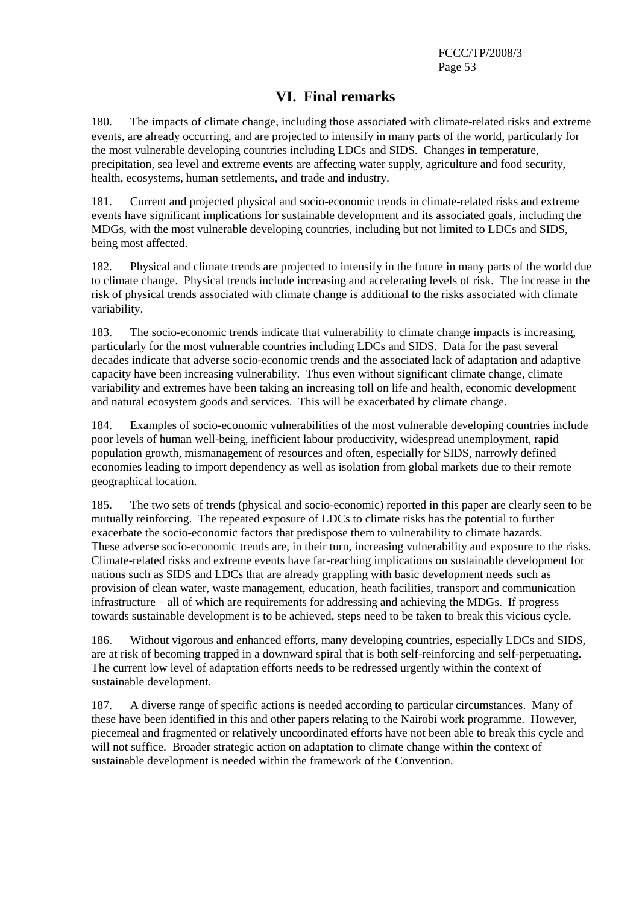# VI. Final remarks

180. The impacts of climate change, including those associated with climate-related risks and extreme events, are already occurring, and are projected to intensify in many parts of the world, particularly for the most vulnerable developing countries including LDCs and SIDS. Changes in temperature, precipitation, sea level and extreme events are affecting water supply, agriculture and food security, health, ecosystems, human settlements, and trade and industry.

181. Current and projected physical and socio-economic trends in climate-related risks and extreme events have significant implications for sustainable development and its associated goals, including the MDGs, with the most vulnerable developing countries, including but not limited to LDCs and SIDS, being most affected.

182. Physical and climate trends are projected to intensify in the future in many parts of the world due to climate change. Physical trends include increasing and accelerating levels of risk. The increase in the risk of physical trends associated with climate change is additional to the risks associated with climate variability.

183. The socio-economic trends indicate that vulnerability to climate change impacts is increasing, particularly for the most vulnerable countries including LDCs and SIDS. Data for the past several decades indicate that adverse socio-economic trends and the associated lack of adaptation and adaptive capacity have been increasing vulnerability. Thus even without significant climate change, climate variability and extremes have been taking an increasing toll on life and health, economic development and natural ecosystem goods and services. This will be exacerbated by climate change.

184. Examples of socio-economic vulnerabilities of the most vulnerable developing countries include poor levels of human well-being, inefficient labour productivity, widespread unemployment, rapid population growth, mismanagement of resources and often, especially for SIDS, narrowly defined economies leading to import dependency as well as isolation from global markets due to their remote geographical location.

185. The two sets of trends (physical and socio-economic) reported in this paper are clearly seen to be mutually reinforcing. The repeated exposure of LDCs to climate risks has the potential to further exacerbate the socio-economic factors that predispose them to vulnerability to climate hazards. These adverse socio-economic trends are, in their turn, increasing vulnerability and exposure to the risks. Climate-related risks and extreme events have far-reaching implications on sustainable development for nations such as SIDS and LDCs that are already grappling with basic development needs such as provision of clean water, waste management, education, heath facilities, transport and communication infrastructure – all of which are requirements for addressing and achieving the MDGs. If progress towards sustainable development is to be achieved, steps need to be taken to break this vicious cycle.

186. Without vigorous and enhanced efforts, many developing countries, especially LDCs and SIDS, are at risk of becoming trapped in a downward spiral that is both self-reinforcing and self-perpetuating. The current low level of adaptation efforts needs to be redressed urgently within the context of sustainable development.

187. A diverse range of specific actions is needed according to particular circumstances. Many of these have been identified in this and other papers relating to the Nairobi work programme. However, piecemeal and fragmented or relatively uncoordinated efforts have not been able to break this cycle and will not suffice. Broader strategic action on adaptation to climate change within the context of sustainable development is needed within the framework of the Convention.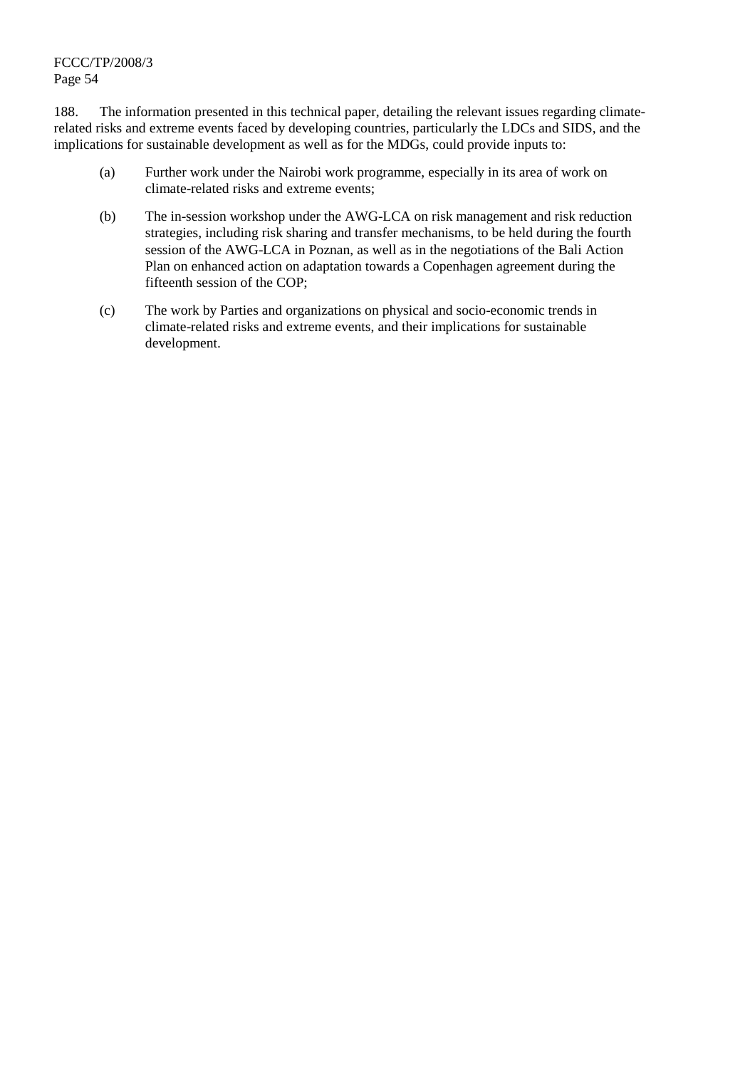188. The information presented in this technical paper, detailing the relevant issues regarding climate-related risks and extreme events faced by developing countries, particularly the LDCs and SIDS, and the implications for sustainable development as well as for the MDGs, could provide inputs to:

(a) Further work under the Nairobi work programme, especially in its area of work on climate-related risks and extreme events;

(b) The in-session workshop under the AWG-LCA on risk management and risk reduction strategies, including risk sharing and transfer mechanisms, to be held during the fourth session of the AWG-LCA in Poznan, as well as in the negotiations of the Bali Action Plan on enhanced action on adaptation towards a Copenhagen agreement during the fifteenth session of the COP;

(c) The work by Parties and organizations on physical and socio-economic trends in climate-related risks and extreme events, and their implications for sustainable development.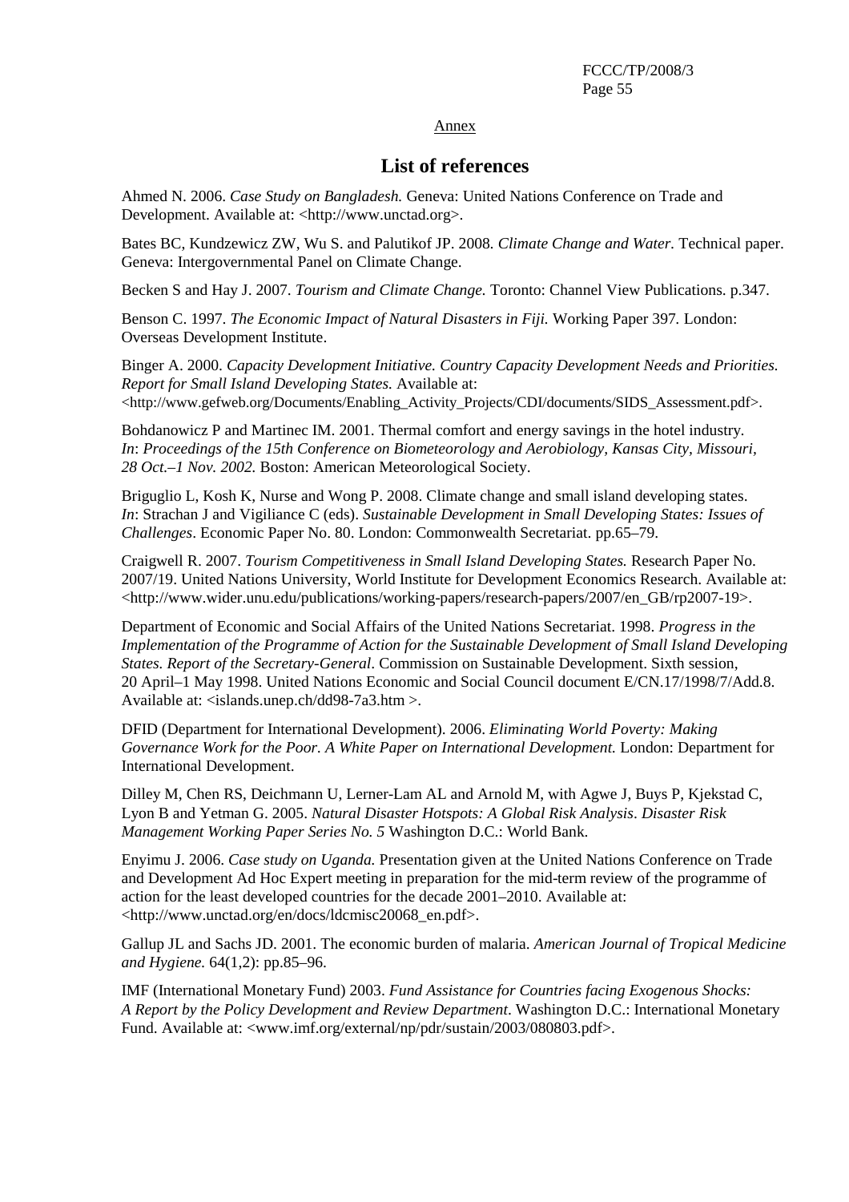Annex

# List of references

Ahmed N. 2006. *Case Study on Bangladesh.* Geneva: United Nations Conference on Trade and Development. Available at: <http://www.unctad.org>.

Bates BC, Kundzewicz ZW, Wu S. and Palutikof JP. 2008. *Climate Change and Water.* Technical paper. Geneva: Intergovernmental Panel on Climate Change.

Becken S and Hay J. 2007. *Tourism and Climate Change.* Toronto: Channel View Publications. p.347.

Benson C. 1997. *The Economic Impact of Natural Disasters in Fiji.* Working Paper 397. London: Overseas Development Institute.

Binger A. 2000. *Capacity Development Initiative. Country Capacity Development Needs and Priorities. Report for Small Island Developing States.* Available at: <http://www.gefweb.org/Documents/Enabling_Activity_Projects/CDI/documents/SIDS_Assessment.pdf>.

Bohdanowicz P and Martinec IM. 2001. Thermal comfort and energy savings in the hotel industry. *In*: *Proceedings of the 15th Conference on Biometeorology and Aerobiology, Kansas City, Missouri, 28 Oct.–1 Nov. 2002.* Boston: American Meteorological Society.

Briguglio L, Kosh K, Nurse and Wong P. 2008. Climate change and small island developing states. *In*: Strachan J and Vigiliance C (eds). *Sustainable Development in Small Developing States: Issues of Challenges*. Economic Paper No. 80. London: Commonwealth Secretariat. pp.65–79.

Craigwell R. 2007. *Tourism Competitiveness in Small Island Developing States.* Research Paper No. 2007/19. United Nations University, World Institute for Development Economics Research. Available at: <http://www.wider.unu.edu/publications/working-papers/research-papers/2007/en_GB/rp2007-19>.

Department of Economic and Social Affairs of the United Nations Secretariat. 1998. *Progress in the Implementation of the Programme of Action for the Sustainable Development of Small Island Developing States. Report of the Secretary-General*. Commission on Sustainable Development. Sixth session, 20 April–1 May 1998. United Nations Economic and Social Council document E/CN.17/1998/7/Add.8. Available at: <islands.unep.ch/dd98-7a3.htm >.

DFID (Department for International Development). 2006. *Eliminating World Poverty: Making Governance Work for the Poor. A White Paper on International Development.* London: Department for International Development.

Dilley M, Chen RS, Deichmann U, Lerner-Lam AL and Arnold M, with Agwe J, Buys P, Kjekstad C, Lyon B and Yetman G. 2005. *Natural Disaster Hotspots: A Global Risk Analysis*. *Disaster Risk Management Working Paper Series No. 5* Washington D.C.: World Bank.

Enyimu J. 2006. *Case study on Uganda.* Presentation given at the United Nations Conference on Trade and Development Ad Hoc Expert meeting in preparation for the mid-term review of the programme of action for the least developed countries for the decade 2001–2010. Available at: <http://www.unctad.org/en/docs/ldcmisc20068_en.pdf>.

Gallup JL and Sachs JD. 2001. The economic burden of malaria. *American Journal of Tropical Medicine and Hygiene.* 64(1,2): pp.85–96.

IMF (International Monetary Fund) 2003. *Fund Assistance for Countries facing Exogenous Shocks: A Report by the Policy Development and Review Department*. Washington D.C.: International Monetary Fund. Available at: <www.imf.org/external/np/pdr/sustain/2003/080803.pdf>.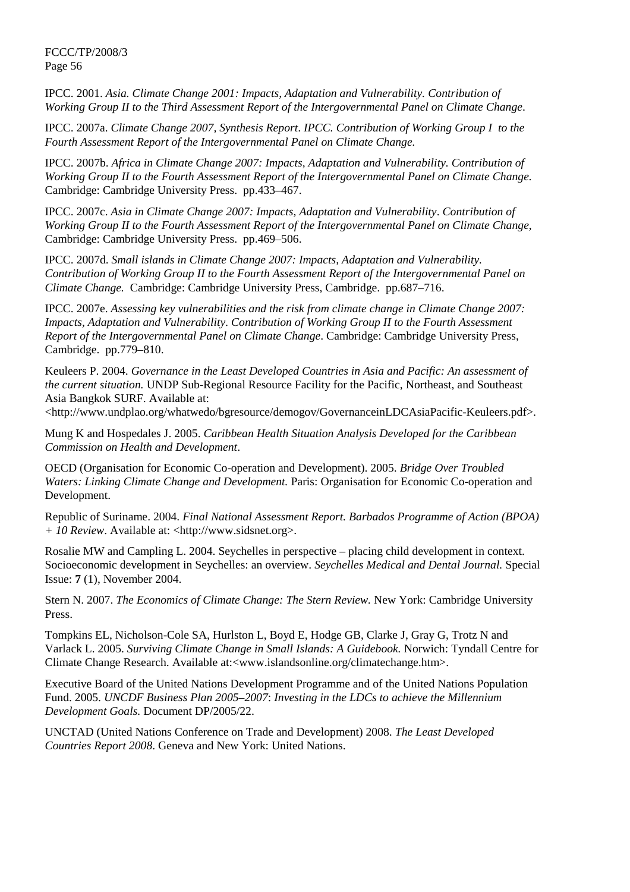IPCC. 2001. *Asia. Climate Change 2001: Impacts, Adaptation and Vulnerability. Contribution of Working Group II to the Third Assessment Report of the Intergovernmental Panel on Climate Change*.

IPCC. 2007a. *Climate Change 2007, Synthesis Report*. *IPCC. Contribution of Working Group I to the Fourth Assessment Report of the Intergovernmental Panel on Climate Change.*

IPCC. 2007b. *Africa in Climate Change 2007: Impacts, Adaptation and Vulnerability. Contribution of Working Group II to the Fourth Assessment Report of the Intergovernmental Panel on Climate Change.* Cambridge: Cambridge University Press. pp.433–467.

IPCC. 2007c. *Asia in Climate Change 2007: Impacts, Adaptation and Vulnerability*. *Contribution of Working Group II to the Fourth Assessment Report of the Intergovernmental Panel on Climate Change*, Cambridge: Cambridge University Press. pp.469–506.

IPCC. 2007d. *Small islands in Climate Change 2007: Impacts, Adaptation and Vulnerability. Contribution of Working Group II to the Fourth Assessment Report of the Intergovernmental Panel on Climate Change.* Cambridge: Cambridge University Press, Cambridge. pp.687–716.

IPCC. 2007e. *Assessing key vulnerabilities and the risk from climate change in Climate Change 2007: Impacts, Adaptation and Vulnerability*. *Contribution of Working Group II to the Fourth Assessment Report of the Intergovernmental Panel on Climate Change*. Cambridge: Cambridge University Press, Cambridge. pp.779–810.

Keuleers P. 2004. *Governance in the Least Developed Countries in Asia and Pacific: An assessment of the current situation.* UNDP Sub-Regional Resource Facility for the Pacific, Northeast, and Southeast Asia Bangkok SURF. Available at: <http://www.undplao.org/whatwedo/bgresource/demogov/GovernanceinLDCAsiaPacific-Keuleers.pdf>.

Mung K and Hospedales J. 2005. *Caribbean Health Situation Analysis Developed for the Caribbean Commission on Health and Development*.

OECD (Organisation for Economic Co-operation and Development). 2005. *Bridge Over Troubled Waters: Linking Climate Change and Development.* Paris: Organisation for Economic Co-operation and Development.

Republic of Suriname. 2004. *Final National Assessment Report. Barbados Programme of Action (BPOA) + 10 Review*. Available at: <http://www.sidsnet.org>.

Rosalie MW and Campling L. 2004. Seychelles in perspective – placing child development in context. Socioeconomic development in Seychelles: an overview. *Seychelles Medical and Dental Journal.* Special Issue: **7** (1), November 2004.

Stern N. 2007. *The Economics of Climate Change: The Stern Review.* New York: Cambridge University Press.

Tompkins EL, Nicholson-Cole SA, Hurlston L, Boyd E, Hodge GB, Clarke J, Gray G, Trotz N and Varlack L. 2005. *Surviving Climate Change in Small Islands: A Guidebook.* Norwich: Tyndall Centre for Climate Change Research. Available at:<www.islandsonline.org/climatechange.htm>.

Executive Board of the United Nations Development Programme and of the United Nations Population Fund. 2005. *UNCDF Business Plan 2005–2007*: *Investing in the LDCs to achieve the Millennium Development Goals.* Document DP/2005/22.

UNCTAD (United Nations Conference on Trade and Development) 2008. *The Least Developed Countries Report 2008*. Geneva and New York: United Nations.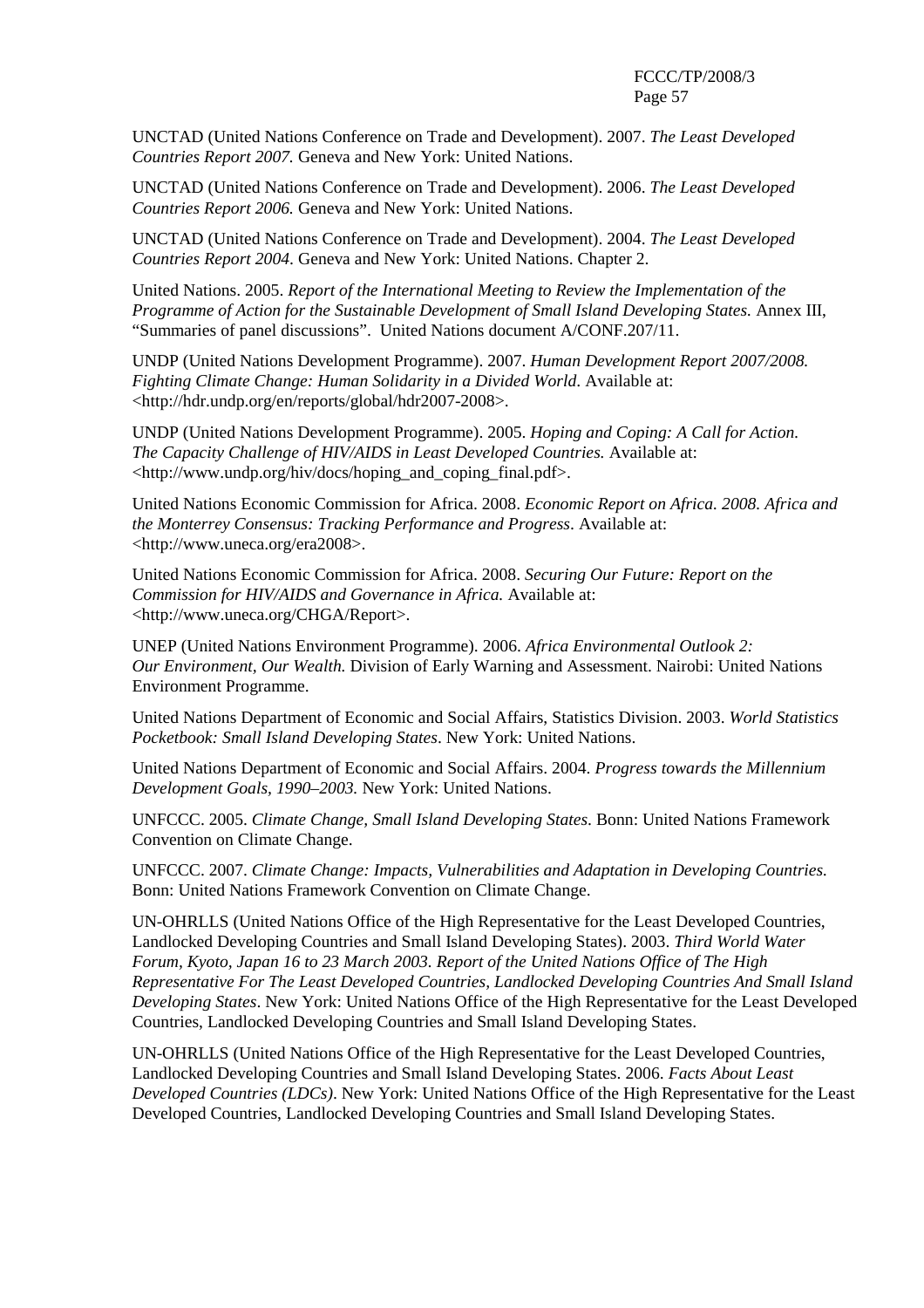UNCTAD (United Nations Conference on Trade and Development). 2007. *The Least Developed Countries Report 2007.* Geneva and New York: United Nations.

UNCTAD (United Nations Conference on Trade and Development). 2006. *The Least Developed Countries Report 2006.* Geneva and New York: United Nations.

UNCTAD (United Nations Conference on Trade and Development). 2004. *The Least Developed Countries Report 2004*. Geneva and New York: United Nations. Chapter 2.

United Nations. 2005. *Report of the International Meeting to Review the Implementation of the Programme of Action for the Sustainable Development of Small Island Developing States.* Annex III, "Summaries of panel discussions". United Nations document A/CONF.207/11.

UNDP (United Nations Development Programme). 2007. *Human Development Report 2007/2008. Fighting Climate Change: Human Solidarity in a Divided World*. Available at: <http://hdr.undp.org/en/reports/global/hdr2007-2008>.

UNDP (United Nations Development Programme). 2005. *Hoping and Coping: A Call for Action. The Capacity Challenge of HIV/AIDS in Least Developed Countries.* Available at: <http://www.undp.org/hiv/docs/hoping_and_coping_final.pdf>.

United Nations Economic Commission for Africa. 2008. *Economic Report on Africa. 2008. Africa and the Monterrey Consensus: Tracking Performance and Progress*. Available at: <http://www.uneca.org/era2008>.

United Nations Economic Commission for Africa. 2008. *Securing Our Future: Report on the Commission for HIV/AIDS and Governance in Africa.* Available at: <http://www.uneca.org/CHGA/Report>.

UNEP (United Nations Environment Programme). 2006. *Africa Environmental Outlook 2: Our Environment, Our Wealth.* Division of Early Warning and Assessment. Nairobi: United Nations Environment Programme.

United Nations Department of Economic and Social Affairs, Statistics Division. 2003. *World Statistics Pocketbook: Small Island Developing States*. New York: United Nations.

United Nations Department of Economic and Social Affairs. 2004. *Progress towards the Millennium Development Goals, 1990–2003.* New York: United Nations.

UNFCCC. 2005. *Climate Change, Small Island Developing States*. Bonn: United Nations Framework Convention on Climate Change.

UNFCCC. 2007. *Climate Change: Impacts, Vulnerabilities and Adaptation in Developing Countries.* Bonn: United Nations Framework Convention on Climate Change.

UN-OHRLLS (United Nations Office of the High Representative for the Least Developed Countries, Landlocked Developing Countries and Small Island Developing States). 2003. *Third World Water Forum, Kyoto, Japan 16 to 23 March 2003. Report of the United Nations Office of The High Representative For The Least Developed Countries, Landlocked Developing Countries And Small Island Developing States*. New York: United Nations Office of the High Representative for the Least Developed Countries, Landlocked Developing Countries and Small Island Developing States.

UN-OHRLLS (United Nations Office of the High Representative for the Least Developed Countries, Landlocked Developing Countries and Small Island Developing States. 2006. *Facts About Least Developed Countries (LDCs)*. New York: United Nations Office of the High Representative for the Least Developed Countries, Landlocked Developing Countries and Small Island Developing States.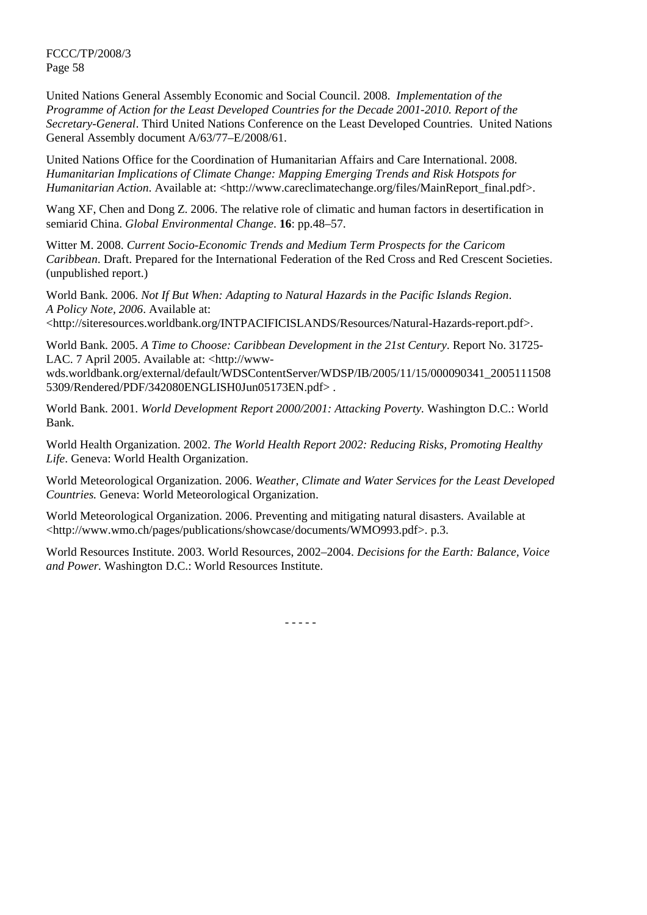United Nations General Assembly Economic and Social Council. 2008. *Implementation of the Programme of Action for the Least Developed Countries for the Decade 2001-2010. Report of the Secretary-General*. Third United Nations Conference on the Least Developed Countries. United Nations General Assembly document A/63/77–E/2008/61.

United Nations Office for the Coordination of Humanitarian Affairs and Care International. 2008. *Humanitarian Implications of Climate Change: Mapping Emerging Trends and Risk Hotspots for Humanitarian Action*. Available at: <http://www.careclimatechange.org/files/MainReport_final.pdf>.

Wang XF, Chen and Dong Z. 2006. The relative role of climatic and human factors in desertification in semiarid China. *Global Environmental Change*. **16**: pp.48–57.

Witter M. 2008. *Current Socio-Economic Trends and Medium Term Prospects for the Caricom Caribbean*. Draft. Prepared for the International Federation of the Red Cross and Red Crescent Societies. (unpublished report.)

World Bank. 2006. *Not If But When: Adapting to Natural Hazards in the Pacific Islands Region. A Policy Note, 2006*. Available at: <http://siteresources.worldbank.org/INTPACIFICISLANDS/Resources/Natural-Hazards-report.pdf>.

World Bank. 2005. *A Time to Choose: Caribbean Development in the 21st Century*. Report No. 31725-LAC. 7 April 2005. Available at: <http://www-wds.worldbank.org/external/default/WDSContentServer/WDSP/IB/2005/11/15/000090341_20051115085309/Rendered/PDF/342080ENGLISH0Jun05173EN.pdf> .

World Bank. 2001. *World Development Report 2000/2001: Attacking Poverty.* Washington D.C.: World Bank.

World Health Organization. 2002. *The World Health Report 2002: Reducing Risks, Promoting Healthy Life*. Geneva: World Health Organization.

World Meteorological Organization. 2006. *Weather, Climate and Water Services for the Least Developed Countries.* Geneva: World Meteorological Organization.

World Meteorological Organization. 2006. Preventing and mitigating natural disasters. Available at <http://www.wmo.ch/pages/publications/showcase/documents/WMO993.pdf>. p.3.

World Resources Institute. 2003. World Resources, 2002–2004. *Decisions for the Earth: Balance, Voice and Power.* Washington D.C.: World Resources Institute.

- - - - -